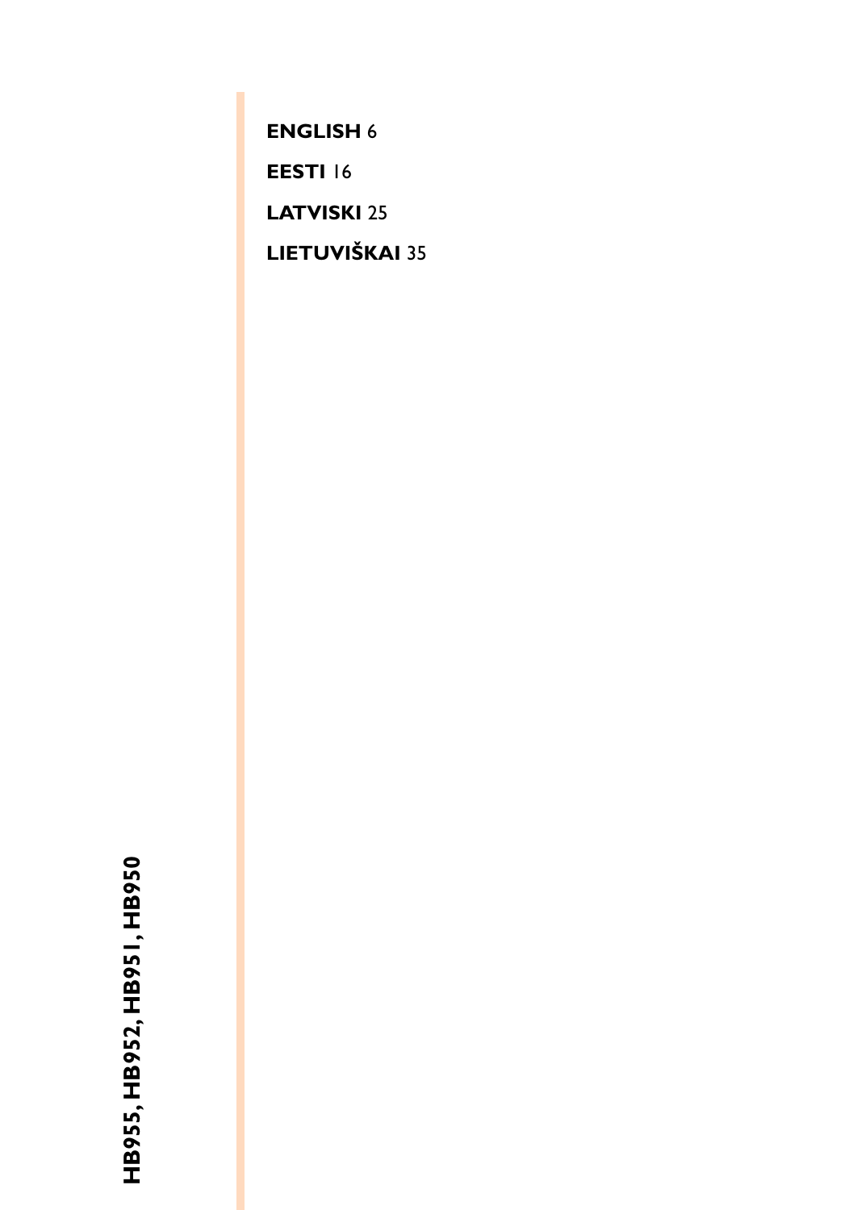HB955, HB952, HB951, HB950

**ENGLISH** 6

**EESTI** 16

**LATVISKI** 25

**LIETUVIŠKAI** 35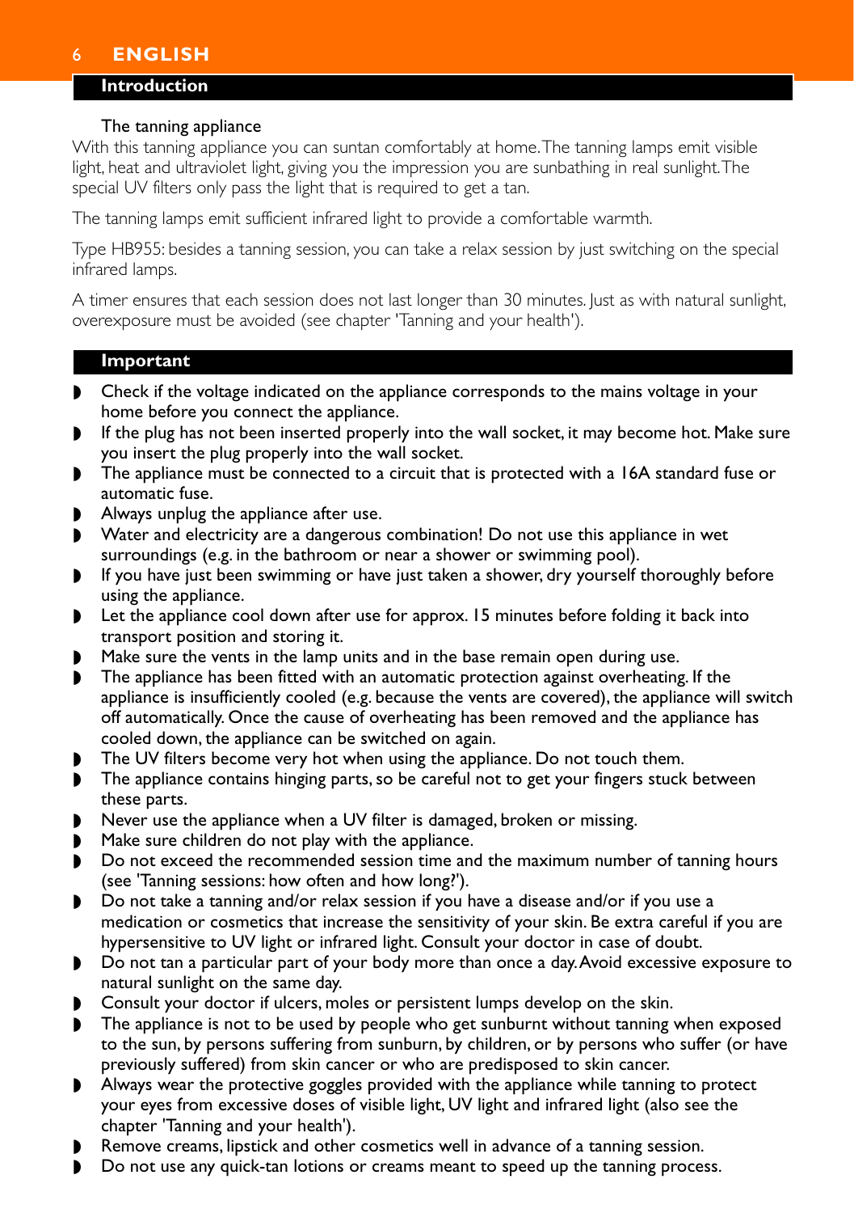## Introduction

### The tanning appliance

With this tanning appliance you can suntan comfortably at home. The tanning lamps emit visible light, heat and ultraviolet light, giving you the impression you are sunbathing in real sunlight. The special UV filters only pass the light that is required to get a tan.

The tanning lamps emit sufficient infrared light to provide a comfortable warmth.

Type HB955: besides a tanning session, you can take a relax session by just switching on the special infrared lamps.

A timer ensures that each session does not last longer than 30 minutes. Just as with natural sunlight, overexposure must be avoided (see chapter 'Tanning and your health').

## Important

- Check if the voltage indicated on the appliance corresponds to the mains voltage in your home before you connect the appliance.
- If the plug has not been inserted properly into the wall socket, it may become hot. Make sure you insert the plug properly into the wall socket.
- The appliance must be connected to a circuit that is protected with a 16A standard fuse or automatic fuse.
- Always unplug the appliance after use.
- Water and electricity are a dangerous combination! Do not use this appliance in wet surroundings (e.g. in the bathroom or near a shower or swimming pool).
- If you have just been swimming or have just taken a shower, dry yourself thoroughly before using the appliance.
- Let the appliance cool down after use for approx. 15 minutes before folding it back into transport position and storing it.
- Make sure the vents in the lamp units and in the base remain open during use.
- The appliance has been fitted with an automatic protection against overheating. If the appliance is insufficiently cooled (e.g. because the vents are covered), the appliance will switch off automatically. Once the cause of overheating has been removed and the appliance has cooled down, the appliance can be switched on again.
- The UV filters become very hot when using the appliance. Do not touch them.
- The appliance contains hinging parts, so be careful not to get your fingers stuck between these parts.
- Never use the appliance when a UV filter is damaged, broken or missing.
- Make sure children do not play with the appliance.
- Do not exceed the recommended session time and the maximum number of tanning hours (see 'Tanning sessions: how often and how long?').
- Do not take a tanning and/or relax session if you have a disease and/or if you use a medication or cosmetics that increase the sensitivity of your skin. Be extra careful if you are hypersensitive to UV light or infrared light. Consult your doctor in case of doubt.
- Do not tan a particular part of your body more than once a day. Avoid excessive exposure to natural sunlight on the same day.
- Consult your doctor if ulcers, moles or persistent lumps develop on the skin.
- The appliance is not to be used by people who get sunburnt without tanning when exposed to the sun, by persons suffering from sunburn, by children, or by persons who suffer (or have previously suffered) from skin cancer or who are predisposed to skin cancer.
- Always wear the protective goggles provided with the appliance while tanning to protect your eyes from excessive doses of visible light, UV light and infrared light (also see the chapter 'Tanning and your health').
- Remove creams, lipstick and other cosmetics well in advance of a tanning session.
- Do not use any quick-tan lotions or creams meant to speed up the tanning process.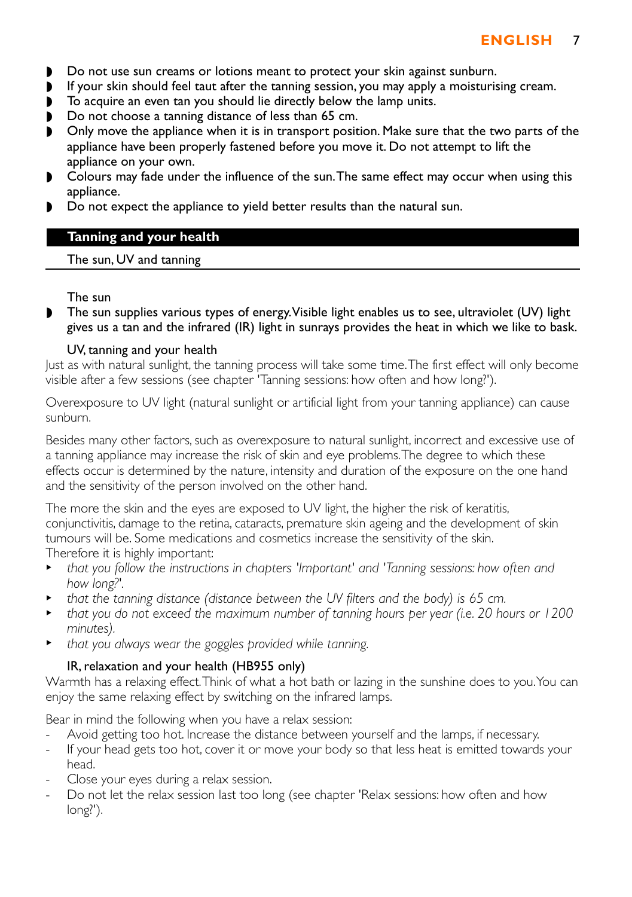- Do not use sun creams or lotions meant to protect your skin against sunburn.
- If your skin should feel taut after the tanning session, you may apply a moisturising cream.
- To acquire an even tan you should lie directly below the lamp units.
- Do not choose a tanning distance of less than 65 cm.
- Only move the appliance when it is in transport position. Make sure that the two parts of the appliance have been properly fastened before you move it. Do not attempt to lift the appliance on your own.
- Colours may fade under the influence of the sun. The same effect may occur when using this appliance.
- Do not expect the appliance to yield better results than the natural sun.

## Tanning and your health

### The sun, UV and tanning

#### The sun

- The sun supplies various types of energy. Visible light enables us to see, ultraviolet (UV) light gives us a tan and the infrared (IR) light in sunrays provides the heat in which we like to bask.

#### UV, tanning and your health

Just as with natural sunlight, the tanning process will take some time. The first effect will only become visible after a few sessions (see chapter 'Tanning sessions: how often and how long?').

Overexposure to UV light (natural sunlight or artificial light from your tanning appliance) can cause sunburn.

Besides many other factors, such as overexposure to natural sunlight, incorrect and excessive use of a tanning appliance may increase the risk of skin and eye problems. The degree to which these effects occur is determined by the nature, intensity and duration of the exposure on the one hand and the sensitivity of the person involved on the other hand.

The more the skin and the eyes are exposed to UV light, the higher the risk of keratitis, conjunctivitis, damage to the retina, cataracts, premature skin ageing and the development of skin tumours will be. Some medications and cosmetics increase the sensitivity of the skin.
Therefore it is highly important:

- *that you follow the instructions in chapters 'Important' and 'Tanning sessions: how often and how long?'.*
- *that the tanning distance (distance between the UV filters and the body) is 65 cm.*
- *that you do not exceed the maximum number of tanning hours per year (i.e. 20 hours or 1200 minutes).*
- *that you always wear the goggles provided while tanning.*

#### IR, relaxation and your health (HB955 only)

Warmth has a relaxing effect. Think of what a hot bath or lazing in the sunshine does to you. You can enjoy the same relaxing effect by switching on the infrared lamps.

Bear in mind the following when you have a relax session:

- Avoid getting too hot. Increase the distance between yourself and the lamps, if necessary.
- If your head gets too hot, cover it or move your body so that less heat is emitted towards your head.
- Close your eyes during a relax session.
- Do not let the relax session last too long (see chapter 'Relax sessions: how often and how long?').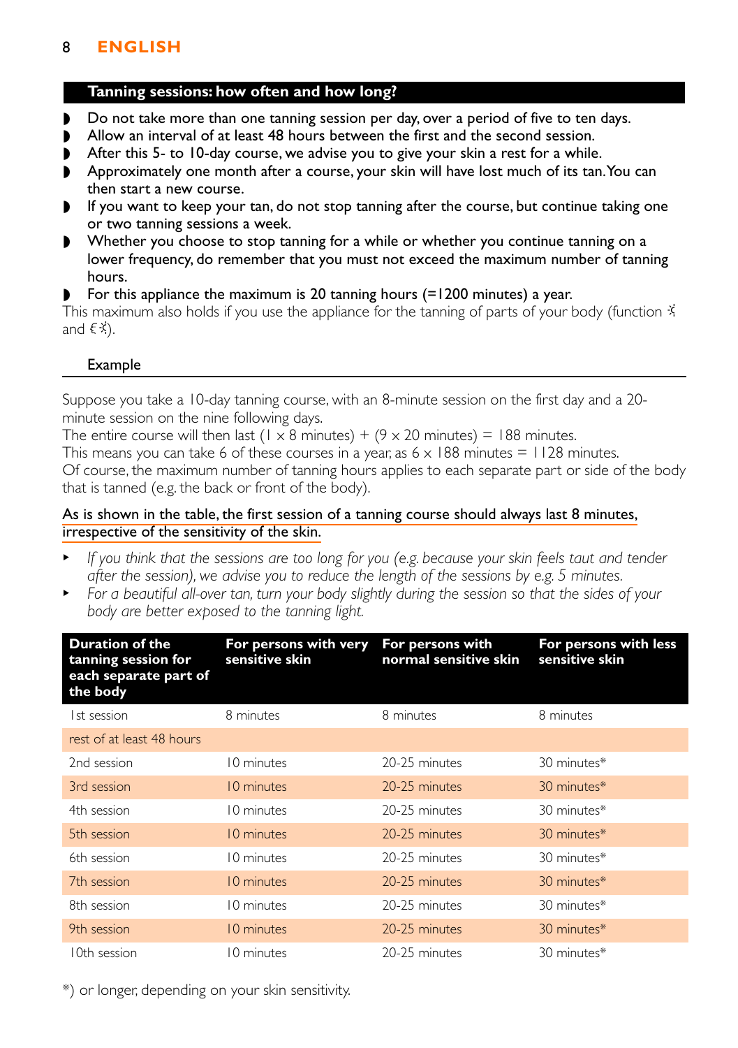## Tanning sessions: how often and how long?

- Do not take more than one tanning session per day, over a period of five to ten days.
- Allow an interval of at least 48 hours between the first and the second session.
- After this 5- to 10-day course, we advise you to give your skin a rest for a while.
- Approximately one month after a course, your skin will have lost much of its tan. You can then start a new course.
- If you want to keep your tan, do not stop tanning after the course, but continue taking one or two tanning sessions a week.
- Whether you choose to stop tanning for a while or whether you continue tanning on a lower frequency, do remember that you must not exceed the maximum number of tanning hours.
- For this appliance the maximum is 20 tanning hours (=1200 minutes) a year.

This maximum also holds if you use the appliance for the tanning of parts of your body (function ☼ and ☼).

### Example

Suppose you take a 10-day tanning course, with an 8-minute session on the first day and a 20-minute session on the nine following days.
The entire course will then last (1 x 8 minutes) + (9 x 20 minutes) = 188 minutes.
This means you can take 6 of these courses in a year, as 6 x 188 minutes = 1128 minutes.
Of course, the maximum number of tanning hours applies to each separate part or side of the body that is tanned (e.g. the back or front of the body).

As is shown in the table, the first session of a tanning course should always last 8 minutes, irrespective of the sensitivity of the skin.

- *If you think that the sessions are too long for you (e.g. because your skin feels taut and tender after the session), we advise you to reduce the length of the sessions by e.g. 5 minutes.*
- *For a beautiful all-over tan, turn your body slightly during the session so that the sides of your body are better exposed to the tanning light.*

| Duration of the tanning session for each separate part of the body | For persons with very sensitive skin | For persons with normal sensitive skin | For persons with less sensitive skin |
|---|---|---|---|
| 1st session | 8 minutes | 8 minutes | 8 minutes |
| rest of at least 48 hours | | | |
| 2nd session | 10 minutes | 20-25 minutes | 30 minutes* |
| 3rd session | 10 minutes | 20-25 minutes | 30 minutes* |
| 4th session | 10 minutes | 20-25 minutes | 30 minutes* |
| 5th session | 10 minutes | 20-25 minutes | 30 minutes* |
| 6th session | 10 minutes | 20-25 minutes | 30 minutes* |
| 7th session | 10 minutes | 20-25 minutes | 30 minutes* |
| 8th session | 10 minutes | 20-25 minutes | 30 minutes* |
| 9th session | 10 minutes | 20-25 minutes | 30 minutes* |
| 10th session | 10 minutes | 20-25 minutes | 30 minutes* |

*) or longer, depending on your skin sensitivity.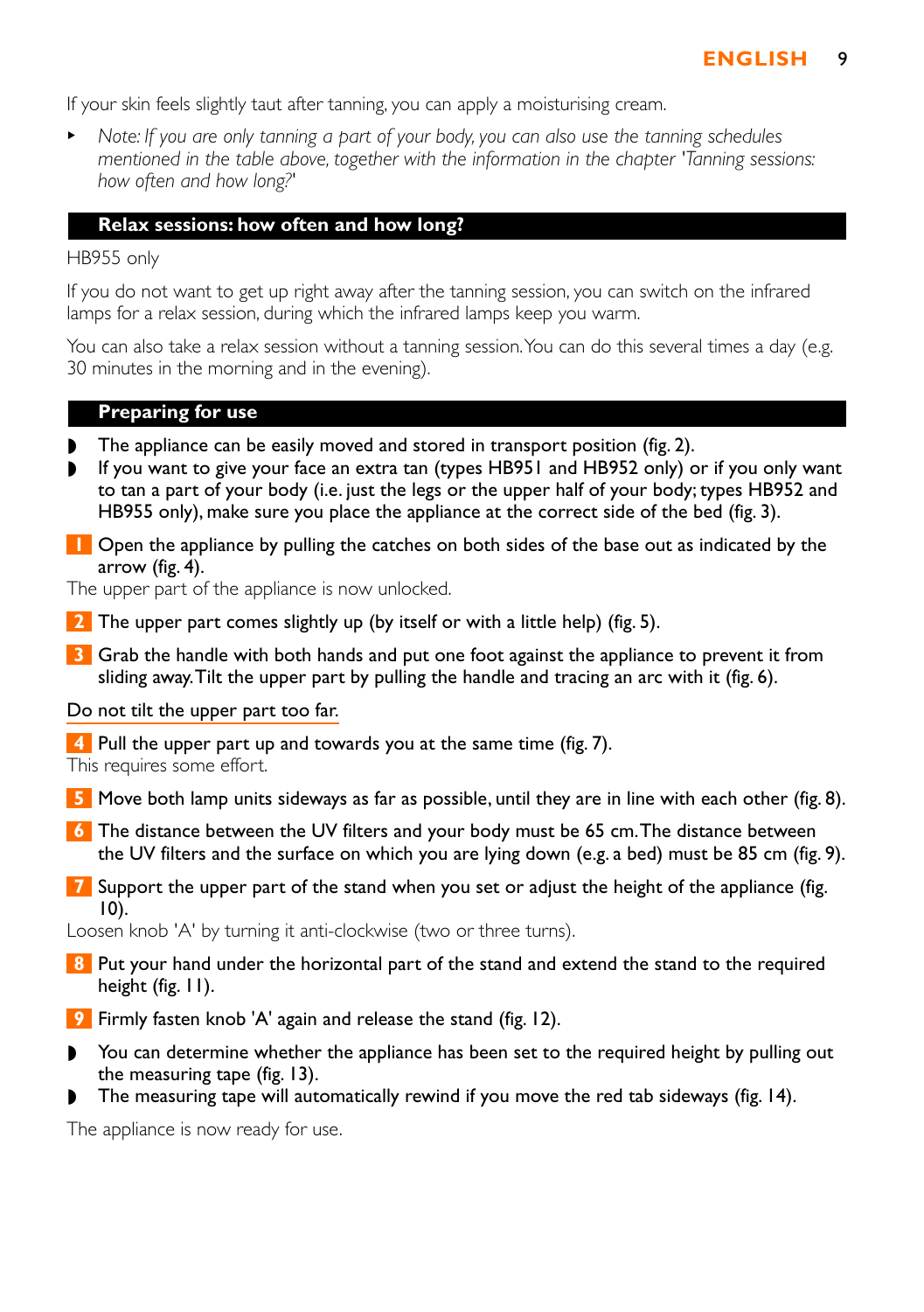If your skin feels slightly taut after tanning, you can apply a moisturising cream.

- *Note: If you are only tanning a part of your body, you can also use the tanning schedules mentioned in the table above, together with the information in the chapter 'Tanning sessions: how often and how long?'*

## Relax sessions: how often and how long?

HB955 only

If you do not want to get up right away after the tanning session, you can switch on the infrared lamps for a relax session, during which the infrared lamps keep you warm.

You can also take a relax session without a tanning session. You can do this several times a day (e.g. 30 minutes in the morning and in the evening).

## Preparing for use

- The appliance can be easily moved and stored in transport position (fig. 2).
- If you want to give your face an extra tan (types HB951 and HB952 only) or if you only want to tan a part of your body (i.e. just the legs or the upper half of your body; types HB952 and HB955 only), make sure you place the appliance at the correct side of the bed (fig. 3).

1. Open the appliance by pulling the catches on both sides of the base out as indicated by the arrow (fig. 4).

The upper part of the appliance is now unlocked.

2. The upper part comes slightly up (by itself or with a little help) (fig. 5).
3. Grab the handle with both hands and put one foot against the appliance to prevent it from sliding away. Tilt the upper part by pulling the handle and tracing an arc with it (fig. 6).

Do not tilt the upper part too far.

4. Pull the upper part up and towards you at the same time (fig. 7).

This requires some effort.

5. Move both lamp units sideways as far as possible, until they are in line with each other (fig. 8).
6. The distance between the UV filters and your body must be 65 cm. The distance between the UV filters and the surface on which you are lying down (e.g. a bed) must be 85 cm (fig. 9).
7. Support the upper part of the stand when you set or adjust the height of the appliance (fig. 10).

Loosen knob 'A' by turning it anti-clockwise (two or three turns).

8. Put your hand under the horizontal part of the stand and extend the stand to the required height (fig. 11).
9. Firmly fasten knob 'A' again and release the stand (fig. 12).

- You can determine whether the appliance has been set to the required height by pulling out the measuring tape (fig. 13).
- The measuring tape will automatically rewind if you move the red tab sideways (fig. 14).

The appliance is now ready for use.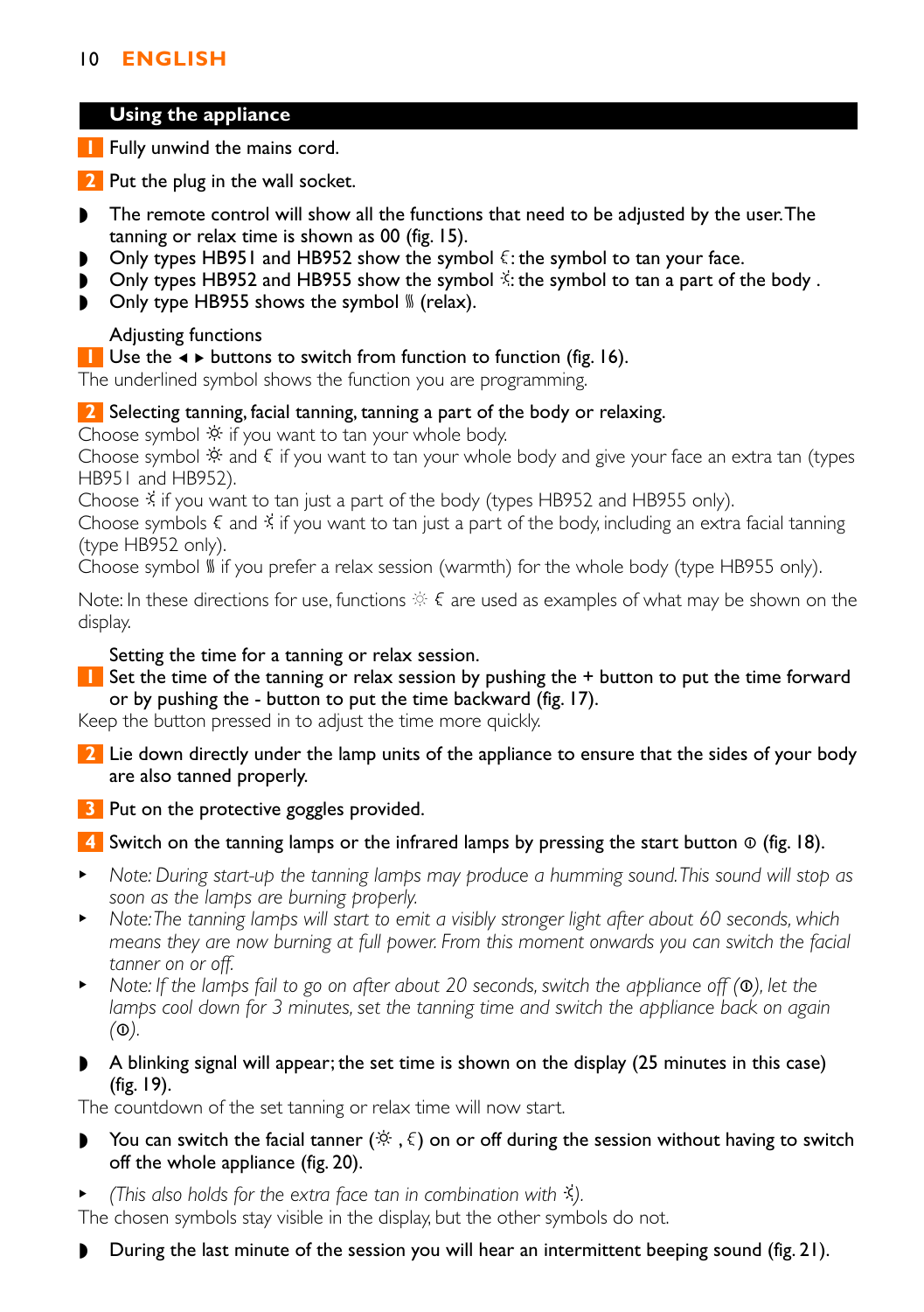## Using the appliance

1. Fully unwind the mains cord.

2. Put the plug in the wall socket.

- The remote control will show all the functions that need to be adjusted by the user. The tanning or relax time is shown as 00 (fig. 15).
- Only types HB951 and HB952 show the symbol ☾: the symbol to tan your face.
- Only types HB952 and HB955 show the symbol ☼: the symbol to tan a part of the body .
- Only type HB955 shows the symbol ≋ (relax).

Adjusting functions

1. Use the ◂ ▸ buttons to switch from function to function (fig. 16).

The underlined symbol shows the function you are programming.

2. Selecting tanning, facial tanning, tanning a part of the body or relaxing.

Choose symbol ☼ if you want to tan your whole body.
Choose symbol ☼ and ☾ if you want to tan your whole body and give your face an extra tan (types HB951 and HB952).
Choose ☼ if you want to tan just a part of the body (types HB952 and HB955 only).
Choose symbols ☾ and ☼ if you want to tan just a part of the body, including an extra facial tanning (type HB952 only).
Choose symbol ≋ if you prefer a relax session (warmth) for the whole body (type HB955 only).

Note: In these directions for use, functions ☼ ☾ are used as examples of what may be shown on the display.

Setting the time for a tanning or relax session.

1. Set the time of the tanning or relax session by pushing the + button to put the time forward or by pushing the - button to put the time backward (fig. 17).

Keep the button pressed in to adjust the time more quickly.

2. Lie down directly under the lamp units of the appliance to ensure that the sides of your body are also tanned properly.

3. Put on the protective goggles provided.

4. Switch on the tanning lamps or the infrared lamps by pressing the start button ⏻ (fig. 18).

- *Note: During start-up the tanning lamps may produce a humming sound. This sound will stop as soon as the lamps are burning properly.*
- *Note: The tanning lamps will start to emit a visibly stronger light after about 60 seconds, which means they are now burning at full power. From this moment onwards you can switch the facial tanner on or off.*
- *Note: If the lamps fail to go on after about 20 seconds, switch the appliance off (⏻), let the lamps cool down for 3 minutes, set the tanning time and switch the appliance back on again (⏻).*

- A blinking signal will appear; the set time is shown on the display (25 minutes in this case) (fig. 19).

The countdown of the set tanning or relax time will now start.

- You can switch the facial tanner (☼ , ☾) on or off during the session without having to switch off the whole appliance (fig. 20).

- *(This also holds for the extra face tan in combination with ☼).*

The chosen symbols stay visible in the display, but the other symbols do not.

- During the last minute of the session you will hear an intermittent beeping sound (fig. 21).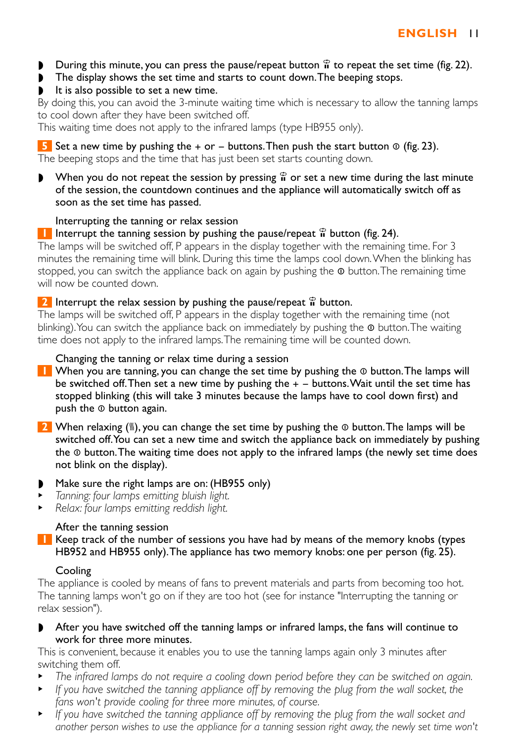- During this minute, you can press the pause/repeat button ⏸ to repeat the set time (fig. 22).
- The display shows the set time and starts to count down. The beeping stops.
- It is also possible to set a new time.

By doing this, you can avoid the 3-minute waiting time which is necessary to allow the tanning lamps to cool down after they have been switched off.
This waiting time does not apply to the infrared lamps (type HB955 only).

5 Set a new time by pushing the + or – buttons. Then push the start button ⓘ (fig. 23).

The beeping stops and the time that has just been set starts counting down.

- When you do not repeat the session by pressing ⏸ or set a new time during the last minute of the session, the countdown continues and the appliance will automatically switch off as soon as the set time has passed.

### Interrupting the tanning or relax session

1 Interrupt the tanning session by pushing the pause/repeat ⏸ button (fig. 24).

The lamps will be switched off, P appears in the display together with the remaining time. For 3 minutes the remaining time will blink. During this time the lamps cool down. When the blinking has stopped, you can switch the appliance back on again by pushing the ⓘ button. The remaining time will now be counted down.

2 Interrupt the relax session by pushing the pause/repeat ⏸ button.

The lamps will be switched off, P appears in the display together with the remaining time (not blinking). You can switch the appliance back on immediately by pushing the ⓘ button. The waiting time does not apply to the infrared lamps. The remaining time will be counted down.

### Changing the tanning or relax time during a session

1 When you are tanning, you can change the set time by pushing the ⓘ button. The lamps will be switched off. Then set a new time by pushing the + – buttons. Wait until the set time has stopped blinking (this will take 3 minutes because the lamps have to cool down first) and push the ⓘ button again.

2 When relaxing (⦀), you can change the set time by pushing the ⓘ button. The lamps will be switched off. You can set a new time and switch the appliance back on immediately by pushing the ⓘ button. The waiting time does not apply to the infrared lamps (the newly set time does not blink on the display).

- Make sure the right lamps are on: (HB955 only)
  - *Tanning: four lamps emitting bluish light.*
  - *Relax: four lamps emitting reddish light.*

### After the tanning session

1 Keep track of the number of sessions you have had by means of the memory knobs (types HB952 and HB955 only). The appliance has two memory knobs: one per person (fig. 25).

### Cooling

The appliance is cooled by means of fans to prevent materials and parts from becoming too hot. The tanning lamps won't go on if they are too hot (see for instance "Interrupting the tanning or relax session").

- After you have switched off the tanning lamps or infrared lamps, the fans will continue to work for three more minutes.

This is convenient, because it enables you to use the tanning lamps again only 3 minutes after switching them off.

- *The infrared lamps do not require a cooling down period before they can be switched on again.*
- *If you have switched the tanning appliance off by removing the plug from the wall socket, the fans won't provide cooling for three more minutes, of course.*
- *If you have switched the tanning appliance off by removing the plug from the wall socket and another person wishes to use the appliance for a tanning session right away, the newly set time won't*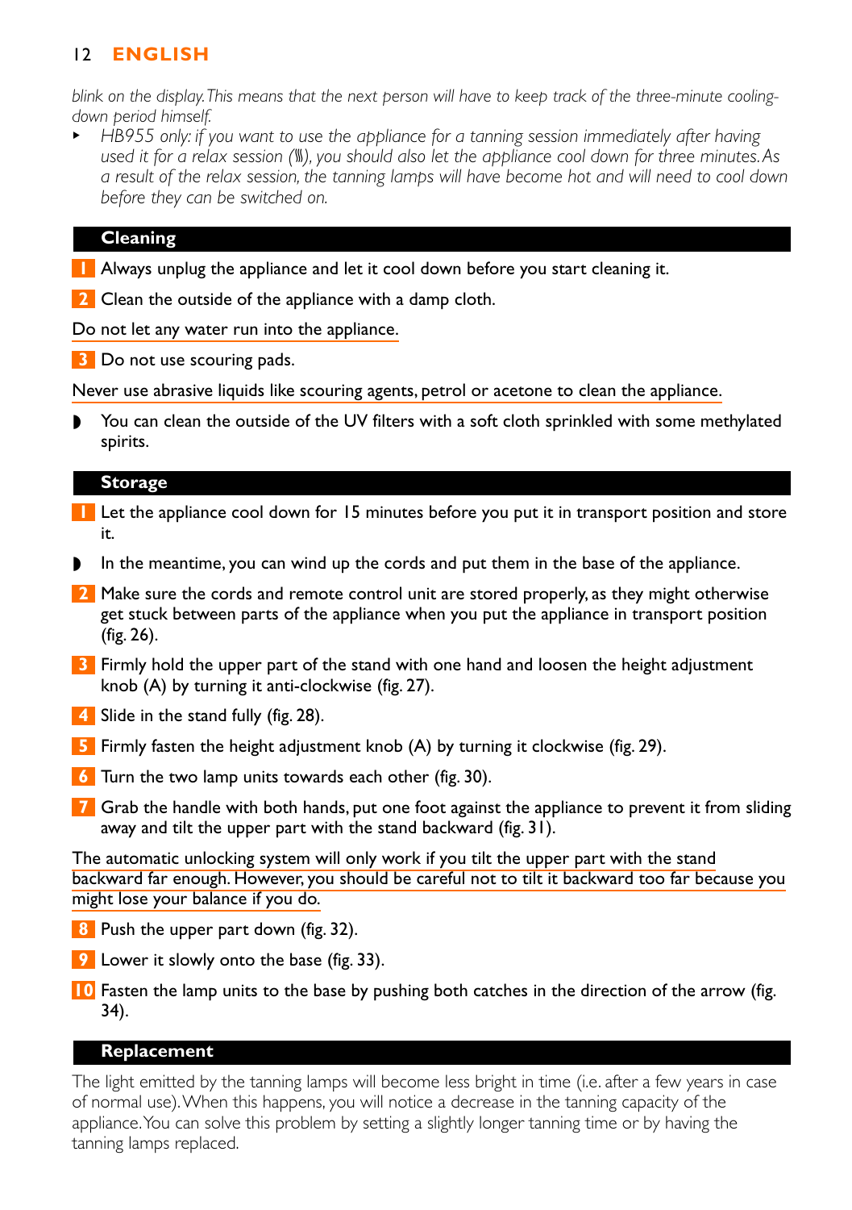*blink on the display. This means that the next person will have to keep track of the three-minute cooling-down period himself.*

- *HB955 only: if you want to use the appliance for a tanning session immediately after having used it for a relax session (ʃʃʃ), you should also let the appliance cool down for three minutes. As a result of the relax session, the tanning lamps will have become hot and will need to cool down before they can be switched on.*

## Cleaning

1. Always unplug the appliance and let it cool down before you start cleaning it.
2. Clean the outside of the appliance with a damp cloth.

Do not let any water run into the appliance.

3. Do not use scouring pads.

Never use abrasive liquids like scouring agents, petrol or acetone to clean the appliance.

- You can clean the outside of the UV filters with a soft cloth sprinkled with some methylated spirits.

## Storage

1. Let the appliance cool down for 15 minutes before you put it in transport position and store it.

- In the meantime, you can wind up the cords and put them in the base of the appliance.

2. Make sure the cords and remote control unit are stored properly, as they might otherwise get stuck between parts of the appliance when you put the appliance in transport position (fig. 26).
3. Firmly hold the upper part of the stand with one hand and loosen the height adjustment knob (A) by turning it anti-clockwise (fig. 27).
4. Slide in the stand fully (fig. 28).
5. Firmly fasten the height adjustment knob (A) by turning it clockwise (fig. 29).
6. Turn the two lamp units towards each other (fig. 30).
7. Grab the handle with both hands, put one foot against the appliance to prevent it from sliding away and tilt the upper part with the stand backward (fig. 31).

The automatic unlocking system will only work if you tilt the upper part with the stand backward far enough. However, you should be careful not to tilt it backward too far because you might lose your balance if you do.

8. Push the upper part down (fig. 32).
9. Lower it slowly onto the base (fig. 33).
10. Fasten the lamp units to the base by pushing both catches in the direction of the arrow (fig. 34).

## Replacement

The light emitted by the tanning lamps will become less bright in time (i.e. after a few years in case of normal use). When this happens, you will notice a decrease in the tanning capacity of the appliance. You can solve this problem by setting a slightly longer tanning time or by having the tanning lamps replaced.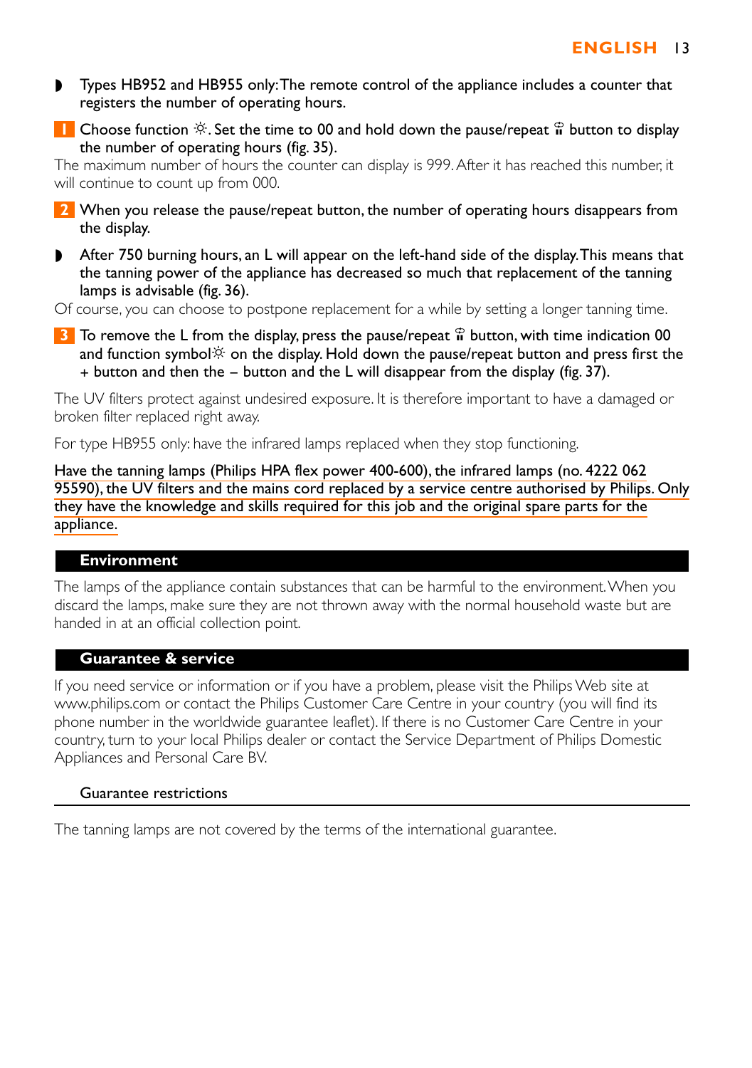- Types HB952 and HB955 only: The remote control of the appliance includes a counter that registers the number of operating hours.

1. Choose function ☼. Set the time to 00 and hold down the pause/repeat button to display the number of operating hours (fig. 35).

The maximum number of hours the counter can display is 999. After it has reached this number, it will continue to count up from 000.

2. When you release the pause/repeat button, the number of operating hours disappears from the display.

- After 750 burning hours, an L will appear on the left-hand side of the display. This means that the tanning power of the appliance has decreased so much that replacement of the tanning lamps is advisable (fig. 36).

Of course, you can choose to postpone replacement for a while by setting a longer tanning time.

3. To remove the L from the display, press the pause/repeat button, with time indication 00 and function symbol ☼ on the display. Hold down the pause/repeat button and press first the + button and then the – button and the L will disappear from the display (fig. 37).

The UV filters protect against undesired exposure. It is therefore important to have a damaged or broken filter replaced right away.

For type HB955 only: have the infrared lamps replaced when they stop functioning.

Have the tanning lamps (Philips HPA flex power 400-600), the infrared lamps (no. 4222 062 95590), the UV filters and the mains cord replaced by a service centre authorised by Philips. Only they have the knowledge and skills required for this job and the original spare parts for the appliance.

## Environment

The lamps of the appliance contain substances that can be harmful to the environment. When you discard the lamps, make sure they are not thrown away with the normal household waste but are handed in at an official collection point.

## Guarantee & service

If you need service or information or if you have a problem, please visit the Philips Web site at www.philips.com or contact the Philips Customer Care Centre in your country (you will find its phone number in the worldwide guarantee leaflet). If there is no Customer Care Centre in your country, turn to your local Philips dealer or contact the Service Department of Philips Domestic Appliances and Personal Care BV.

### Guarantee restrictions

The tanning lamps are not covered by the terms of the international guarantee.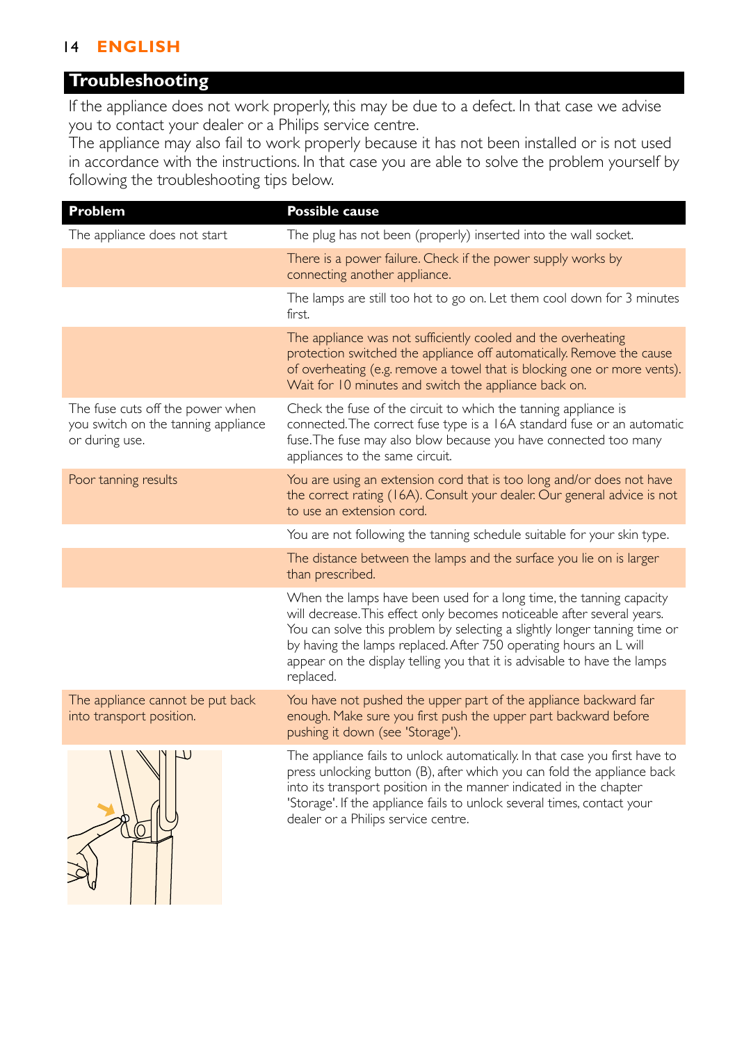## Troubleshooting

If the appliance does not work properly, this may be due to a defect. In that case we advise you to contact your dealer or a Philips service centre.
The appliance may also fail to work properly because it has not been installed or is not used in accordance with the instructions. In that case you are able to solve the problem yourself by following the troubleshooting tips below.

| Problem | Possible cause |
|---|---|
| The appliance does not start | The plug has not been (properly) inserted into the wall socket. |
| | There is a power failure. Check if the power supply works by connecting another appliance. |
| | The lamps are still too hot to go on. Let them cool down for 3 minutes first. |
| | The appliance was not sufficiently cooled and the overheating protection switched the appliance off automatically. Remove the cause of overheating (e.g. remove a towel that is blocking one or more vents). Wait for 10 minutes and switch the appliance back on. |
| The fuse cuts off the power when you switch on the tanning appliance or during use. | Check the fuse of the circuit to which the tanning appliance is connected. The correct fuse type is a 16A standard fuse or an automatic fuse. The fuse may also blow because you have connected too many appliances to the same circuit. |
| Poor tanning results | You are using an extension cord that is too long and/or does not have the correct rating (16A). Consult your dealer. Our general advice is not to use an extension cord. |
| | You are not following the tanning schedule suitable for your skin type. |
| | The distance between the lamps and the surface you lie on is larger than prescribed. |
| | When the lamps have been used for a long time, the tanning capacity will decrease. This effect only becomes noticeable after several years. You can solve this problem by selecting a slightly longer tanning time or by having the lamps replaced. After 750 operating hours an L will appear on the display telling you that it is advisable to have the lamps replaced. |
| The appliance cannot be put back into transport position. | You have not pushed the upper part of the appliance backward far enough. Make sure you first push the upper part backward before pushing it down (see 'Storage'). |
| | The appliance fails to unlock automatically. In that case you first have to press unlocking button (B), after which you can fold the appliance back into its transport position in the manner indicated in the chapter 'Storage'. If the appliance fails to unlock several times, contact your dealer or a Philips service centre. |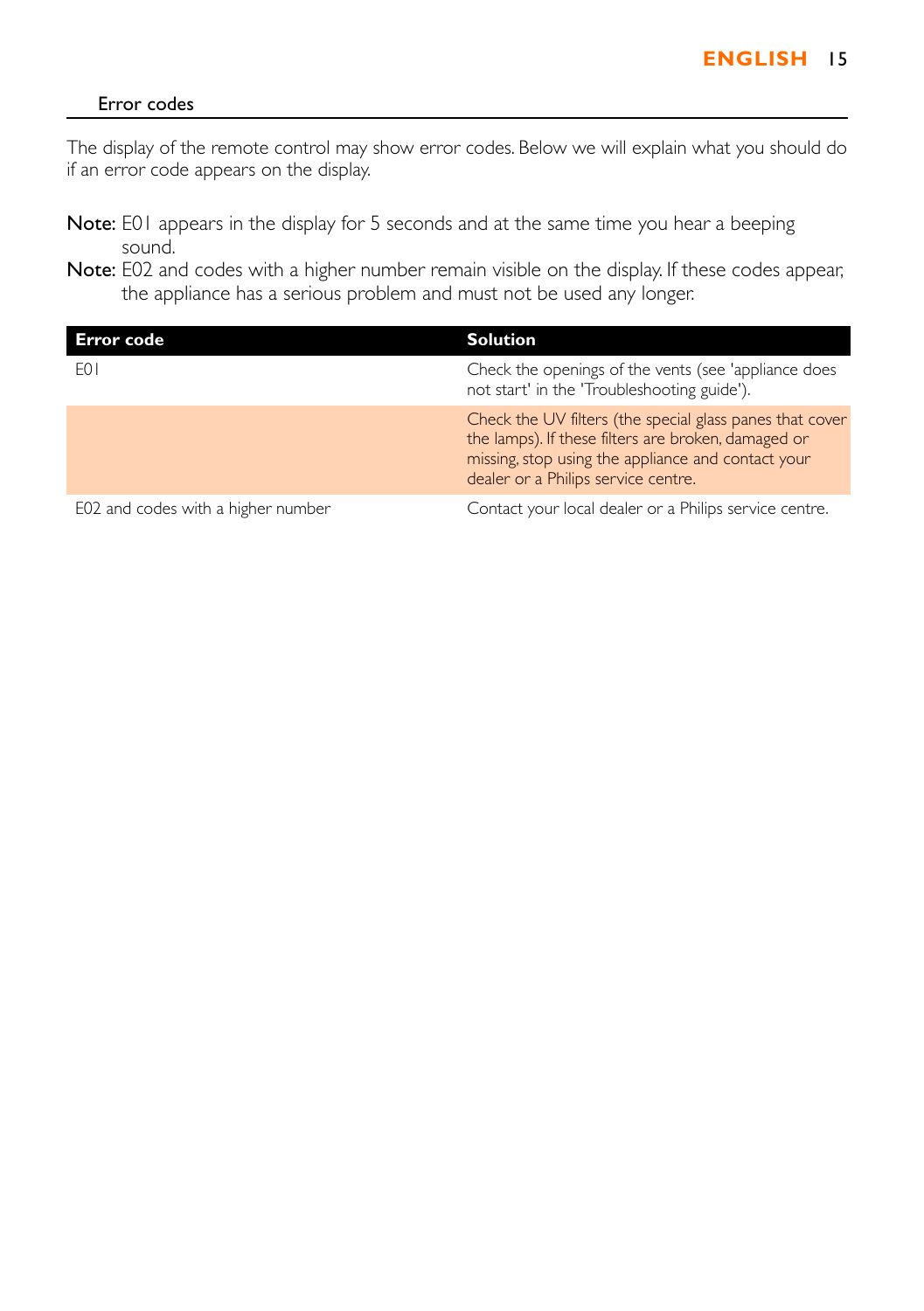## Error codes

The display of the remote control may show error codes. Below we will explain what you should do if an error code appears on the display.

**Note:** E01 appears in the display for 5 seconds and at the same time you hear a beeping sound.

**Note:** E02 and codes with a higher number remain visible on the display. If these codes appear, the appliance has a serious problem and must not be used any longer.

| Error code | Solution |
|---|---|
| E01 | Check the openings of the vents (see 'appliance does not start' in the 'Troubleshooting guide'). |
| | Check the UV filters (the special glass panes that cover the lamps). If these filters are broken, damaged or missing, stop using the appliance and contact your dealer or a Philips service centre. |
| E02 and codes with a higher number | Contact your local dealer or a Philips service centre. |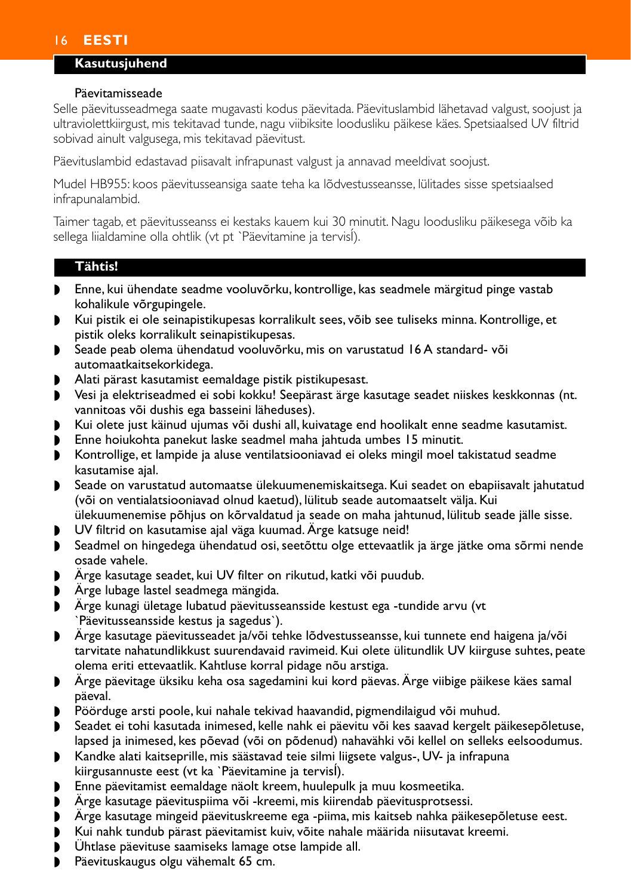## Kasutusjuhend

Päevitamisseade

Selle päevitusseadmega saate mugavasti kodus päevitada. Päevituslambid lähetavad valgust, soojust ja ultraviolettkiirgust, mis tekitavad tunde, nagu viibiksite loodusliku päikese käes. Spetsiaalsed UV filtrid sobivad ainult valgusega, mis tekitavad päevitust.

Päevituslambid edastavad piisavalt infrapunast valgust ja annavad meeldivat soojust.

Mudel HB955: koos päevitusseansiga saate teha ka lõdvestusseansse, lülitades sisse spetsiaalsed infrapunalambid.

Taimer tagab, et päevitusseanss ei kestaks kauem kui 30 minutit. Nagu loodusliku päikesega võib ka sellega liialdamine olla ohtlik (vt pt `Päevitamine ja tervisĺ).

## Tähtis!

- Enne, kui ühendate seadme vooluvõrku, kontrollige, kas seadmele märgitud pinge vastab kohalikule võrgupingele.
- Kui pistik ei ole seinapistikupesas korralikult sees, võib see tuliseks minna. Kontrollige, et pistik oleks korralikult seinapistikupesas.
- Seade peab olema ühendatud vooluvõrku, mis on varustatud 16 A standard- või automaatkaitsekorkidega.
- Alati pärast kasutamist eemaldage pistik pistikupesast.
- Vesi ja elektriseadmed ei sobi kokku! Seepärast ärge kasutage seadet niiskes keskkonnas (nt. vannitoas või dushis ega basseini läheduses).
- Kui olete just käinud ujumas või dushi all, kuivatage end hoolikalt enne seadme kasutamist.
- Enne hoiukohta panekut laske seadmel maha jahtuda umbes 15 minutit.
- Kontrollige, et lampide ja aluse ventilatsiooniavad ei oleks mingil moel takistatud seadme kasutamise ajal.
- Seade on varustatud automaatse ülekuumenemiskaitsega. Kui seadet on ebapiisavalt jahutatud (või on ventialatsiooniavad olnud kaetud), lülitub seade automaatselt välja. Kui ülekuumenemise põhjus on kõrvaldatud ja seade on maha jahtunud, lülitub seade jälle sisse.
- UV filtrid on kasutamise ajal väga kuumad. Ärge katsuge neid!
- Seadmel on hingedega ühendatud osi, seetõttu olge ettevaatlik ja ärge jätke oma sõrmi nende osade vahele.
- Ärge kasutage seadet, kui UV filter on rikutud, katki või puudub.
- Ärge lubage lastel seadmega mängida.
- Ärge kunagi ületage lubatud päevitusseansside kestust ega -tundide arvu (vt `Päevitusseansside kestus ja sagedus`).
- Ärge kasutage päevitusseadet ja/või tehke lõdvestusseansse, kui tunnete end haigena ja/või tarvitate nahatundlikkust suurendavaid ravimeid. Kui olete ülitundlik UV kiirguse suhtes, peate olema eriti ettevaatlik. Kahtluse korral pidage nõu arstiga.
- Ärge päevitage üksiku keha osa sagedamini kui kord päevas. Ärge viibige päikese käes samal päeval.
- Pöörduge arsti poole, kui nahale tekivad haavandid, pigmendilaigud või muhud.
- Seadet ei tohi kasutada inimesed, kelle nahk ei päevitu või kes saavad kergelt päikesepõletuse, lapsed ja inimesed, kes põevad (või on põdenud) nahavähki või kellel on selleks eelsoodumus.
- Kandke alati kaitseprille, mis säästavad teie silmi liigsete valgus-, UV- ja infrapuna kiirgusannuste eest (vt ka `Päevitamine ja tervisĺ).
- Enne päevitamist eemaldage näolt kreem, huulepulk ja muu kosmeetika.
- Ärge kasutage päevituspiima või -kreemi, mis kiirendab päevitusprotsessi.
- Ärge kasutage mingeid päevituskreeme ega -piima, mis kaitseb nahka päikesepõletuse eest.
- Kui nahk tundub pärast päevitamist kuiv, võite nahale määrida niisutavat kreemi.
- Ühtlase päevituse saamiseks lamage otse lampide all.
- Päevituskaugus olgu vähemalt 65 cm.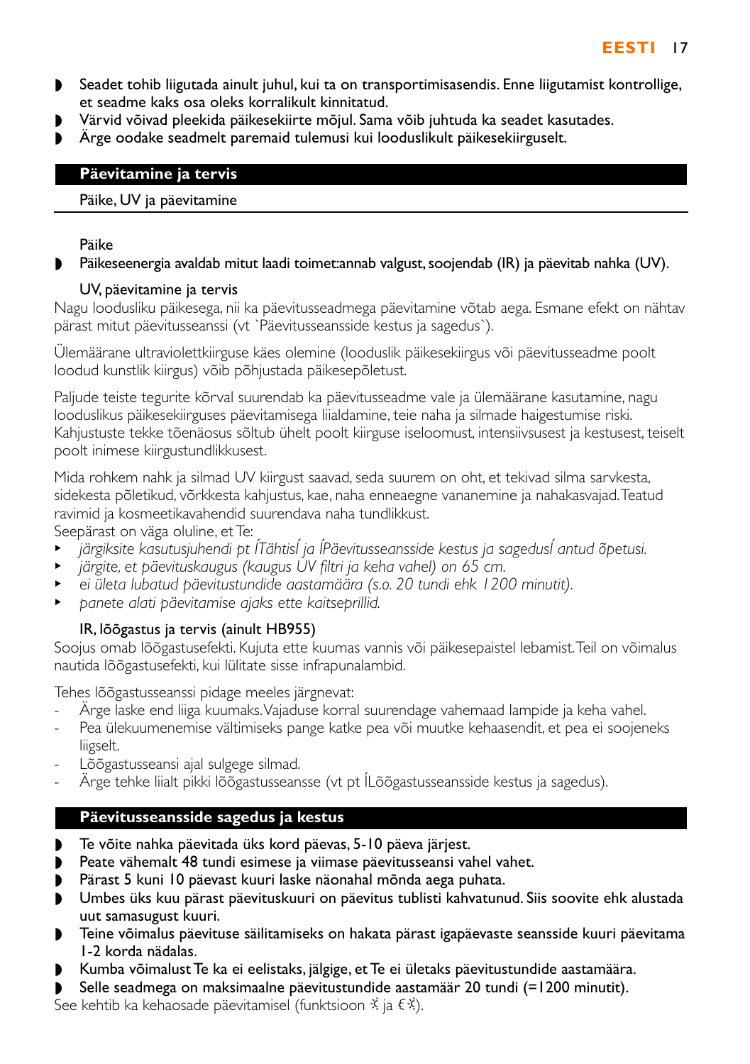- Seadet tohib liigutada ainult juhul, kui ta on transportimisasendis. Enne liigutamist kontrollige, et seadme kaks osa oleks korralikult kinnitatud.
- Värvid võivad pleekida päikesekiirte mõjul. Sama võib juhtuda ka seadet kasutades.
- Ärge oodake seadmelt paremaid tulemusi kui looduslikult päikesekiirguselt.

## Päevitamine ja tervis

### Päike, UV ja päevitamine

#### Päike

- Päikeseenergia avaldab mitut laadi toimet:annab valgust, soojendab (IR) ja päevitab nahka (UV).

#### UV, päevitamine ja tervis

Nagu loodusliku päikesega, nii ka päevitusseadmega päevitamine võtab aega. Esmane efekt on nähtav pärast mitut päevitusseanssi (vt `Päevitusseansside kestus ja sagedus`).

Ülemäärane ultraviolettkiirguse käes olemine (looduslik päikesekiirgus või päevitusseadme poolt loodud kunstlik kiirgus) võib põhjustada päikesepõletust.

Paljude teiste tegurite kõrval suurendab ka päevitusseadme vale ja ülemäärane kasutamine, nagu looduslikus päikesekiirguses päevitamisega liialdamine, teie naha ja silmade haigestumise riski. Kahjustuste tekke tõenäosus sõltub ühelt poolt kiirguse iseloomust, intensiivsusest ja kestusest, teiselt poolt inimese kiirgustundlikkusest.

Mida rohkem nahk ja silmad UV kiirgust saavad, seda suurem on oht, et tekivad silma sarvkesta, sidekesta põletikud, võrkkesta kahjustus, kae, naha enneaegne vananemine ja nahakasvajad. Teatud ravimid ja kosmeetikavahendid suurendava naha tundlikkust.
Seepärast on väga oluline, et Te:

- *järgiksite kasutusjuhendi pt ÍTähtisÍ ja ÍPäevitusseansside kestus ja sagedusÍ antud õpetusi.*
- *järgite, et päevituskaugus (kaugus UV filtri ja keha vahel) on 65 cm.*
- *ei ületa lubatud päevitustundide aastamäära (s.o. 20 tundi ehk 1200 minutit).*
- *panete alati päevitamise ajaks ette kaitseprillid.*

#### IR, lõõgastus ja tervis (ainult HB955)

Soojus omab lõõgastusefekti. Kujuta ette kuumas vannis või päikesepaistel lebamist. Teil on võimalus nautida lõõgastusefekti, kui lülitate sisse infrapunalambid.

Tehes lõõgastusseanssi pidage meeles järgnevat:

- Ärge laske end liiga kuumaks. Vajaduse korral suurendage vahemaad lampide ja keha vahel.
- Pea ülekuumenemise vältimiseks pange katke pea või muutke kehaasendit, et pea ei soojeneks liigselt.
- Lõõgastusseansi ajal sulgege silmad.
- Ärge tehke liialt pikki lõõgastusseansse (vt pt ÍLõõgastusseansside kestus ja sagedus).

## Päevitusseansside sagedus ja kestus

- Te võite nahka päevitada üks kord päevas, 5-10 päeva järjest.
- Peate vähemalt 48 tundi esimese ja viimase päevitusseansi vahel vahet.
- Pärast 5 kuni 10 päevast kuuri laske näonahal mõnda aega puhata.
- Umbes üks kuu pärast päevituskuuri on päevitus tublisti kahvatunud. Siis soovite ehk alustada uut samasugust kuuri.
- Teine võimalus päevituse säilitamiseks on hakata pärast igapäevaste seansside kuuri päevitama 1-2 korda nädalas.
- Kumba võimalust Te ka ei eelistaks, jälgige, et Te ei ületaks päevitustundide aastamäära.
- Selle seadmega on maksimaalne päevitustundide aastamäär 20 tundi (=1200 minutit).

See kehtib ka kehaosade päevitamisel (funktsioon ☼ ja ⊂☼).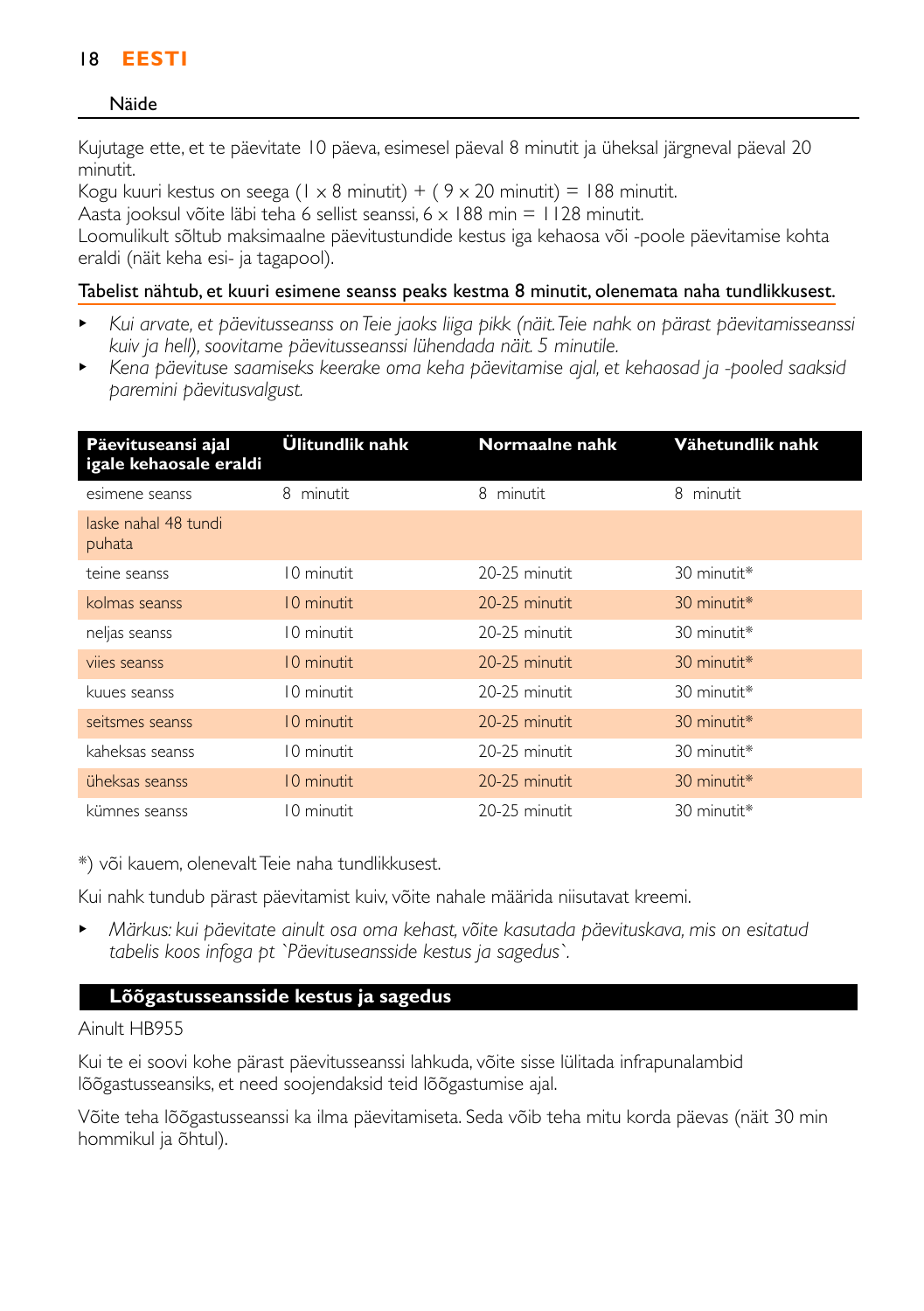## Näide

Kujutage ette, et te päevitate 10 päeva, esimesel päeval 8 minutit ja üheksal järgneval päeval 20 minutit.
Kogu kuuri kestus on seega (1 × 8 minutit) + ( 9 × 20 minutit) = 188 minutit.
Aasta jooksul võite läbi teha 6 sellist seanssi, 6 × 188 min = 1128 minutit.
Loomulikult sõltub maksimaalne päevitustundide kestus iga kehaosa või -poole päevitamise kohta eraldi (näit keha esi- ja tagapool).

Tabelist nähtub, et kuuri esimene seanss peaks kestma 8 minutit, olenemata naha tundlikkusest.

- *Kui arvate, et päevitusseanss on Teie jaoks liiga pikk (näit. Teie nahk on pärast päevitamisseanssi kuiv ja hell), soovitame päevitusseanssi lühendada näit. 5 minutile.*
- *Kena päevituse saamiseks keerake oma keha päevitamise ajal, et kehaosad ja -pooled saaksid paremini päevitusvalgust.*

| Päevituseansi ajal igale kehaosale eraldi | Ülitundlik nahk | Normaalne nahk | Vähetundlik nahk |
|---|---|---|---|
| esimene seanss | 8 minutit | 8 minutit | 8 minutit |
| laske nahal 48 tundi puhata | | | |
| teine seanss | 10 minutit | 20-25 minutit | 30 minutit* |
| kolmas seanss | 10 minutit | 20-25 minutit | 30 minutit* |
| neljas seanss | 10 minutit | 20-25 minutit | 30 minutit* |
| viies seanss | 10 minutit | 20-25 minutit | 30 minutit* |
| kuues seanss | 10 minutit | 20-25 minutit | 30 minutit* |
| seitsmes seanss | 10 minutit | 20-25 minutit | 30 minutit* |
| kaheksas seanss | 10 minutit | 20-25 minutit | 30 minutit* |
| üheksas seanss | 10 minutit | 20-25 minutit | 30 minutit* |
| kümnes seanss | 10 minutit | 20-25 minutit | 30 minutit* |

*) või kauem, olenevalt Teie naha tundlikkusest.

Kui nahk tundub pärast päevitamist kuiv, võite nahale määrida niisutavat kreemi.

- *Märkus: kui päevitate ainult osa oma kehast, võite kasutada päevituskava, mis on esitatud tabelis koos infoga pt `Päevituseansside kestus ja sagedus`.*

## Lõõgastusseansside kestus ja sagedus

Ainult HB955

Kui te ei soovi kohe pärast päevitusseanssi lahkuda, võite sisse lülitada infrapunalambid lõõgastusseansiks, et need soojendaksid teid lõõgastumise ajal.

Võite teha lõõgastusseanssi ka ilma päevitamiseta. Seda võib teha mitu korda päevas (näit 30 min hommikul ja õhtul).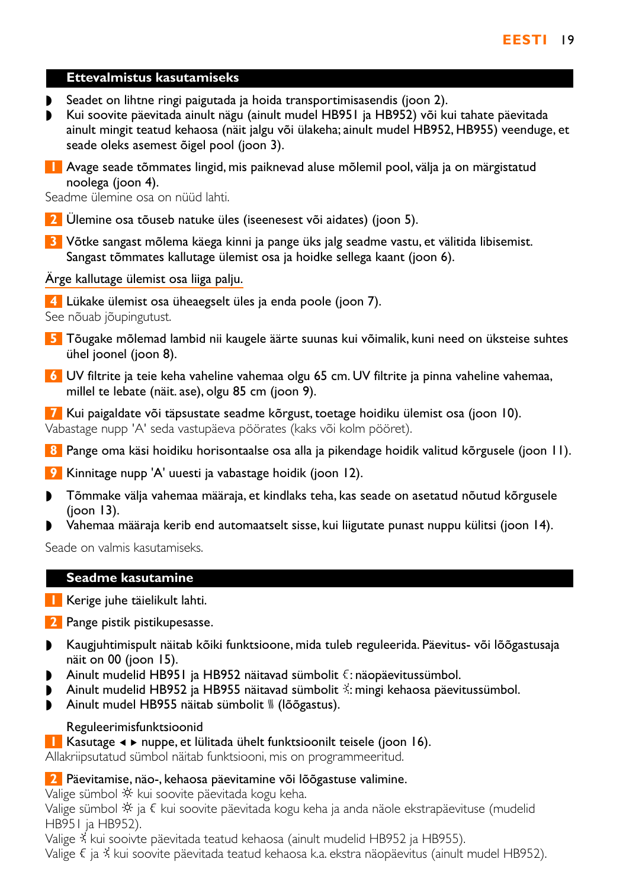## Ettevalmistus kasutamiseks

- Seadet on lihtne ringi paigutada ja hoida transportimisasendis (joon 2).
- Kui soovite päevitada ainult nägu (ainult mudel HB951 ja HB952) või kui tahate päevitada ainult mingit teatud kehaosa (näit jalgu või ülakeha; ainult mudel HB952, HB955) veenduge, et seade oleks asemest õigel pool (joon 3).

1 Avage seade tõmmates lingid, mis paiknevad aluse mõlemil pool, välja ja on märgistatud noolega (joon 4).

Seadme ülemine osa on nüüd lahti.

2 Ülemine osa tõuseb natuke üles (iseenesest või aidates) (joon 5).

3 Võtke sangast mõlema käega kinni ja pange üks jalg seadme vastu, et vältida libisemist. Sangast tõmmates kallutage ülemist osa ja hoidke sellega kaant (joon 6).

Ärge kallutage ülemist osa liiga palju.

4 Lükake ülemist osa üheaegselt üles ja enda poole (joon 7).

See nõuab jõupingutust.

5 Tõugake mõlemad lambid nii kaugele äärte suunas kui võimalik, kuni need on üksteise suhtes ühel joonel (joon 8).

6 UV filtrite ja teie keha vaheline vahemaa olgu 65 cm. UV filtrite ja pinna vaheline vahemaa, millel te lebate (näit. ase), olgu 85 cm (joon 9).

7 Kui paigaldate või täpsustate seadme kõrgust, toetage hoidiku ülemist osa (joon 10).

Vabastage nupp 'A' seda vastupäeva pöörates (kaks või kolm pööret).

8 Pange oma käsi hoidiku horisontaalse osa alla ja pikendage hoidik valitud kõrgusele (joon 11).

9 Kinnitage nupp 'A' uuesti ja vabastage hoidik (joon 12).

- Tõmmake välja vahemaa määraja, et kindlaks teha, kas seade on asetatud nõutud kõrgusele (joon 13).
- Vahemaa määraja kerib end automaatselt sisse, kui liigutate punast nuppu külitsi (joon 14).

Seade on valmis kasutamiseks.

## Seadme kasutamine

1 Kerige juhe täielikult lahti.

2 Pange pistik pistikupesasse.

- Kaugjuhtimispult näitab kõiki funktsioone, mida tuleb reguleerida. Päevitus- või lõõgastusaja näit on 00 (joon 15).
- Ainult mudelid HB951 ja HB952 näitavad sümbolit ☾: näopäevitussümbol.
- Ainult mudelid HB952 ja HB955 näitavad sümbolit ☼: mingi kehaosa päevitussümbol.
- Ainult mudel HB955 näitab sümbolit ≋ (lõõgastus).

Reguleerimisfunktsioonid

1 Kasutage ◄ ► nuppe, et lülitada ühelt funktsioonilt teisele (joon 16).

Allakriipsutatud sümbol näitab funktsiooni, mis on programmeeritud.

2 Päevitamise, näo-, kehaosa päevitamine või lõõgastuse valimine.

Valige sümbol ☼ kui soovite päevitada kogu keha.

Valige sümbol ☼ ja ☾ kui soovite päevitada kogu keha ja anda näole ekstrapäevituse (mudelid HB951 ja HB952).

Valige ☼ kui sooivte päevitada teatud kehaosa (ainult mudelid HB952 ja HB955).

Valige ☾ ja ☼ kui soovite päevitada teatud kehaosa k.a. ekstra näopäevitus (ainult mudel HB952).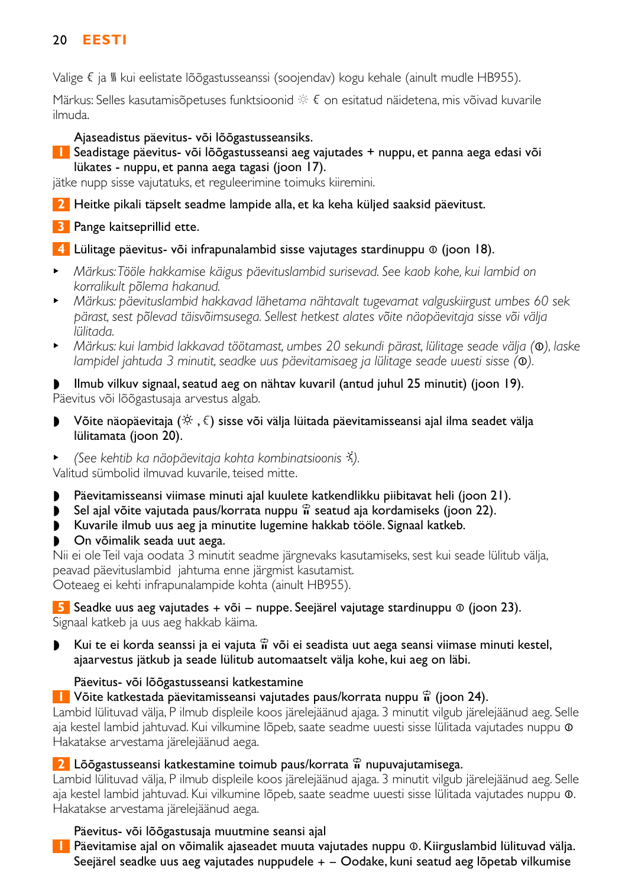Valige € ja ⑊ kui eelistate lõõgastusseanssi (soojendav) kogu kehale (ainult mudle HB955).

Märkus: Selles kasutamisõpetuses funktsioonid ☼ € on esitatud näidetena, mis võivad kuvarile ilmuda.

Ajaseadistus päevitus- või lõõgastusseansiks.

**1** Seadistage päevitus- või lõõgastusseansi aeg vajutades + nuppu, et panna aega edasi või lükates - nuppu, et panna aega tagasi (joon 17).

jätke nupp sisse vajutatuks, et reguleerimine toimuks kiiremini.

**2** Heitke pikali täpselt seadme lampide alla, et ka keha küljed saaksid päevitust.

**3** Pange kaitseprillid ette.

**4** Lülitage päevitus- või infrapunalambid sisse vajutages stardinuppu ⓞ (joon 18).

- *Märkus: Tööle hakkamise käigus päevituslambid surisevad. See kaob kohe, kui lambid on korralikult põlema hakanud.*
- *Märkus: päevituslambid hakkavad lähetama nähtavalt tugevamat valguskiirgust umbes 60 sek pärast, sest põlevad täisvõimsusega. Sellest hetkest alates võite näopäevitaja sisse või välja lülitada.*
- *Märkus: kui lambid lakkavad töötamast, umbes 20 sekundi pärast, lülitage seade välja (ⓞ), laske lampidel jahtuda 3 minutit, seadke uus päevitamisaeg ja lülitage seade uuesti sisse (ⓞ).*

◗ Ilmub vilkuv signaal, seatud aeg on nähtav kuvaril (antud juhul 25 minutit) (joon 19).

Päevitus või lõõgastusaja arvestus algab.

◗ Võite näopäevitaja (☼ , €) sisse või välja lüitada päevitamisseansi ajal ilma seadet välja lülitamata (joon 20).

- *(See kehtib ka näopäevitaja kohta kombinatsioonis ☼).*

Valitud sümbolid ilmuvad kuvarile, teised mitte.

◗ Päevitamisseansi viimase minuti ajal kuulete katkendlikku piibitavat heli (joon 21).
◗ Sel ajal võite vajutada paus/korrata nuppu ⑈ seatud aja kordamiseks (joon 22).
◗ Kuvarile ilmub uus aeg ja minutite lugemine hakkab tööle. Signaal katkeb.
◗ On võimalik seada uut aega.

Nii ei ole Teil vaja oodata 3 minutit seadme järgnevaks kasutamiseks, sest kui seade lülitub välja, peavad päevituslambid jahtuma enne järgmist kasutamist.
Ooteaeg ei kehti infrapunalampide kohta (ainult HB955).

**5** Seadke uus aeg vajutades + või – nuppe. Seejärel vajutage stardinuppu ⓞ (joon 23).

Signaal katkeb ja uus aeg hakkab käima.

◗ Kui te ei korda seanssi ja ei vajuta ⑈ või ei seadista uut aega seansi viimase minuti kestel, ajaarvestus jätkub ja seade lülitub automaatselt välja kohe, kui aeg on läbi.

Päevitus- või lõõgastusseansi katkestamine

**1** Võite katkestada päevitamisseansi vajutades paus/korrata nuppu ⑈ (joon 24).

Lambid lülituvad välja, P ilmub displeile koos järelejäänud ajaga. 3 minutit vilgub järelejäänud aeg. Selle aja kestel lambid jahtuvad. Kui vilkumine lõpeb, saate seadme uuesti sisse lülitada vajutades nuppu ⓞ
Hakatakse arvestama järelejäänud aega.

**2** Lõõgastusseansi katkestamine toimub paus/korrata ⑈ nupuvajutamisega.

Lambid lülituvad välja, P ilmub displeile koos järelejäänud ajaga. 3 minutit vilgub järelejäänud aeg. Selle aja kestel lambid jahtuvad. Kui vilkumine lõpeb, saate seadme uuesti sisse lülitada vajutades nuppu ⓞ.
Hakatakse arvestama järelejäänud aega.

Päevitus- või lõõgastusaja muutmine seansi ajal

**1** Päevitamise ajal on võimalik ajaseadet muuta vajutades nuppu ⓞ. Kiirguslambid lülituvad välja. Seejärel seadke uus aeg vajutades nuppudele + – Oodake, kuni seatud aeg lõpetab vilkumise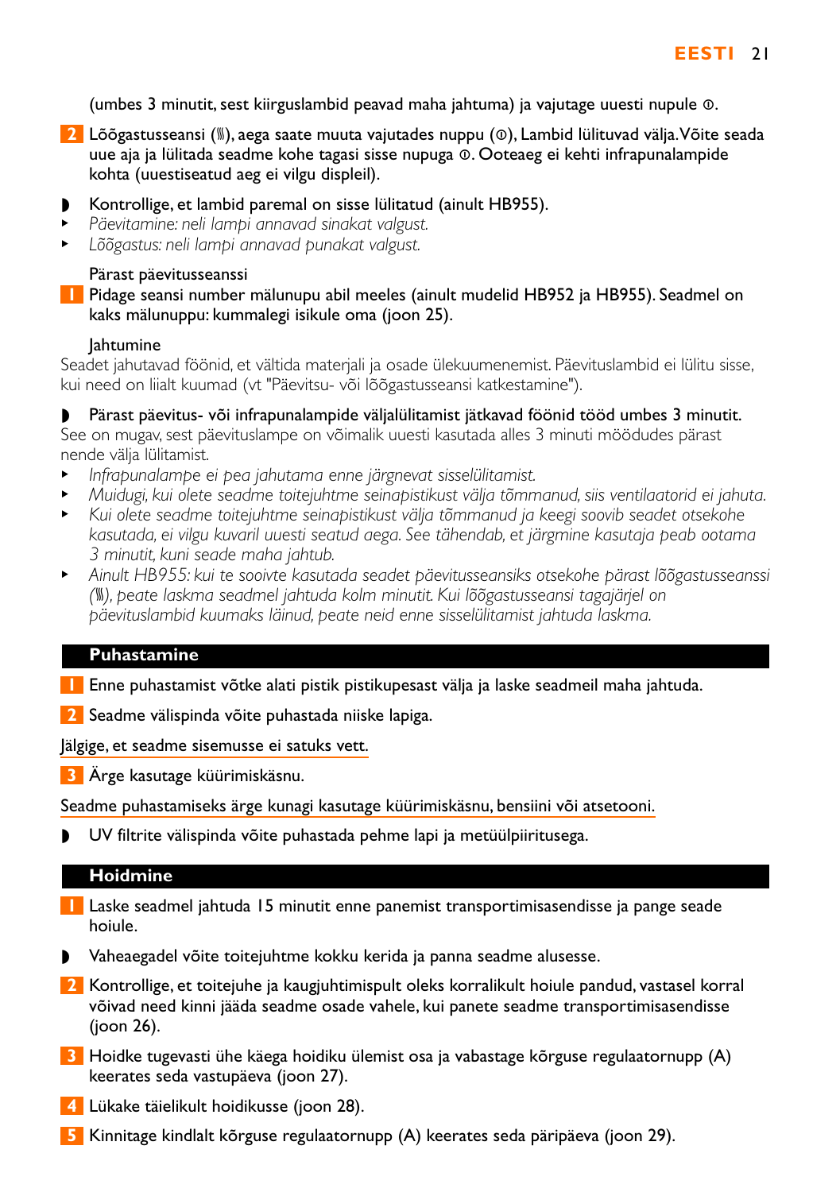(umbes 3 minutit, sest kiirguslambid peavad maha jahtuma) ja vajutage uuesti nupule ①.

2 Lõõgastusseansi (⟆), aega saate muuta vajutades nuppu (①), Lambid lülituvad välja. Võite seada uue aja ja lülitada seadme kohe tagasi sisse nupuga ①. Ooteaeg ei kehti infrapunalampide kohta (uuestiseatud aeg ei vilgu displeil).

◗ Kontrollige, et lambid paremal on sisse lülitatud (ainult HB955).

- *Päevitamine: neli lampi annavad sinakat valgust.*
- *Lõõgastus: neli lampi annavad punakat valgust.*

Pärast päevitusseanssi

1 Pidage seansi number mälunupu abil meeles (ainult mudelid HB952 ja HB955). Seadmel on kaks mälunuppu: kummalegi isikule oma (joon 25).

Jahtumine

Seadet jahutavad föönid, et vältida materjali ja osade ülekuumenemist. Päevituslambid ei lülitu sisse, kui need on liialt kuumad (vt "Päevitsu- või lõõgastusseansi katkestamine").

◗ Pärast päevitus- või infrapunalampide väljalülitamist jätkavad föönid tööd umbes 3 minutit.

See on mugav, sest päevituslampe on võimalik uuesti kasutada alles 3 minuti möödudes pärast nende välja lülitamist.

- *Infrapunalampe ei pea jahutama enne järgnevat sisselülitamist.*
- *Muidugi, kui olete seadme toitejuhtme seinapistikust välja tõmmanud, siis ventilaatorid ei jahuta.*
- *Kui olete seadme toitejuhtme seinapistikust välja tõmmanud ja keegi soovib seadet otsekohe kasutada, ei vilgu kuvaril uuesti seatud aega. See tähendab, et järgmine kasutaja peab ootama 3 minutit, kuni seade maha jahtub.*
- *Ainult HB955: kui te sooivte kasutada seadet päevitusseansiks otsekohe pärast lõõgastusseanssi (⟆), peate laskma seadmel jahtuda kolm minutit. Kui lõõgastusseansi tagajärjel on päevituslambid kuumaks läinud, peate neid enne sisselülitamist jahtuda laskma.*

## Puhastamine

1 Enne puhastamist võtke alati pistik pistikupesast välja ja laske seadmeil maha jahtuda.

2 Seadme välispinda võite puhastada niiske lapiga.

Jälgige, et seadme sisemusse ei satuks vett.

3 Ärge kasutage küürimiskäsnu.

Seadme puhastamiseks ärge kunagi kasutage küürimiskäsnu, bensiini või atsetooni.

◗ UV filtrite välispinda võite puhastada pehme lapi ja metüülpiiritusega.

## Hoidmine

1 Laske seadmel jahtuda 15 minutit enne panemist transportimisasendisse ja pange seade hoiule.

◗ Vaheaegadel võite toitejuhtme kokku kerida ja panna seadme alusesse.

2 Kontrollige, et toitejuhe ja kaugjuhtimispult oleks korralikult hoiule pandud, vastasel korral võivad need kinni jääda seadme osade vahele, kui panete seadme transportimisasendisse (joon 26).

3 Hoidke tugevasti ühe käega hoidiku ülemist osa ja vabastage kõrguse regulaatornupp (A) keerates seda vastupäeva (joon 27).

4 Lükake täielikult hoidikusse (joon 28).

5 Kinnitage kindlalt kõrguse regulaatornupp (A) keerates seda päripäeva (joon 29).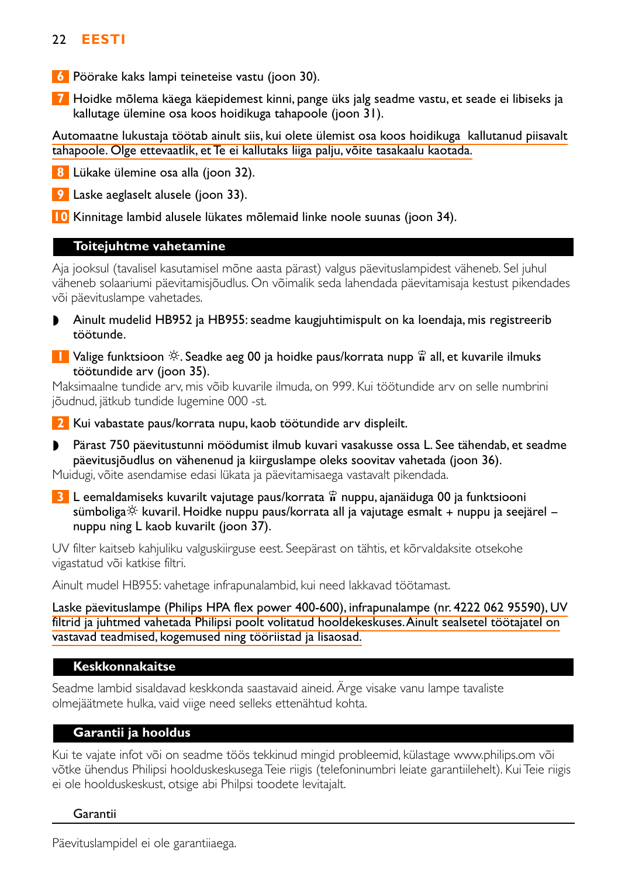6 Pöörake kaks lampi teineteise vastu (joon 30).

7 Hoidke mõlema käega käepidemest kinni, pange üks jalg seadme vastu, et seade ei libiseks ja kallutage ülemine osa koos hoidikuga tahapoole (joon 31).

Automaatne lukustaja töötab ainult siis, kui olete ülemist osa koos hoidikuga kallutanud piisavalt tahapoole. Olge ettevaatlik, et Te ei kallutaks liiga palju, võite tasakaalu kaotada.

8 Lükake ülemine osa alla (joon 32).

9 Laske aeglaselt alusele (joon 33).

10 Kinnitage lambid alusele lükates mõlemaid linke noole suunas (joon 34).

## Toitejuhtme vahetamine

Aja jooksul (tavalisel kasutamisel mõne aasta pärast) valgus päevituslampidest väheneb. Sel juhul väheneb solaariumi päevitamisjõudlus. On võimalik seda lahendada päevitamisaja kestust pikendades või päevituslampe vahetades.

- Ainult mudelid HB952 ja HB955: seadme kaugjuhtimispult on ka loendaja, mis registreerib töötunde.

1 Valige funktsioon ☼. Seadke aeg 00 ja hoidke paus/korrata nupp all, et kuvarile ilmuks töötundide arv (joon 35).

Maksimaalne tundide arv, mis võib kuvarile ilmuda, on 999. Kui töötundide arv on selle numbrini jõudnud, jätkub tundide lugemine 000 -st.

2 Kui vabastate paus/korrata nupu, kaob töötundide arv displeilt.

- Pärast 750 päevitustunni möödumist ilmub kuvari vasakusse ossa L. See tähendab, et seadme päevitusjõudlus on vähenenud ja kiirguslampe oleks soovitav vahetada (joon 36).

Muidugi, võite asendamise edasi lükata ja päevitamisaega vastavalt pikendada.

3 L eemaldamiseks kuvarilt vajutage paus/korrata nuppu, ajanäiduga 00 ja funktsiooni sümboliga☼ kuvaril. Hoidke nuppu paus/korrata all ja vajutage esmalt + nuppu ja seejärel – nuppu ning L kaob kuvarilt (joon 37).

UV filter kaitseb kahjuliku valguskiirguse eest. Seepärast on tähtis, et kõrvaldaksite otsekohe vigastatud või katkise filtri.

Ainult mudel HB955: vahetage infrapunalambid, kui need lakkavad töötamast.

Laske päevituslampe (Philips HPA flex power 400-600), infrapunalampe (nr. 4222 062 95590), UV filtrid ja juhtmed vahetada Philipsi poolt volitatud hooldekeskuses. Ainult sealsetel töötajatel on vastavad teadmised, kogemused ning tööriistad ja lisaosad.

## Keskkonnakaitse

Seadme lambid sisaldavad keskkonda saastavaid aineid. Ärge visake vanu lampe tavaliste olmejäätmete hulka, vaid viige need selleks ettenähtud kohta.

## Garantii ja hooldus

Kui te vajate infot või on seadme töös tekkinud mingid probleemid, külastage www.philips.om või võtke ühendus Philipsi hoolduskeskusega Teie riigis (telefoninumbri leiate garantiilehelt). Kui Teie riigis ei ole hoolduskeskust, otsige abi Philpsi toodete levitajalt.

### Garantii

Päevituslampidel ei ole garantiiaega.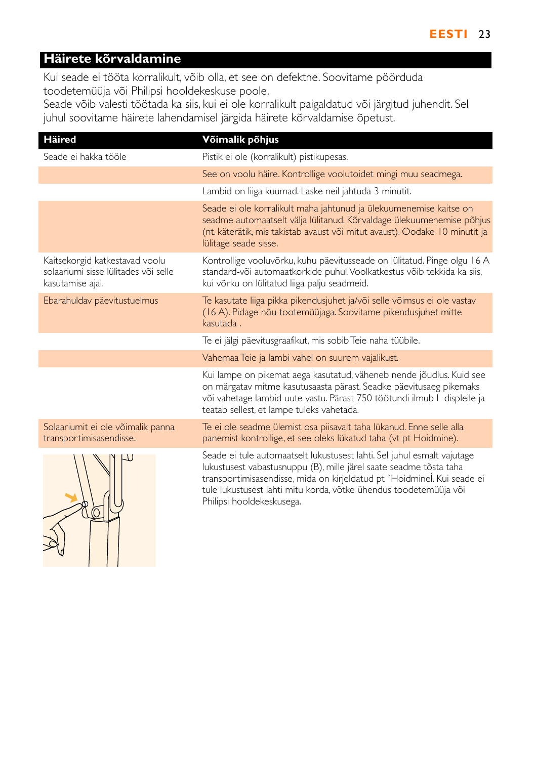## Häirete kõrvaldamine

Kui seade ei tööta korralikult, võib olla, et see on defektne. Soovitame pöörduda toodetemüüja või Philipsi hooldekeskuse poole.
Seade võib valesti töötada ka siis, kui ei ole korralikult paigaldatud või järgitud juhendit. Sel juhul soovitame häirete lahendamisel järgida häirete kõrvaldamise õpetust.

| Häired | Võimalik põhjus |
|---|---|
| Seade ei hakka tööle | Pistik ei ole (korralikult) pistikupesas. |
| | See on voolu häire. Kontrollige voolutoidet mingi muu seadmega. |
| | Lambid on liiga kuumad. Laske neil jahtuda 3 minutit. |
| | Seade ei ole korralikult maha jahtunud ja ülekuumenemise kaitse on seadme automaatselt välja lülitanud. Kõrvaldage ülekuumenemise põhjus (nt. käterätik, mis takistab avaust või mitut avaust). Oodake 10 minutit ja lülitage seade sisse. |
| Kaitsekorgid katkestavad voolu solaariumi sisse lülitades või selle kasutamise ajal. | Kontrollige vooluvõrku, kuhu päevitusseade on lülitatud. Pinge olgu 16 A standard-või automaatkorkide puhul. Voolkatkestus võib tekkida ka siis, kui võrku on lülitatud liiga palju seadmeid. |
| Ebarahuldav päevitustuelmus | Te kasutate liiga pikka pikendusjuhet ja/või selle võimsus ei ole vastav (16 A). Pidage nõu tootemüüjaga. Soovitame pikendusjuhet mitte kasutada . |
| | Te ei jälgi päevitusgraafikut, mis sobib Teie naha tüübile. |
| | Vahemaa Teie ja lambi vahel on suurem vajalikust. |
| | Kui lampe on pikemat aega kasutatud, väheneb nende jõudlus. Kuid see on märgatav mitme kasutusaasta pärast. Seadke päevitusaeg pikemaks või vahetage lambid uute vastu. Pärast 750 töötundi ilmub L displeile ja teatab sellest, et lampe tuleks vahetada. |
| Solaariumit ei ole võimalik panna transportimisasendisse. | Te ei ole seadme ülemist osa piisavalt taha lükanud. Enne selle alla panemist kontrollige, et see oleks lükatud taha (vt pt Hoidmine). |
| | Seade ei tule automaatselt lukustusest lahti. Sel juhul esmalt vajutage lukustusest vabastusnuppu (B), mille järel saate seadme tõsta taha transportimisasendisse, mida on kirjeldatud pt `Hoidmine'. Kui seade ei tule lukustusest lahti mitu korda, võtke ühendus toodetemüüja või Philipsi hooldekeskusega. |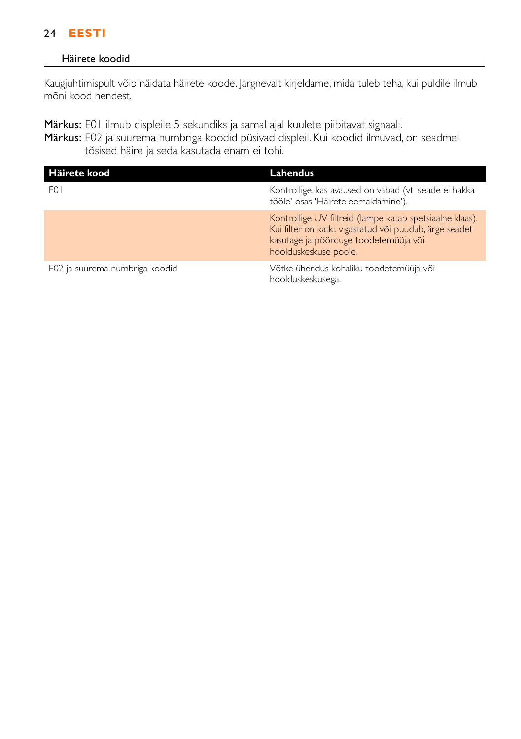## Häirete koodid

Kaugjuhtimispult võib näidata häirete koode. Järgnevalt kirjeldame, mida tuleb teha, kui puldile ilmub mõni kood nendest.

**Märkus:** E01 ilmub displeile 5 sekundiks ja samal ajal kuulete piibitavat signaali.

**Märkus:** E02 ja suurema numbriga koodid püsivad displeil. Kui koodid ilmuvad, on seadmel tõsised häire ja seda kasutada enam ei tohi.

| Häirete kood | Lahendus |
|---|---|
| E01 | Kontrollige, kas avaused on vabad (vt 'seade ei hakka tööle' osas 'Häirete eemaldamine'). |
| | Kontrollige UV filtreid (lampe katab spetsiaalne klaas). Kui filter on katki, vigastatud või puudub, ärge seadet kasutage ja pöörduge toodetemüüja või hoolduskeskuse poole. |
| E02 ja suurema numbriga koodid | Võtke ühendus kohaliku toodetemüüja või hoolduskeskusega. |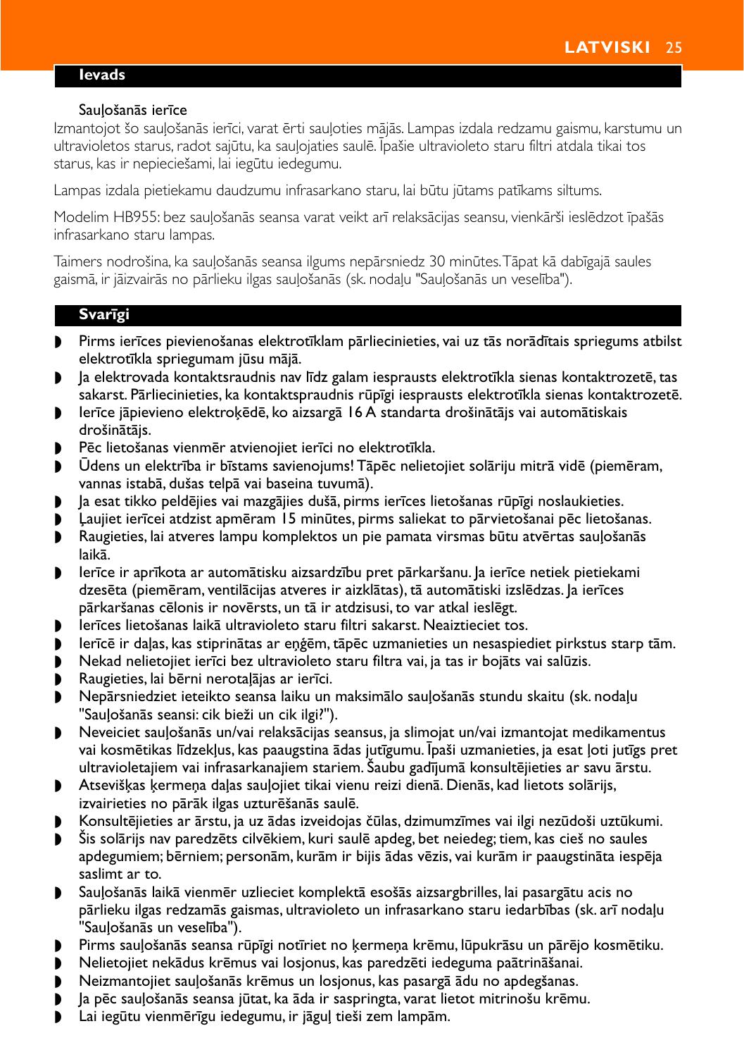## Ievads

### Sauļošanās ierīce

Izmantojot šo sauļošanās ierīci, varat ērti sauļoties mājās. Lampas izdala redzamu gaismu, karstumu un ultravioletos starus, radot sajūtu, ka sauļojaties saulē. Īpašie ultravioleto staru filtri atdala tikai tos starus, kas ir nepieciešami, lai iegūtu iedegumu.

Lampas izdala pietiekamu daudzumu infrasarkano staru, lai būtu jūtams patīkams siltums.

Modelim HB955: bez sauļošanās seansa varat veikt arī relaksācijas seansu, vienkārši ieslēdzot īpašās infrasarkano staru lampas.

Taimers nodrošina, ka sauļošanās seansa ilgums nepārsniedz 30 minūtes. Tāpat kā dabīgajā saules gaismā, ir jāizvairās no pārlieku ilgas sauļošanās (sk. nodaļu "Sauļošanās un veselība").

## Svarīgi

- Pirms ierīces pievienošanas elektrotīklam pārliecinieties, vai uz tās norādītais spriegums atbilst elektrotīkla spriegumam jūsu mājā.
- Ja elektrovada kontaktsraudnis nav līdz galam iesprausts elektrotīkla sienas kontaktrozetē, tas sakarst. Pārliecinieties, ka kontaktspraudnis rūpīgi iesprausts elektrotīkla sienas kontaktrozetē.
- Ierīce jāpievieno elektroķēdē, ko aizsargā 16 A standarta drošinātājs vai automātiskais drošinātājs.
- Pēc lietošanas vienmēr atvienojiet ierīci no elektrotīkla.
- Ūdens un elektrība ir bīstams savienojums! Tāpēc nelietojiet solāriju mitrā vidē (piemēram, vannas istabā, dušas telpā vai baseina tuvumā).
- Ja esat tikko peldējies vai mazgājies dušā, pirms ierīces lietošanas rūpīgi noslaukieties.
- Ļaujiet ierīcei atdzist apmēram 15 minūtes, pirms saliekat to pārvietošanai pēc lietošanas.
- Raugieties, lai atveres lampu komplektos un pie pamata virsmas būtu atvērtas sauļošanās laikā.
- Ierīce ir aprīkota ar automātisku aizsardzību pret pārkaršanu. Ja ierīce netiek pietiekami dzesēta (piemēram, ventilācijas atveres ir aizklātas), tā automātiski izslēdzas. Ja ierīces pārkaršanas cēlonis ir novērsts, un tā ir atdzisusi, to var atkal ieslēgt.
- Ierīces lietošanas laikā ultravioleto staru filtri sakarst. Neaiztieciet tos.
- Ierīcē ir daļas, kas stiprinātas ar eņģēm, tāpēc uzmanieties un nesaspiediet pirkstus starp tām.
- Nekad nelietojiet ierīci bez ultravioleto staru filtra vai, ja tas ir bojāts vai salūzis.
- Raugieties, lai bērni nerotaļājas ar ierīci.
- Nepārsniedziet ieteikto seansa laiku un maksimālo sauļošanās stundu skaitu (sk. nodaļu "Sauļošanās seansi: cik bieži un cik ilgi?").
- Neveiciet sauļošanās un/vai relaksācijas seansus, ja slimojat un/vai izmantojat medikamentus vai kosmētikas līdzekļus, kas paaugstina ādas jutīgumu. Īpaši uzmanieties, ja esat ļoti jutīgs pret ultravioletajiem vai infrasarkanajiem stariem. Šaubu gadījumā konsultējieties ar savu ārstu.
- Atsevišķas ķermeņa daļas sauļojiet tikai vienu reizi dienā. Dienās, kad lietots solārijs, izvairieties no pārāk ilgas uzturēšanās saulē.
- Konsultējieties ar ārstu, ja uz ādas izveidojas čūlas, dzimumzīmes vai ilgi nezūdoši uztūkumi.
- Šis solārijs nav paredzēts cilvēkiem, kuri saulē apdeg, bet neiedeg; tiem, kas cieš no saules apdegumiem; bērniem; personām, kurām ir bijis ādas vēzis, vai kurām ir paaugstināta iespēja saslimt ar to.
- Sauļošanās laikā vienmēr uzlieciet komplektā esošās aizsargbrilles, lai pasargātu acis no pārlieku ilgas redzamās gaismas, ultravioleto un infrasarkano staru iedarbības (sk. arī nodaļu "Sauļošanās un veselība").
- Pirms sauļošanās seansa rūpīgi notīriet no ķermeņa krēmu, lūpukrāsu un pārējo kosmētiku.
- Nelietojiet nekādus krēmus vai losjonus, kas paredzēti iedeguma paātrināšanai.
- Neizmantojiet sauļošanās krēmus un losjonus, kas pasargā ādu no apdegšanas.
- Ja pēc sauļošanās seansa jūtat, ka āda ir saspringta, varat lietot mitrinošu krēmu.
- Lai iegūtu vienmērīgu iedegumu, ir jāguļ tieši zem lampām.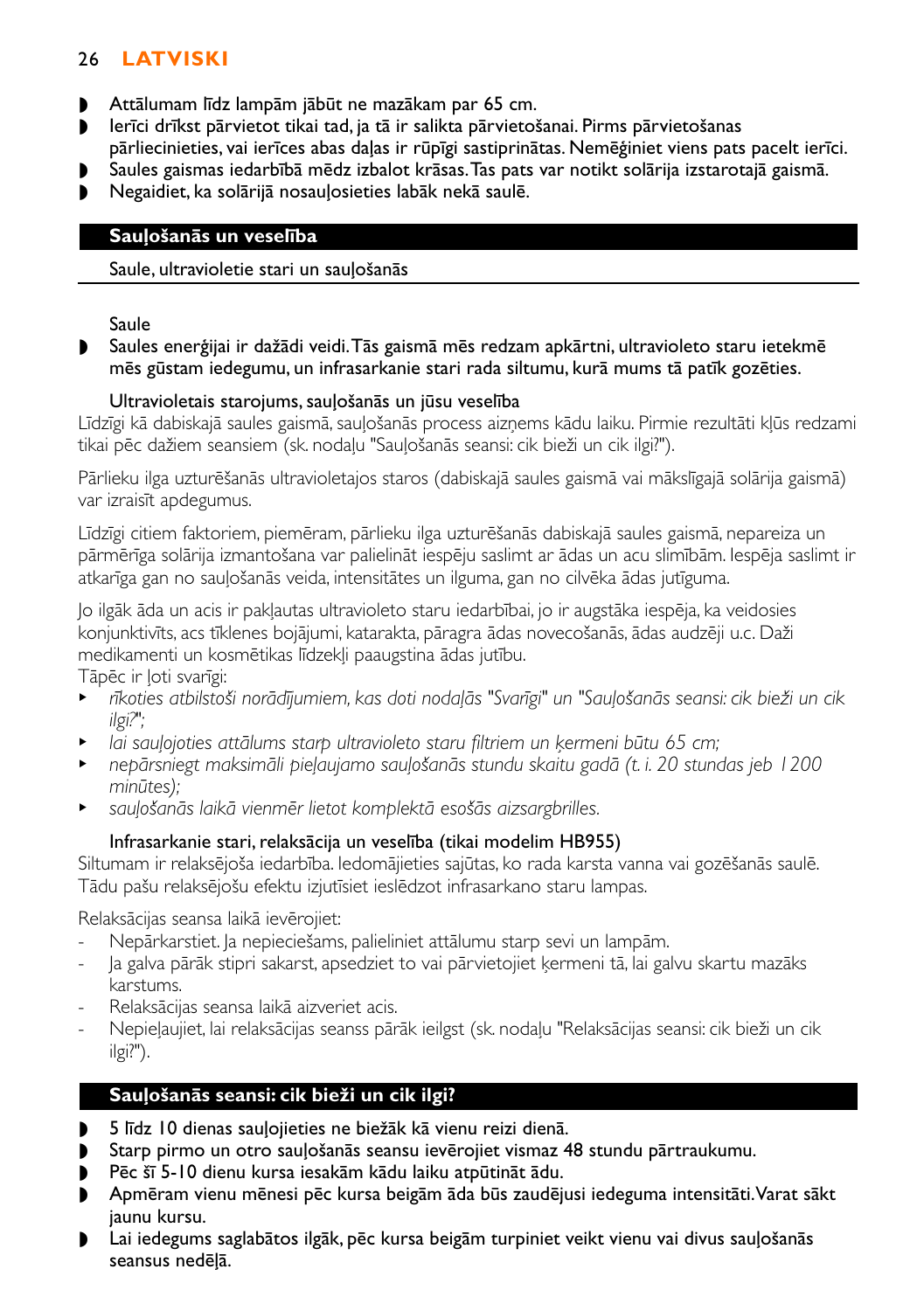- Attālumam līdz lampām jābūt ne mazākam par 65 cm.
- Ierīci drīkst pārvietot tikai tad, ja tā ir salikta pārvietošanai. Pirms pārvietošanas pārliecinieties, vai ierīces abas daļas ir rūpīgi sastiprinātas. Nemēģiniet viens pats pacelt ierīci.
- Saules gaismas iedarbībā mēdz izbalot krāsas. Tas pats var notikt solārija izstarotajā gaismā.
- Negaidiet, ka solārijā nosauļosieties labāk nekā saulē.

## Sauļošanās un veselība

### Saule, ultravioletie stari un sauļošanās

#### Saule

- Saules enerģijai ir dažādi veidi. Tās gaismā mēs redzam apkārtni, ultravioleto staru ietekmē mēs gūstam iedegumu, un infrasarkanie stari rada siltumu, kurā mums tā patīk gozēties.

#### Ultravioletais starojums, sauļošanās un jūsu veselība

Līdzīgi kā dabiskajā saules gaismā, sauļošanās process aizņems kādu laiku. Pirmie rezultāti kļūs redzami tikai pēc dažiem seansiem (sk. nodaļu "Sauļošanās seansi: cik bieži un cik ilgi?").

Pārlieku ilga uzturēšanās ultravioletajos staros (dabiskajā saules gaismā vai mākslīgajā solārija gaismā) var izraisīt apdegumus.

Līdzīgi citiem faktoriem, piemēram, pārlieku ilga uzturēšanās dabiskajā saules gaismā, nepareiza un pārmērīga solārija izmantošana var palielināt iespēju saslimt ar ādas un acu slimībām. Iespēja saslimt ir atkarīga gan no sauļošanās veida, intensitātes un ilguma, gan no cilvēka ādas jutīguma.

Jo ilgāk āda un acis ir pakļautas ultravioleto staru iedarbībai, jo ir augstāka iespēja, ka veidosies konjunktivīts, acs tīklenes bojājumi, katarakta, pāragra ādas novecošanās, ādas audzēji u.c. Daži medikamenti un kosmētikas līdzekļi paaugstina ādas jutību.
Tāpēc ir ļoti svarīgi:

- *rīkoties atbilstoši norādījumiem, kas doti nodaļās "Svarīgi" un "Sauļošanās seansi: cik bieži un cik ilgi?";*
- *lai sauļojoties attālums starp ultravioleto staru filtriem un ķermeni būtu 65 cm;*
- *nepārsniegt maksimāli pieļaujamo sauļošanās stundu skaitu gadā (t. i. 20 stundas jeb 1200 minūtes);*
- *sauļošanās laikā vienmēr lietot komplektā esošās aizsargbrilles.*

#### Infrasarkanie stari, relaksācija un veselība (tikai modelim HB955)

Siltumam ir relaksējoša iedarbība. Iedomājieties sajūtas, ko rada karsta vanna vai gozēšanās saulē. Tādu pašu relaksējošu efektu izjutīsiet ieslēdzot infrasarkano staru lampas.

Relaksācijas seansa laikā ievērojiet:

- Nepārkarstiet. Ja nepieciešams, palieliniet attālumu starp sevi un lampām.
- Ja galva pārāk stipri sakarst, apsedziet to vai pārvietojiet ķermeni tā, lai galvu skartu mazāks karstums.
- Relaksācijas seansa laikā aizveriet acis.
- Nepieļaujiet, lai relaksācijas seanss pārāk ieilgst (sk. nodaļu "Relaksācijas seansi: cik bieži un cik ilgi?").

## Sauļošanās seansi: cik bieži un cik ilgi?

- 5 līdz 10 dienas sauļojieties ne biežāk kā vienu reizi dienā.
- Starp pirmo un otro sauļošanās seansu ievērojiet vismaz 48 stundu pārtraukumu.
- Pēc šī 5-10 dienu kursa iesakām kādu laiku atpūtināt ādu.
- Apmēram vienu mēnesi pēc kursa beigām āda būs zaudējusi iedeguma intensitāti. Varat sākt jaunu kursu.
- Lai iedegums saglabātos ilgāk, pēc kursa beigām turpiniet veikt vienu vai divus sauļošanās seansus nedēļā.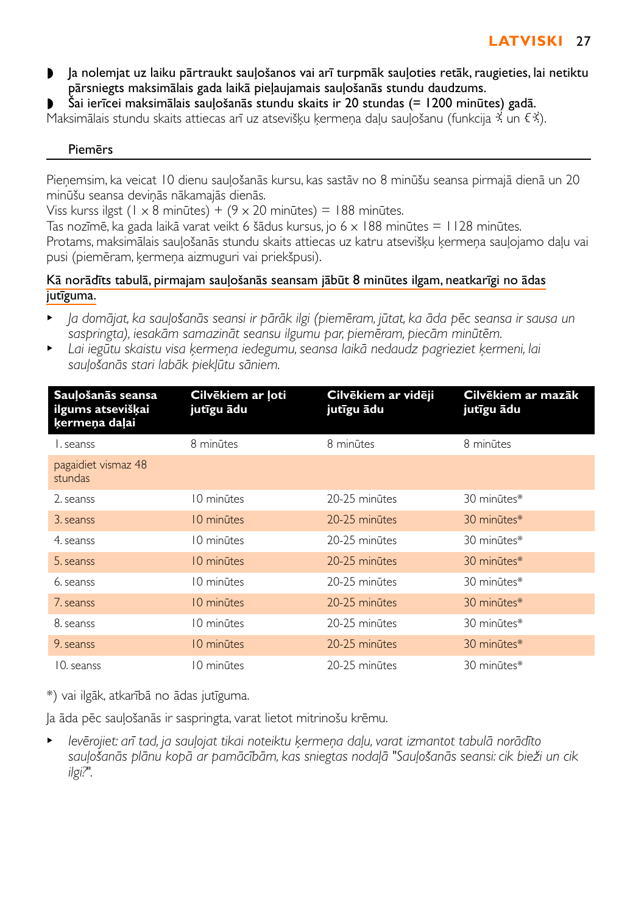- Ja nolemjat uz laiku pārtraukt sauļošanos vai arī turpmāk sauļoties retāk, raugieties, lai netiktu pārsniegts maksimālais gada laikā pieļaujamais sauļošanās stundu daudzums.
- Šai ierīcei maksimālais sauļošanās stundu skaits ir 20 stundas (= 1200 minūtes) gadā.

Maksimālais stundu skaits attiecas arī uz atsevišķu ķermeņa daļu sauļošanu (funkcija ☀ un ☀).

## Piemērs

Pieņemsim, ka veicat 10 dienu sauļošanās kursu, kas sastāv no 8 minūšu seansa pirmajā dienā un 20 minūšu seansa deviņās nākamajās dienās.

Viss kurss ilgst (1 × 8 minūtes) + (9 × 20 minūtes) = 188 minūtes.

Tas nozīmē, ka gada laikā varat veikt 6 šādus kursus, jo 6 × 188 minūtes = 1128 minūtes.

Protams, maksimālais sauļošanās stundu skaits attiecas uz katru atsevišķu ķermeņa sauļojamo daļu vai pusi (piemēram, ķermeņa aizmuguri vai priekšpusi).

**Kā norādīts tabulā, pirmajam sauļošanās seansam jābūt 8 minūtes ilgam, neatkarīgi no ādas jutīguma.**

- *Ja domājat, ka sauļošanās seansi ir pārāk ilgi (piemēram, jūtat, ka āda pēc seansa ir sausa un saspringta), iesakām samazināt seansu ilgumu par, piemēram, piecām minūtēm.*
- *Lai iegūtu skaistu visa ķermeņa iedegumu, seansa laikā nedaudz pagrieziet ķermeni, lai sauļošanās stari labāk piekļūtu sāniem.*

| Sauļošanās seansa ilgums atsevišķai ķermeņa daļai | Cilvēkiem ar ļoti jutīgu ādu | Cilvēkiem ar vidēji jutīgu ādu | Cilvēkiem ar mazāk jutīgu ādu |
|---|---|---|---|
| 1. seanss | 8 minūtes | 8 minūtes | 8 minūtes |
| pagaidiet vismaz 48 stundas | | | |
| 2. seanss | 10 minūtes | 20-25 minūtes | 30 minūtes* |
| 3. seanss | 10 minūtes | 20-25 minūtes | 30 minūtes* |
| 4. seanss | 10 minūtes | 20-25 minūtes | 30 minūtes* |
| 5. seanss | 10 minūtes | 20-25 minūtes | 30 minūtes* |
| 6. seanss | 10 minūtes | 20-25 minūtes | 30 minūtes* |
| 7. seanss | 10 minūtes | 20-25 minūtes | 30 minūtes* |
| 8. seanss | 10 minūtes | 20-25 minūtes | 30 minūtes* |
| 9. seanss | 10 minūtes | 20-25 minūtes | 30 minūtes* |
| 10. seanss | 10 minūtes | 20-25 minūtes | 30 minūtes* |

*) vai ilgāk, atkarībā no ādas jutīguma.

Ja āda pēc sauļošanās ir saspringta, varat lietot mitrinošu krēmu.

- *Ievērojiet: arī tad, ja sauļojat tikai noteiktu ķermeņa daļu, varat izmantot tabulā norādīto sauļošanās plānu kopā ar pamācībām, kas sniegtas nodaļā "Sauļošanās seansi: cik bieži un cik ilgi?".*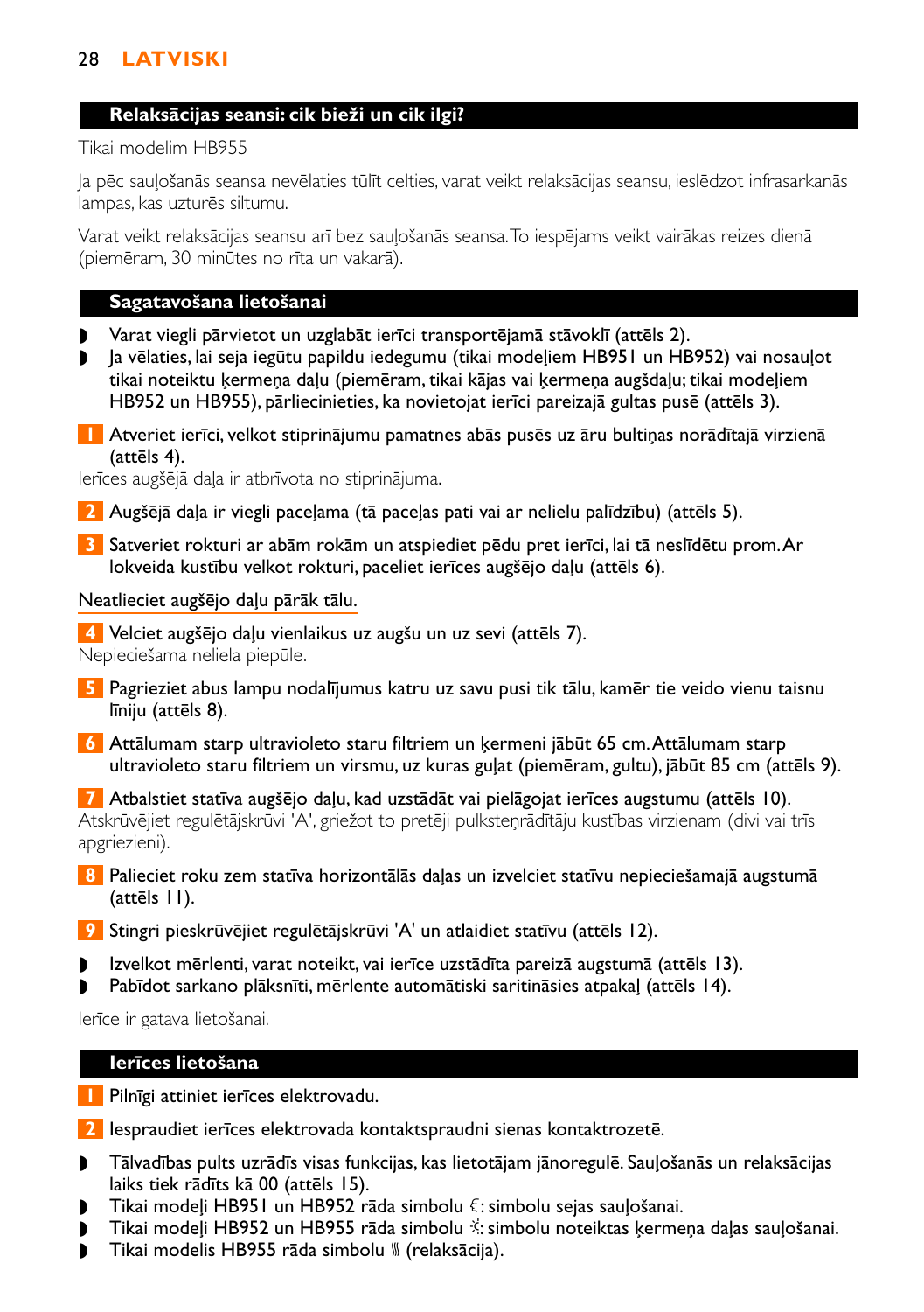## Relaksācijas seansi: cik bieži un cik ilgi?

Tikai modelim HB955

Ja pēc sauļošanās seansa nevēlaties tūlīt celties, varat veikt relaksācijas seansu, ieslēdzot infrasarkanās lampas, kas uzturēs siltumu.

Varat veikt relaksācijas seansu arī bez sauļošanās seansa. To iespējams veikt vairākas reizes dienā (piemēram, 30 minūtes no rīta un vakarā).

## Sagatavošana lietošanai

- Varat viegli pārvietot un uzglabāt ierīci transportējamā stāvoklī (attēls 2).
- Ja vēlaties, lai seja iegūtu papildu iedegumu (tikai modeļiem HB951 un HB952) vai nosauļot tikai noteiktu ķermeņa daļu (piemēram, tikai kājas vai ķermeņa augšdaļu; tikai modeļiem HB952 un HB955), pārliecinieties, ka novietojat ierīci pareizajā gultas pusē (attēls 3).

1. Atveriet ierīci, velkot stiprinājumu pamatnes abās pusēs uz āru bultiņas norādītajā virzienā (attēls 4).

Ierīces augšējā daļa ir atbrīvota no stiprinājuma.

2. Augšējā daļa ir viegli paceļama (tā paceļas pati vai ar nelielu palīdzību) (attēls 5).
3. Satveriet rokturi ar abām rokām un atspiediet pēdu pret ierīci, lai tā neslīdētu prom. Ar lokveida kustību velkot rokturi, paceliet ierīces augšējo daļu (attēls 6).

Neatlieciet augšējo daļu pārāk tālu.

4. Velciet augšējo daļu vienlaikus uz augšu un uz sevi (attēls 7).

Nepieciešama neliela piepūle.

5. Pagrieziet abus lampu nodalījumus katru uz savu pusi tik tālu, kamēr tie veido vienu taisnu līniju (attēls 8).
6. Attālumam starp ultravioleto staru filtriem un ķermeni jābūt 65 cm. Attālumam starp ultravioleto staru filtriem un virsmu, uz kuras guļat (piemēram, gultu), jābūt 85 cm (attēls 9).
7. Atbalstiet statīva augšējo daļu, kad uzstādāt vai pielāgojat ierīces augstumu (attēls 10).

Atskrūvējiet regulētājskrūvi 'A', griežot to pretēji pulksteņrādītāju kustības virzienam (divi vai trīs apgriezieni).

8. Palieciet roku zem statīva horizontālās daļas un izvelciet statīvu nepieciešamajā augstumā (attēls 11).
9. Stingri pieskrūvējiet regulētājskrūvi 'A' un atlaidiet statīvu (attēls 12).

- Izvelkot mērlenti, varat noteikt, vai ierīce uzstādīta pareizā augstumā (attēls 13).
- Pabīdot sarkano plāksnīti, mērlente automātiski saritināsies atpakaļ (attēls 14).

Ierīce ir gatava lietošanai.

## Ierīces lietošana

1. Pilnīgi attiniet ierīces elektrovadu.
2. Iespraudiet ierīces elektrovada kontaktspraudni sienas kontaktrozetē.

- Tālvadības pults uzrādīs visas funkcijas, kas lietotājam jānoregulē. Sauļošanās un relaksācijas laiks tiek rādīts kā 00 (attēls 15).
- Tikai modeļi HB951 un HB952 rāda simbolu ☺: simbolu sejas sauļošanai.
- Tikai modeļi HB952 un HB955 rāda simbolu ☼: simbolu noteiktas ķermeņa daļas sauļošanai.
- Tikai modelis HB955 rāda simbolu ≋ (relaksācija).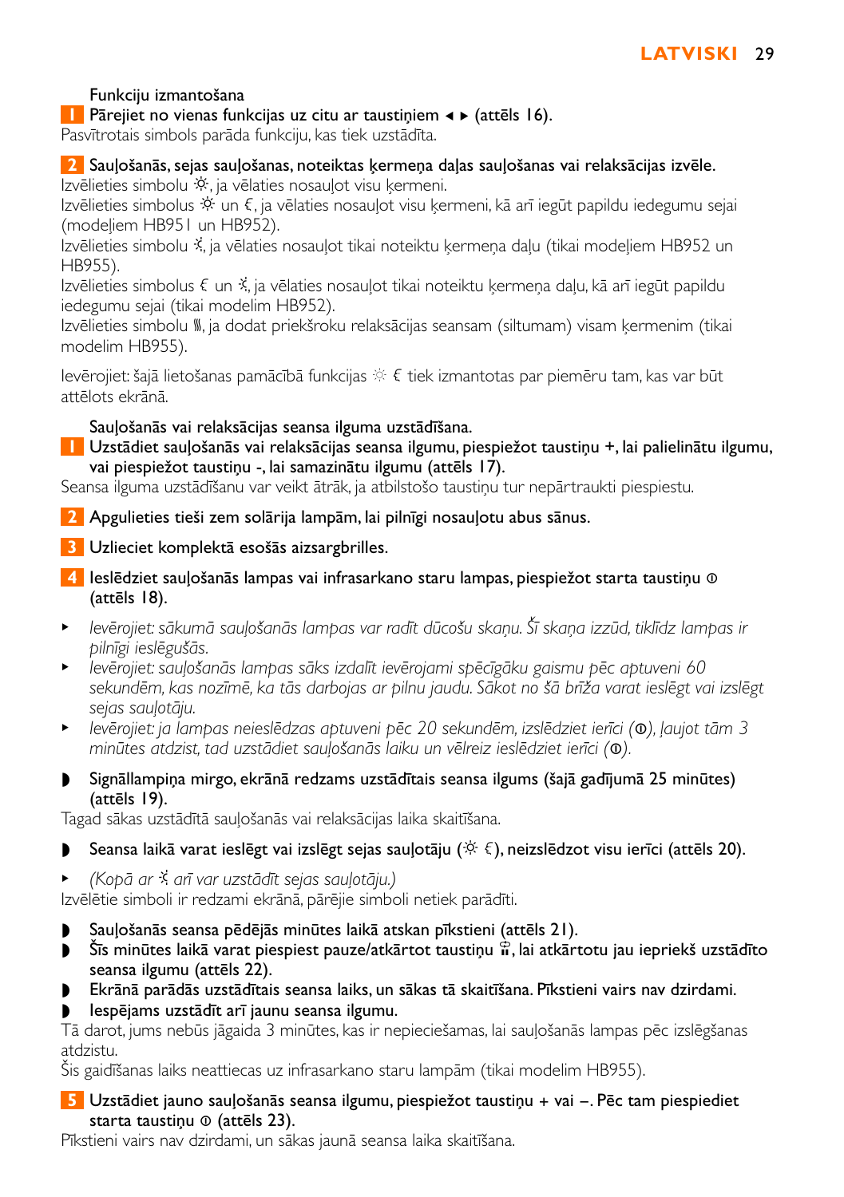Funkciju izmantošana

**1** **Pārejiet no vienas funkcijas uz citu ar taustiņiem ◄ ► (attēls 16).**

Pasvītrotais simbols parāda funkciju, kas tiek uzstādīta.

**2** **Sauļošanās, sejas sauļošanas, noteiktas ķermeņa daļas sauļošanas vai relaksācijas izvēle.**

Izvēlieties simbolu ☼, ja vēlaties nosauļot visu ķermeni.

Izvēlieties simbolus ☼ un €, ja vēlaties nosauļot visu ķermeni, kā arī iegūt papildu iedegumu sejai (modeļiem HB951 un HB952).

Izvēlieties simbolu ☀, ja vēlaties nosauļot tikai noteiktu ķermeņa daļu (tikai modeļiem HB952 un HB955).

Izvēlieties simbolus € un ☀, ja vēlaties nosauļot tikai noteiktu ķermeņa daļu, kā arī iegūt papildu iedegumu sejai (tikai modelim HB952).

Izvēlieties simbolu ⫴, ja dodat priekšroku relaksācijas seansam (siltumam) visam ķermenim (tikai modelim HB955).

Ievērojiet: šajā lietošanas pamācībā funkcijas ☼ € tiek izmantotas par piemēru tam, kas var būt attēlots ekrānā.

Sauļošanās vai relaksācijas seansa ilguma uzstādīšana.

**1** **Uzstādiet sauļošanās vai relaksācijas seansa ilgumu, piespiežot taustiņu +, lai palielinātu ilgumu, vai piespiežot taustiņu -, lai samazinātu ilgumu (attēls 17).**

Seansa ilguma uzstādīšanu var veikt ātrāk, ja atbilstošo taustiņu tur nepārtraukti piespiestu.

**2** **Apgulieties tieši zem solārija lampām, lai pilnīgi nosauļotu abus sānus.**

**3** **Uzlieciet komplektā esošās aizsargbrilles.**

**4** **Ieslēdziet sauļošanās lampas vai infrasarkano staru lampas, piespiežot starta taustiņu ⓞ (attēls 18).**

- *Ievērojiet: sākumā sauļošanās lampas var radīt dūcošu skaņu. Šī skaņa izzūd, tiklīdz lampas ir pilnīgi ieslēgušās.*
- *Ievērojiet: sauļošanās lampas sāks izdalīt ievērojami spēcīgāku gaismu pēc aptuveni 60 sekundēm, kas nozīmē, ka tās darbojas ar pilnu jaudu. Sākot no šā brīža varat ieslēgt vai izslēgt sejas sauļotāju.*
- *Ievērojiet: ja lampas neieslēdzas aptuveni pēc 20 sekundēm, izslēdziet ierīci (ⓞ), ļaujot tām 3 minūtes atdzist, tad uzstādiet sauļošanās laiku un vēlreiz ieslēdziet ierīci (ⓞ).*

◗ **Signāllampiņa mirgo, ekrānā redzams uzstādītais seansa ilgums (šajā gadījumā 25 minūtes) (attēls 19).**

Tagad sākas uzstādītā sauļošanās vai relaksācijas laika skaitīšana.

◗ **Seansa laikā varat ieslēgt vai izslēgt sejas sauļotāju (☼ €), neizslēdzot visu ierīci (attēls 20).**

- *(Kopā ar ☀ arī var uzstādīt sejas sauļotāju.)*

Izvēlētie simboli ir redzami ekrānā, pārējie simboli netiek parādīti.

◗ **Sauļošanās seansa pēdējās minūtes laikā atskan pīkstieni (attēls 21).**

◗ **Šīs minūtes laikā varat piespiest pauze/atkārtot taustiņu ⏸, lai atkārtotu jau iepriekš uzstādīto seansa ilgumu (attēls 22).**

◗ **Ekrānā parādās uzstādītais seansa laiks, un sākas tā skaitīšana. Pīkstieni vairs nav dzirdami.**

◗ **Iespējams uzstādīt arī jaunu seansa ilgumu.**

Tā darot, jums nebūs jāgaida 3 minūtes, kas ir nepieciešamas, lai sauļošanās lampas pēc izslēgšanas atdzistu.

Šis gaidīšanas laiks neattiecas uz infrasarkano staru lampām (tikai modelim HB955).

**5** **Uzstādiet jauno sauļošanās seansa ilgumu, piespiežot taustiņu + vai –. Pēc tam piespiediet starta taustiņu ⓞ (attēls 23).**

Pīkstieni vairs nav dzirdami, un sākas jaunā seansa laika skaitīšana.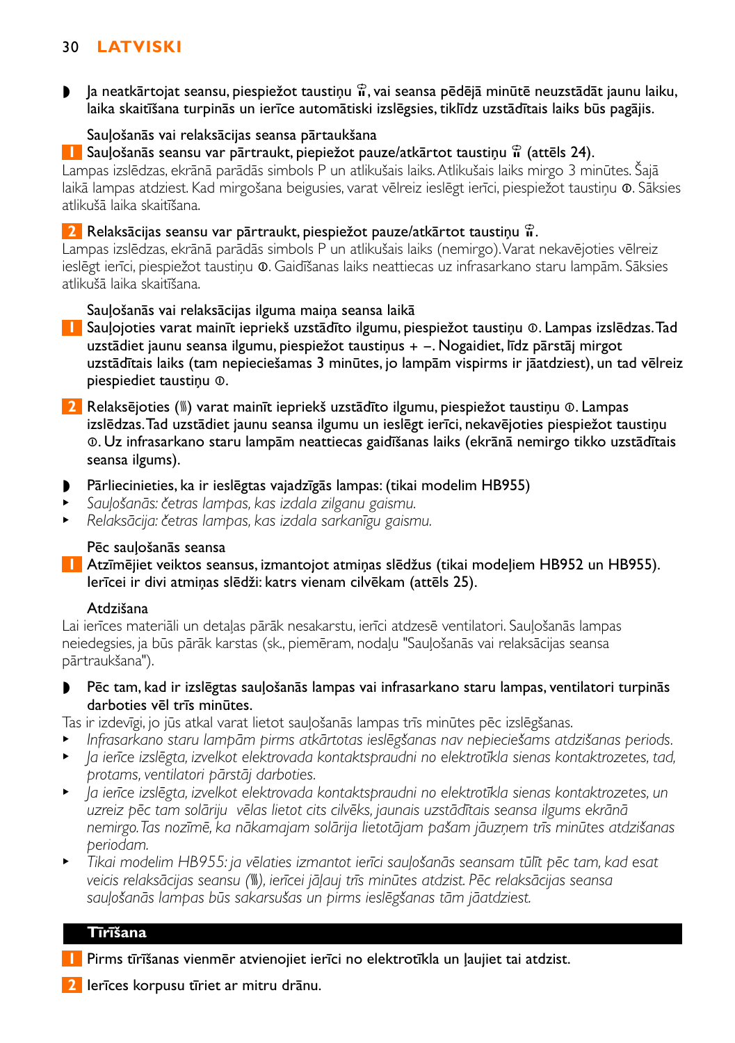- Ja neatkārtojat seansu, piespiežot taustiņu ⏸, vai seansa pēdējā minūtē neuzstādāt jaunu laiku, laika skaitīšana turpinās un ierīce automātiski izslēgsies, tiklīdz uzstādītais laiks būs pagājis.

Sauļošanās vai relaksācijas seansa pārtaukšana

1 Sauļošanās seansu var pārtraukt, piepiežot pauze/atkārtot taustiņu ⏸ (attēls 24).

Lampas izslēdzas, ekrānā parādās simbols P un atlikušais laiks. Atlikušais laiks mirgo 3 minūtes. Šajā laikā lampas atdziest. Kad mirgošana beigusies, varat vēlreiz ieslēgt ierīci, piespiežot taustiņu ⊙. Sāksies atlikušā laika skaitīšana.

2 Relaksācijas seansu var pārtraukt, piespiežot pauze/atkārtot taustiņu ⏸.

Lampas izslēdzas, ekrānā parādās simbols P un atlikušais laiks (nemirgo). Varat nekavējoties vēlreiz ieslēgt ierīci, piespiežot taustiņu ⊙. Gaidīšanas laiks neattiecas uz infrasarkano staru lampām. Sāksies atlikušā laika skaitīšana.

Sauļošanās vai relaksācijas ilguma maiņa seansa laikā

1 Sauļojoties varat mainīt iepriekš uzstādīto ilgumu, piespiežot taustiņu ⊙. Lampas izslēdzas. Tad uzstādiet jaunu seansa ilgumu, piespiežot taustiņus + –. Nogaidiet, līdz pārstāj mirgot uzstādītais laiks (tam nepieciešamas 3 minūtes, jo lampām vispirms ir jāatdziest), un tad vēlreiz piespiediet taustiņu ⊙.

2 Relaksējoties (⦀) varat mainīt iepriekš uzstādīto ilgumu, piespiežot taustiņu ⊙. Lampas izslēdzas. Tad uzstādiet jaunu seansa ilgumu un ieslēgt ierīci, nekavējoties piespiežot taustiņu ⊙. Uz infrasarkano staru lampām neattiecas gaidīšanas laiks (ekrānā nemirgo tikko uzstādītais seansa ilgums).

- Pārliecinieties, ka ir ieslēgtas vajadzīgās lampas: (tikai modelim HB955)
  - *Sauļošanās: četras lampas, kas izdala zilganu gaismu.*
  - *Relaksācija: četras lampas, kas izdala sarkanīgu gaismu.*

Pēc sauļošanās seansa

1 Atzīmējiet veiktos seansus, izmantojot atmiņas slēdžus (tikai modeļiem HB952 un HB955). Ierīcei ir divi atmiņas slēdži: katrs vienam cilvēkam (attēls 25).

Atdzišana

Lai ierīces materiāli un detaļas pārāk nesakarstu, ierīci atdzesē ventilatori. Sauļošanās lampas neiedegsies, ja būs pārāk karstas (sk., piemēram, nodaļu "Sauļošanās vai relaksācijas seansa pārtraukšana").

- Pēc tam, kad ir izslēgtas sauļošanās lampas vai infrasarkano staru lampas, ventilatori turpinās darboties vēl trīs minūtes.

Tas ir izdevīgi, jo jūs atkal varat lietot sauļošanās lampas trīs minūtes pēc izslēgšanas.

- *Infrasarkano staru lampām pirms atkārtotas ieslēgšanas nav nepieciešams atdzišanas periods.*
- *Ja ierīce izslēgta, izvelkot elektrovada kontaktspraudni no elektrotīkla sienas kontaktrozetes, tad, protams, ventilatori pārstāj darboties.*
- *Ja ierīce izslēgta, izvelkot elektrovada kontaktspraudni no elektrotīkla sienas kontaktrozetes, un uzreiz pēc tam solāriju vēlas lietot cits cilvēks, jaunais uzstādītais seansa ilgums ekrānā nemirgo. Tas nozīmē, ka nākamajam solārija lietotājam pašam jāuzņem trīs minūtes atdzišanas periodam.*
- *Tikai modelim HB955: ja vēlaties izmantot ierīci sauļošanās seansam tūlīt pēc tam, kad esat veicis relaksācijas seansu (⦀), ierīcei jāļauj trīs minūtes atdzist. Pēc relaksācijas seansa sauļošanās lampas būs sakarsušas un pirms ieslēgšanas tām jāatdziest.*

## Tīrīšana

1 Pirms tīrīšanas vienmēr atvienojiet ierīci no elektrotīkla un ļaujiet tai atdzist.

2 Ierīces korpusu tīriet ar mitru drānu.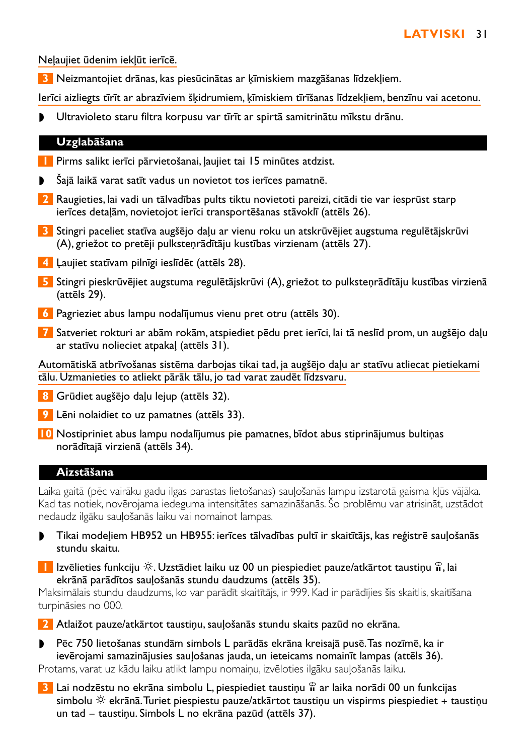Neļaujiet ūdenim iekļūt ierīcē.

3 Neizmantojiet drānas, kas piesūcinātas ar ķīmiskiem mazgāšanas līdzekļiem.

Ierīci aizliegts tīrīt ar abrazīviem šķidrumiem, ķīmiskiem tīrīšanas līdzekļiem, benzīnu vai acetonu.

- Ultravioleto staru filtra korpusu var tīrīt ar spirtā samitrinātu mīkstu drānu.

## Uzglabāšana

1 Pirms salikt ierīci pārvietošanai, ļaujiet tai 15 minūtes atdzist.

- Šajā laikā varat satīt vadus un novietot tos ierīces pamatnē.

2 Raugieties, lai vadi un tālvadības pults tiktu novietoti pareizi, citādi tie var iesprūst starp ierīces detaļām, novietojot ierīci transportēšanas stāvoklī (attēls 26).

3 Stingri paceliet statīva augšējo daļu ar vienu roku un atskrūvējiet augstuma regulētājskrūvi (A), griežot to pretēji pulksteņrādītāju kustības virzienam (attēls 27).

4 Ļaujiet statīvam pilnīgi ieslīdēt (attēls 28).

5 Stingri pieskrūvējiet augstuma regulētājskrūvi (A), griežot to pulksteņrādītāju kustības virzienā (attēls 29).

6 Pagrieziet abus lampu nodalījumus vienu pret otru (attēls 30).

7 Satveriet rokturi ar abām rokām, atspiediet pēdu pret ierīci, lai tā neslīd prom, un augšējo daļu ar statīvu nolieciet atpakaļ (attēls 31).

Automātiskā atbrīvošanas sistēma darbojas tikai tad, ja augšējo daļu ar statīvu atliecat pietiekami tālu. Uzmanieties to atliekt pārāk tālu, jo tad varat zaudēt līdzsvaru.

8 Grūdiet augšējo daļu lejup (attēls 32).

9 Lēni nolaidiet to uz pamatnes (attēls 33).

10 Nostipriniet abus lampu nodalījumus pie pamatnes, bīdot abus stiprinājumus bultiņas norādītajā virzienā (attēls 34).

## Aizstāšana

Laika gaitā (pēc vairāku gadu ilgas parastas lietošanas) sauļošanās lampu izstarotā gaisma kļūs vājāka. Kad tas notiek, novērojama iedeguma intensitātes samazināšanās. Šo problēmu var atrisināt, uzstādot nedaudz ilgāku sauļošanās laiku vai nomainot lampas.

- Tikai modeļiem HB952 un HB955: ierīces tālvadības pultī ir skaitītājs, kas reģistrē sauļošanās stundu skaitu.

1 Izvēlieties funkciju ☼. Uzstādiet laiku uz 00 un piespiediet pauze/atkārtot taustiņu, lai ekrānā parādītos sauļošanās stundu daudzums (attēls 35).

Maksimālais stundu daudzums, ko var parādīt skaitītājs, ir 999. Kad ir parādījies šis skaitlis, skaitīšana turpināsies no 000.

2 Atlaižot pauze/atkārtot taustiņu, sauļošanās stundu skaits pazūd no ekrāna.

- Pēc 750 lietošanas stundām simbols L parādās ekrāna kreisajā pusē. Tas nozīmē, ka ir ievērojami samazinājusies sauļošanas jauda, un ieteicams nomainīt lampas (attēls 36).

Protams, varat uz kādu laiku atlikt lampu nomaiņu, izvēloties ilgāku sauļošanās laiku.

3 Lai nodzēstu no ekrāna simbolu L, piespiediet taustiņu ar laika norādi 00 un funkcijas simbolu ☼ ekrānā. Turiet piespiestu pauze/atkārtot taustiņu un vispirms piespiediet + taustiņu un tad – taustiņu. Simbols L no ekrāna pazūd (attēls 37).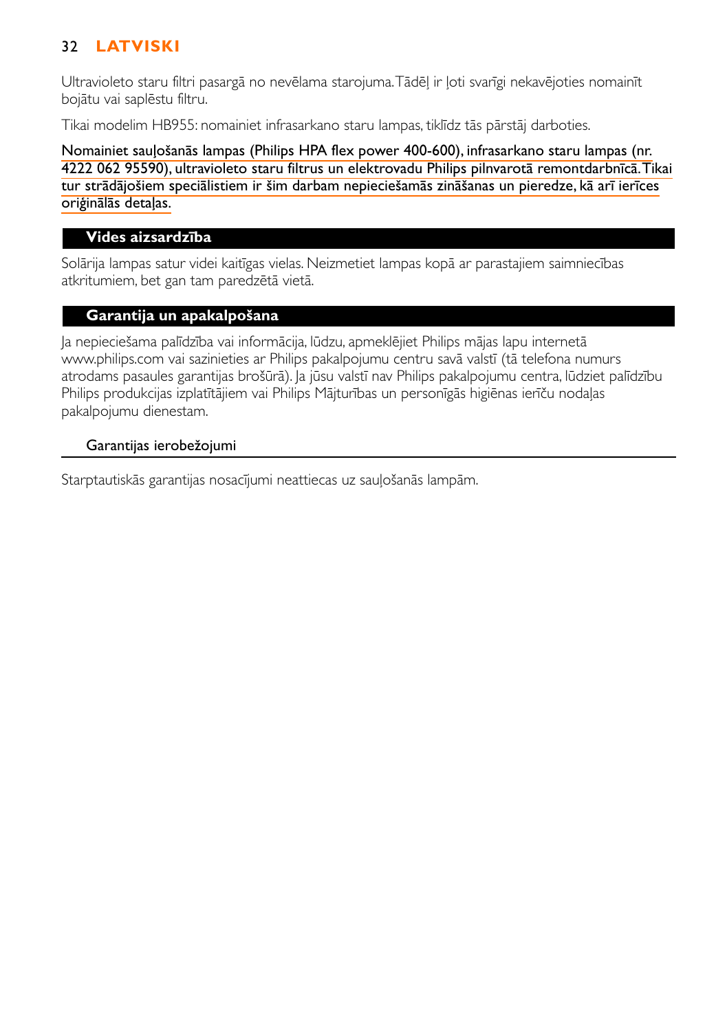Ultravioleto staru filtri pasargā no nevēlama starojuma. Tādēļ ir ļoti svarīgi nekavējoties nomainīt bojātu vai saplēstu filtru.

Tikai modelim HB955: nomainiet infrasarkano staru lampas, tiklīdz tās pārstāj darboties.

Nomainiet sauļošanās lampas (Philips HPA flex power 400-600), infrasarkano staru lampas (nr. 4222 062 95590), ultravioleto staru filtrus un elektrovadu Philips pilnvarotā remontdarbnīcā. Tikai tur strādājošiem speciālistiem ir šim darbam nepieciešamās zināšanas un pieredze, kā arī ierīces oriģinālās detaļas.

## Vides aizsardzība

Solārija lampas satur videi kaitīgas vielas. Neizmetiet lampas kopā ar parastajiem saimniecības atkritumiem, bet gan tam paredzētā vietā.

## Garantija un apakalpošana

Ja nepieciešama palīdzība vai informācija, lūdzu, apmeklējiet Philips mājas lapu internetā www.philips.com vai sazinieties ar Philips pakalpojumu centru savā valstī (tā telefona numurs atrodams pasaules garantijas brošūrā). Ja jūsu valstī nav Philips pakalpojumu centra, lūdziet palīdzību Philips produkcijas izplatītājiem vai Philips Mājturības un personīgās higiēnas ierīču nodaļas pakalpojumu dienestam.

### Garantijas ierobežojumi

Starptautiskās garantijas nosacījumi neattiecas uz sauļošanās lampām.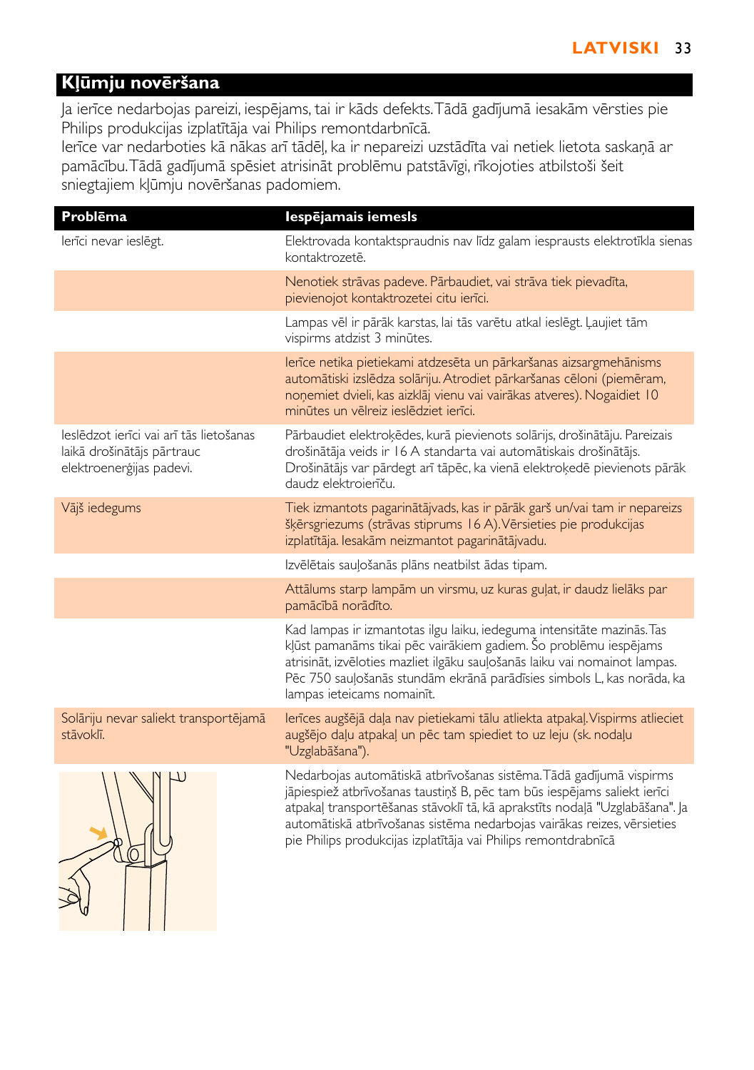## Kļūmju novēršana

Ja ierīce nedarbojas pareizi, iespējams, tai ir kāds defekts. Tādā gadījumā iesakām vērsties pie Philips produkcijas izplatītāja vai Philips remontdarbnīcā.
Ierīce var nedarboties kā nākas arī tādēļ, ka ir nepareizi uzstādīta vai netiek lietota saskaņā ar pamācību. Tādā gadījumā spēsiet atrisināt problēmu patstāvīgi, rīkojoties atbilstoši šeit sniegtajiem kļūmju novēršanas padomiem.

| Problēma | Iespējamais iemesls |
| --- | --- |
| Ierīci nevar ieslēgt. | Elektrovada kontaktspraudnis nav līdz galam iesprausts elektrotīkla sienas kontaktrozetē. |
| | Nenotiek strāvas padeve. Pārbaudiet, vai strāva tiek pievadīta, pievienojot kontaktrozetei citu ierīci. |
| | Lampas vēl ir pārāk karstas, lai tās varētu atkal ieslēgt. Ļaujiet tām vispirms atdzist 3 minūtes. |
| | Ierīce netika pietiekami atdzesēta un pārkaršanas aizsargmehānisms automātiski izslēdza solāriju. Atrodiet pārkaršanas cēloni (piemēram, noņemiet dvieli, kas aizklāj vienu vai vairākas atveres). Nogaidiet 10 minūtes un vēlreiz ieslēdziet ierīci. |
| Ieslēdzot ierīci vai arī tās lietošanas laikā drošinātājs pārtrauc elektroenerģijas padevi. | Pārbaudiet elektroķēdes, kurā pievienots solārijs, drošinātāju. Pareizais drošinātāja veids ir 16 A standarta vai automātiskais drošinātājs. Drošinātājs var pārdegt arī tāpēc, ka vienā elektroķēdē pievienots pārāk daudz elektroierīču. |
| Vājš iedegums | Tiek izmantots pagarinātājvads, kas ir pārāk garš un/vai tam ir nepareizs šķērsgriezums (strāvas stiprums 16 A). Vērsieties pie produkcijas izplatītāja. Iesakām neizmantot pagarinātājvadu. |
| | Izvēlētais sauļošanās plāns neatbilst ādas tipam. |
| | Attālums starp lampām un virsmu, uz kuras guļat, ir daudz lielāks par pamācībā norādīto. |
| | Kad lampas ir izmantotas ilgu laiku, iedeguma intensitāte mazinās. Tas kļūst pamanāms tikai pēc vairākiem gadiem. Šo problēmu iespējams atrisināt, izvēloties mazliet ilgāku sauļošanās laiku vai nomainot lampas. Pēc 750 sauļošanās stundām ekrānā parādīsies simbols L, kas norāda, ka lampas ieteicams nomainīt. |
| Solāriju nevar saliekt transportējamā stāvoklī. | Ierīces augšējā daļa nav pietiekami tālu atliekta atpakaļ. Vispirms atlieciet augšējo daļu atpakaļ un pēc tam spiediet to uz leju (sk. nodaļu "Uzglabāšana"). |
| | Nedarbojas automātiskā atbrīvošanas sistēma. Tādā gadījumā vispirms jāpiespiež atbrīvošanas taustiņš B, pēc tam būs iespējams saliekt ierīci atpakaļ transportēšanas stāvoklī tā, kā aprakstīts nodaļā "Uzglabāšana". Ja automātiskā atbrīvošanas sistēma nedarbojas vairākas reizes, vērsieties pie Philips produkcijas izplatītāja vai Philips remontdarbnīcā |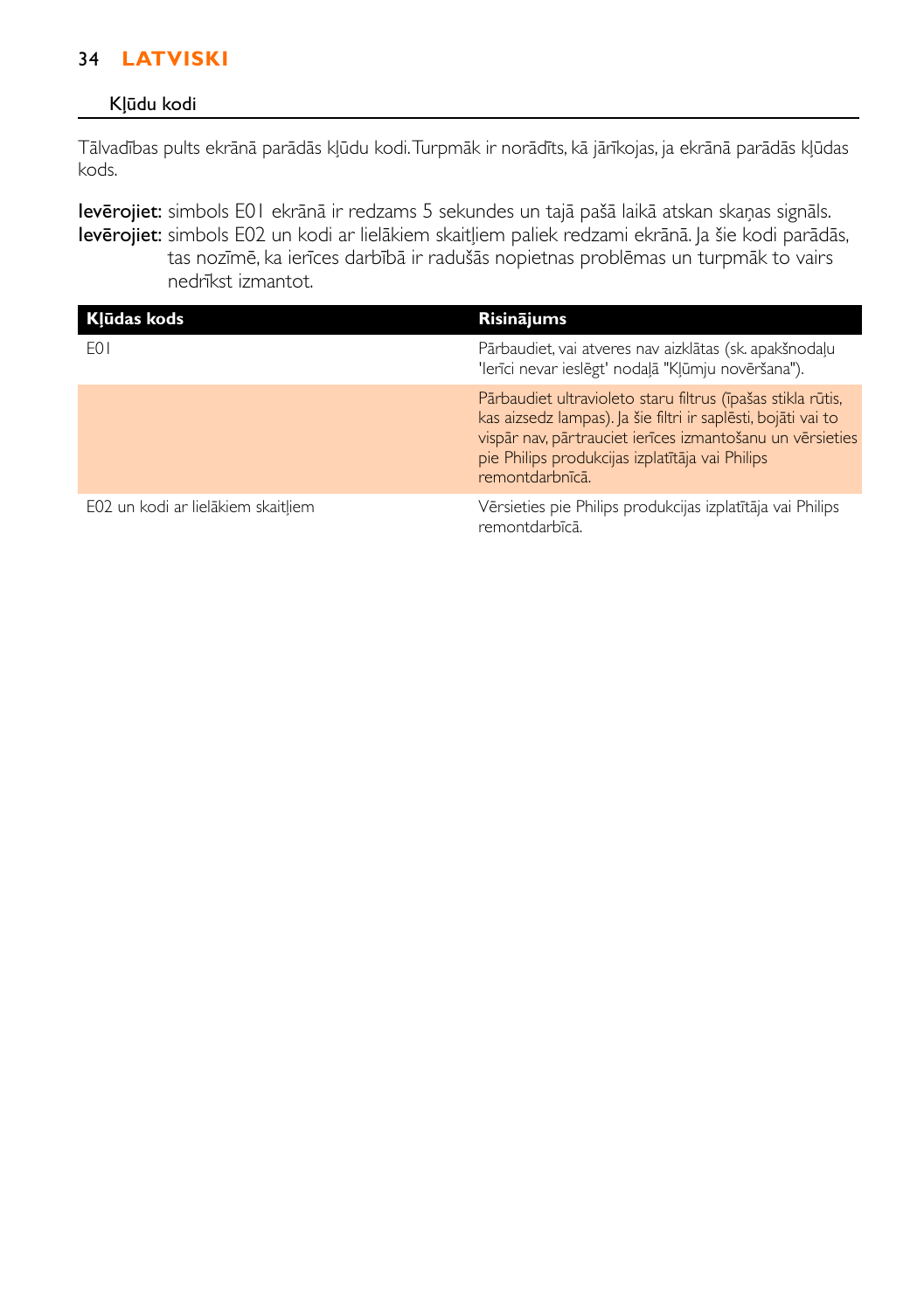## Kļūdu kodi

Tālvadības pults ekrānā parādās kļūdu kodi. Turpmāk ir norādīts, kā jārīkojas, ja ekrānā parādās kļūdas kods.

**Ievērojiet:** simbols E01 ekrānā ir redzams 5 sekundes un tajā pašā laikā atskan skaņas signāls.
**Ievērojiet:** simbols E02 un kodi ar lielākiem skaitļiem paliek redzami ekrānā. Ja šie kodi parādās, tas nozīmē, ka ierīces darbībā ir radušās nopietnas problēmas un turpmāk to vairs nedrīkst izmantot.

| Kļūdas kods | Risinājums |
|---|---|
| E01 | Pārbaudiet, vai atveres nav aizklātas (sk. apakšnodaļu 'Ierīci nevar ieslēgt' nodaļā "Kļūmju novēršana"). |
| | Pārbaudiet ultravioleto staru filtrus (īpašas stikla rūtis, kas aizsedz lampas). Ja šie filtri ir saplēsti, bojāti vai to vispār nav, pārtrauciet ierīces izmantošanu un vērsieties pie Philips produkcijas izplatītāja vai Philips remontdarbnīcā. |
| E02 un kodi ar lielākiem skaitļiem | Vērsieties pie Philips produkcijas izplatītāja vai Philips remontdarbīcā. |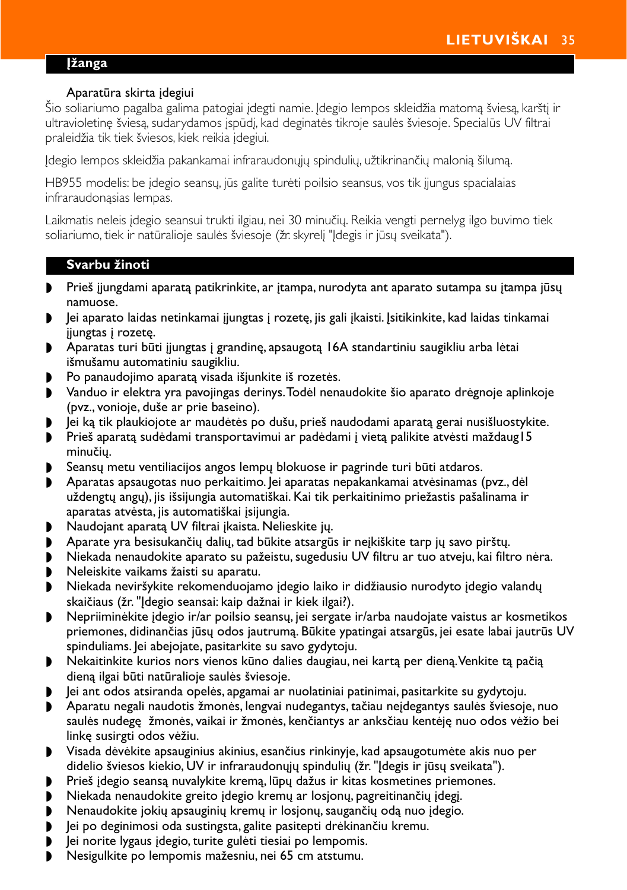## Įžanga

Aparatūra skirta įdegiui

Šio soliariumo pagalba galima patogiai įdegti namie. Įdegio lempos skleidžia matomą šviesą, karštį ir ultravioletinę šviesą, sudarydamos įspūdį, kad deginatės tikroje saulės šviesoje. Specialūs UV filtrai praleidžia tik tiek šviesos, kiek reikia įdegiui.

Įdegio lempos skleidžia pakankamai infraraudonųjų spindulių, užtikrinančių malonią šilumą.

HB955 modelis: be įdegio seansų, jūs galite turėti poilsio seansus, vos tik įjungus spacialaias infraraudonąsias lempas.

Laikmatis neleis įdegio seansui trukti ilgiau, nei 30 minučių. Reikia vengti pernelyg ilgo buvimo tiek soliariumo, tiek ir natūralioje saulės šviesoje (žr. skyrelį "Įdegis ir jūsų sveikata").

## Svarbu žinoti

- Prieš įjungdami aparatą patikrinkite, ar įtampa, nurodyta ant aparato sutampa su įtampa jūsų namuose.
- Jei aparato laidas netinkamai įjungtas į rozetę, jis gali įkaisti. Įsitikinkite, kad laidas tinkamai įjungtas į rozetę.
- Aparatas turi būti įjungtas į grandinę, apsaugotą 16A standartiniu saugikliu arba lėtai išmušamu automatiniu saugikliu.
- Po panaudojimo aparatą visada išjunkite iš rozetės.
- Vanduo ir elektra yra pavojingas derinys. Todėl nenaudokite šio aparato drėgnoje aplinkoje (pvz., vonioje, duše ar prie baseino).
- Jei ką tik plaukiojote ar maudėtės po dušu, prieš naudodami aparatą gerai nusišluostykite.
- Prieš aparatą sudėdami transportavimui ar padėdami į vietą palikite atvėsti maždaug15 minučių.
- Seansų metu ventiliacijos angos lempų blokuose ir pagrinde turi būti atdaros.
- Aparatas apsaugotas nuo perkaitimo. Jei aparatas nepakankamai atvėsinamas (pvz., dėl uždengtų angų), jis išsijungia automatiškai. Kai tik perkaitinimo priežastis pašalinama ir aparatas atvėsta, jis automatiškai įsijungia.
- Naudojant aparatą UV filtrai įkaista. Nelieskite jų.
- Aparate yra besisukančių dalių, tad būkite atsargūs ir neįkiškite tarp jų savo pirštų.
- Niekada nenaudokite aparato su pažeistu, sugedusiu UV filtru ar tuo atveju, kai filtro nėra.
- Neleiskite vaikams žaisti su aparatu.
- Niekada neviršykite rekomenduojamo įdegio laiko ir didžiausio nurodyto įdegio valandų skaičiaus (žr. "Įdegio seansai: kaip dažnai ir kiek ilgai?).
- Nepriiminėkite įdegio ir/ar poilsio seansų, jei sergate ir/arba naudojate vaistus ar kosmetikos priemones, didinančias jūsų odos jautrumą. Būkite ypatingai atsargūs, jei esate labai jautrūs UV spinduliams. Jei abejojate, pasitarkite su savo gydytoju.
- Nekaitinkite kurios nors vienos kūno dalies daugiau, nei kartą per dieną. Venkite tą pačią dieną ilgai būti natūralioje saulės šviesoje.
- Jei ant odos atsiranda opelės, apgamai ar nuolatiniai patinimai, pasitarkite su gydytoju.
- Aparatu negali naudotis žmonės, lengvai nudegantys, tačiau neįdegantys saulės šviesoje, nuo saulės nudegę žmonės, vaikai ir žmonės, kenčiantys ar anksčiau kentėję nuo odos vėžio bei linkę susirgti odos vėžiu.
- Visada dėvėkite apsauginius akinius, esančius rinkinyje, kad apsaugotumėte akis nuo per didelio šviesos kiekio, UV ir infraraudonųjų spindulių (žr. "Įdegis ir jūsų sveikata").
- Prieš įdegio seansą nuvalykite kremą, lūpų dažus ir kitas kosmetines priemones.
- Niekada nenaudokite greito įdegio kremų ar losjonų, pagreitinančių įdegį.
- Nenaudokite jokių apsauginių kremų ir losjonų, saugančių odą nuo įdegio.
- Jei po deginimosi oda sustingsta, galite pasitepti drėkinančiu kremu.
- Jei norite lygaus įdegio, turite gulėti tiesiai po lempomis.
- Nesigulkite po lempomis mažesniu, nei 65 cm atstumu.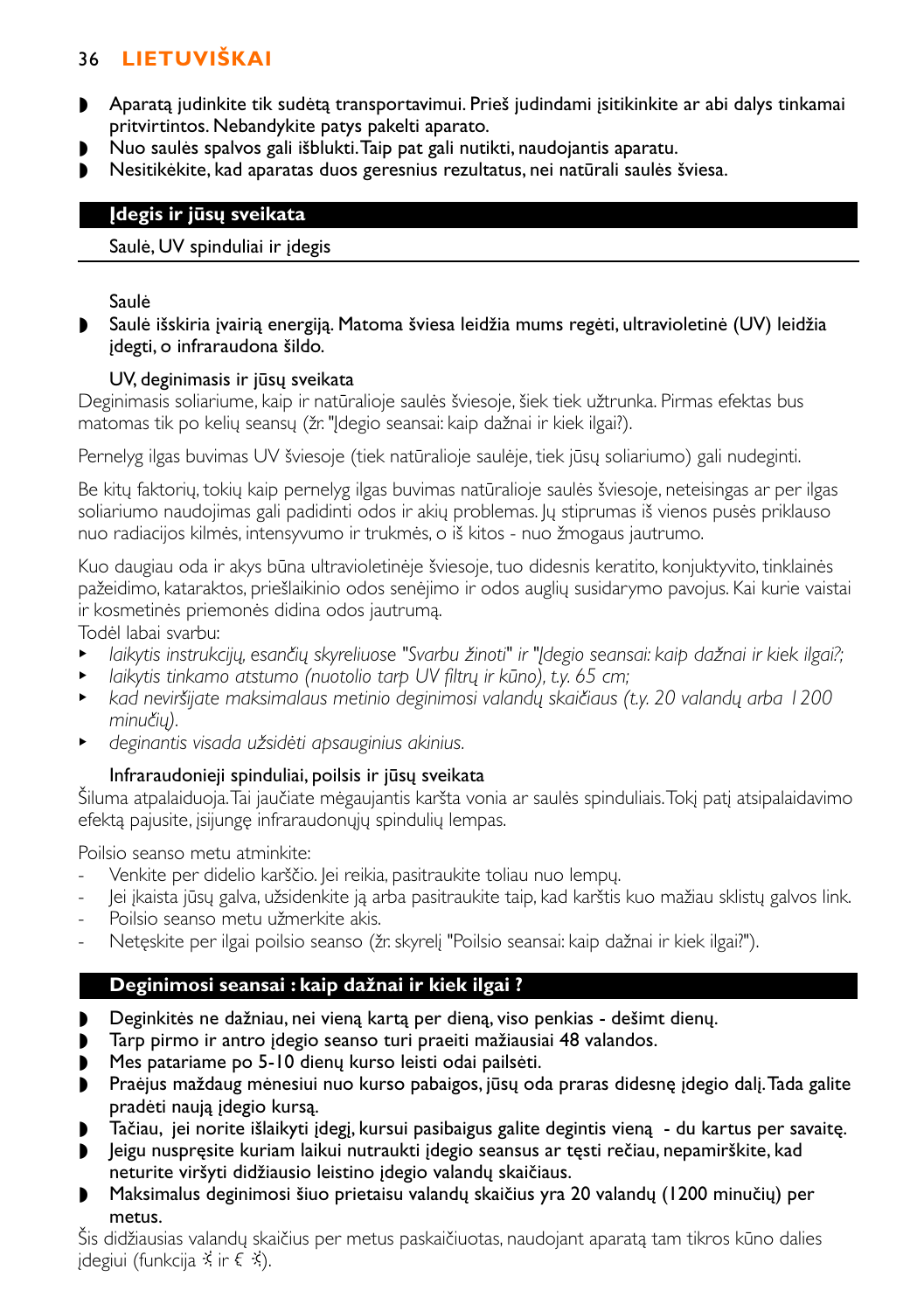- Aparatą judinkite tik sudėtą transportavimui. Prieš judindami įsitikinkite ar abi dalys tinkamai pritvirtintos. Nebandykite patys pakelti aparato.
- Nuo saulės spalvos gali išblukti. Taip pat gali nutikti, naudojantis aparatu.
- Nesitikėkite, kad aparatas duos geresnius rezultatus, nei natūrali saulės šviesa.

## Įdegis ir jūsų sveikata

### Saulė, UV spinduliai ir įdegis

Saulė

- Saulė išskiria įvairią energiją. Matoma šviesa leidžia mums regėti, ultravioletinė (UV) leidžia įdegti, o infraraudona šildo.

UV, deginimasis ir jūsų sveikata

Deginimasis soliariume, kaip ir natūralioje saulės šviesoje, šiek tiek užtrunka. Pirmas efektas bus matomas tik po kelių seansų (žr. "Įdegio seansai: kaip dažnai ir kiek ilgai?).

Pernelyg ilgas buvimas UV šviesoje (tiek natūralioje saulėje, tiek jūsų soliariumo) gali nudeginti.

Be kitų faktorių, tokių kaip pernelyg ilgas buvimas natūralioje saulės šviesoje, neteisingas ar per ilgas soliariumo naudojimas gali padidinti odos ir akių problemas. Jų stiprumas iš vienos pusės priklauso nuo radiacijos kilmės, intensyvumo ir trukmės, o iš kitos - nuo žmogaus jautrumo.

Kuo daugiau oda ir akys būna ultravioletinėje šviesoje, tuo didesnis keratito, konjuktyvito, tinklainės pažeidimo, kataraktos, priešlaikinio odos senėjimo ir odos auglių susidarymo pavojus. Kai kurie vaistai ir kosmetinės priemonės didina odos jautrumą.
Todėl labai svarbu:

- *laikytis instrukcijų, esančių skyreliuose "Svarbu žinoti" ir "Įdegio seansai: kaip dažnai ir kiek ilgai?;*
- *laikytis tinkamo atstumo (nuotolio tarp UV filtrų ir kūno), t.y. 65 cm;*
- *kad neviršijate maksimalaus metinio deginimosi valandų skaičiaus (t.y. 20 valandų arba 1200 minučių).*
- *deginantis visada užsidėti apsauginius akinius.*

Infraraudonieji spinduliai, poilsis ir jūsų sveikata

Šiluma atpalaiduoja. Tai jaučiate mėgaujantis karšta vonia ar saulės spinduliais. Tokį patį atsipalaidavimo efektą pajusite, įsijungę infraraudonųjų spindulių lempas.

Poilsio seanso metu atminkite:

- Venkite per didelio karščio. Jei reikia, pasitraukite toliau nuo lempų.
- Jei įkaista jūsų galva, užsidenkite ją arba pasitraukite taip, kad karštis kuo mažiau sklistų galvos link.
- Poilsio seanso metu užmerkite akis.
- Netęskite per ilgai poilsio seanso (žr. skyrelį "Poilsio seansai: kaip dažnai ir kiek ilgai?").

## Deginimosi seansai : kaip dažnai ir kiek ilgai ?

- Deginkitės ne dažniau, nei vieną kartą per dieną, viso penkias - dešimt dienų.
- Tarp pirmo ir antro įdegio seanso turi praeiti mažiausiai 48 valandos.
- Mes patariame po 5-10 dienų kurso leisti odai pailsėti.
- Praėjus maždaug mėnesiui nuo kurso pabaigos, jūsų oda praras didesnę įdegio dalį. Tada galite pradėti naują įdegio kursą.
- Tačiau, jei norite išlaikyti įdegį, kursui pasibaigus galite degintis vieną - du kartus per savaitę.
- Jeigu nuspręsite kuriam laikui nutraukti įdegio seansus ar tęsti rečiau, nepamirškite, kad neturite viršyti didžiausio leistino įdegio valandų skaičiaus.
- Maksimalus deginimosi šiuo prietaisu valandų skaičius yra 20 valandų (1200 minučių) per metus.

Šis didžiausias valandų skaičius per metus paskaičiuotas, naudojant aparatą tam tikros kūno dalies įdegiui (funkcija ☀ ir € ☀).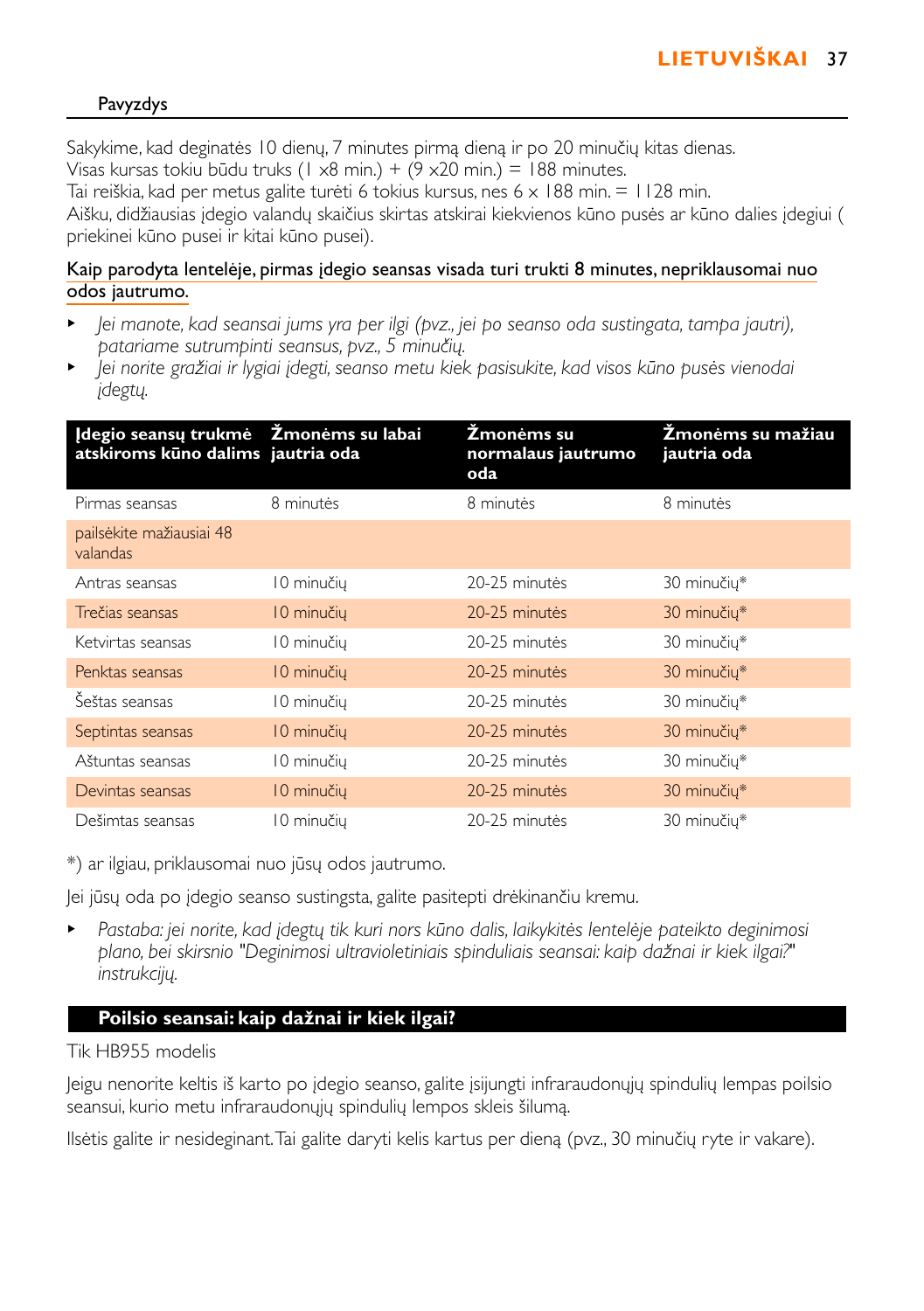### Pavyzdys

Sakykime, kad deginatės 10 dienų, 7 minutes pirmą dieną ir po 20 minučių kitas dienas.
Visas kursas tokiu būdu truks (1 x8 min.) + (9 x20 min.) = 188 minutes.
Tai reiškia, kad per metus galite turėti 6 tokius kursus, nes 6 x 188 min. = 1128 min.
Aišku, didžiausias įdegio valandų skaičius skirtas atskirai kiekvienos kūno pusės ar kūno dalies įdegiui ( priekinei kūno pusei ir kitai kūno pusei).

Kaip parodyta lentelėje, pirmas įdegio seansas visada turi trukti 8 minutes, nepriklausomai nuo odos jautrumo.

- *Jei manote, kad seansai jums yra per ilgi (pvz., jei po seanso oda sustingata, tampa jautri), patariame sutrumpinti seansus, pvz., 5 minučių.*
- *Jei norite gražiai ir lygiai įdegti, seanso metu kiek pasisukite, kad visos kūno pusės vienodai įdegtų.*

| Įdegio seansų trukmė atskiroms kūno dalims | Žmonėms su labai jautria oda | Žmonėms su normalaus jautrumo oda | Žmonėms su mažiau jautria oda |
|---|---|---|---|
| Pirmas seansas | 8 minutės | 8 minutės | 8 minutės |
| pailsėkite mažiausiai 48 valandas | | | |
| Antras seansas | 10 minučių | 20-25 minutės | 30 minučių* |
| Trečias seansas | 10 minučių | 20-25 minutės | 30 minučių* |
| Ketvirtas seansas | 10 minučių | 20-25 minutės | 30 minučių* |
| Penktas seansas | 10 minučių | 20-25 minutės | 30 minučių* |
| Šeštas seansas | 10 minučių | 20-25 minutės | 30 minučių* |
| Septintas seansas | 10 minučių | 20-25 minutės | 30 minučių* |
| Aštuntas seansas | 10 minučių | 20-25 minutės | 30 minučių* |
| Devintas seansas | 10 minučių | 20-25 minutės | 30 minučių* |
| Dešimtas seansas | 10 minučių | 20-25 minutės | 30 minučių* |

*) ar ilgiau, priklausomai nuo jūsų odos jautrumo.

Jei jūsų oda po įdegio seanso sustingsta, galite pasitepti drėkinančiu kremu.

- *Pastaba: jei norite, kad įdegtų tik kuri nors kūno dalis, laikykitės lentelėje pateikto deginimosi plano, bei skirsnio "Deginimosi ultravioletiniais spinduliais seansai: kaip dažnai ir kiek ilgai?" instrukcijų.*

## Poilsio seansai: kaip dažnai ir kiek ilgai?

Tik HB955 modelis

Jeigu nenorite keltis iš karto po įdegio seanso, galite įsijungti infraraudonųjų spindulių lempas poilsio seansui, kurio metu infraraudonųjų spindulių lempos skleis šilumą.

Ilsėtis galite ir nesideginant. Tai galite daryti kelis kartus per dieną (pvz., 30 minučių ryte ir vakare).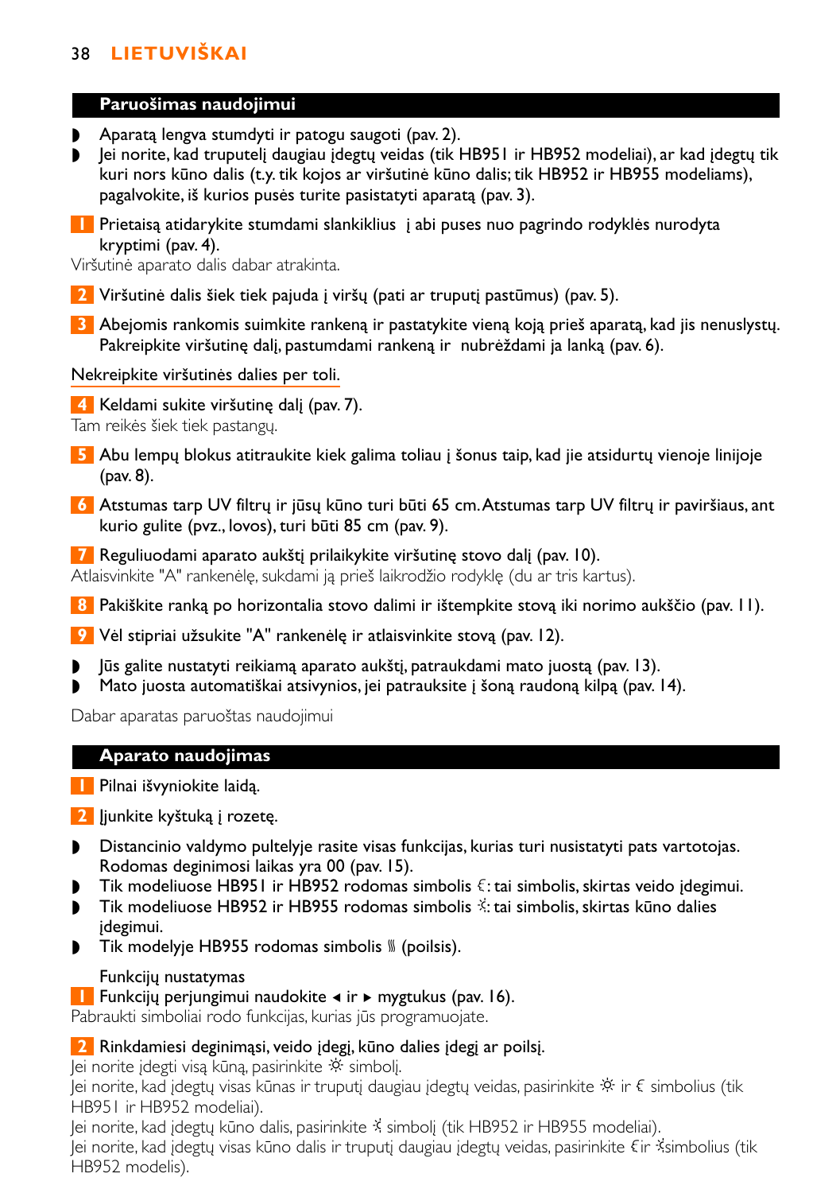## Paruošimas naudojimui

- Aparatą lengva stumdyti ir patogu saugoti (pav. 2).
- Jei norite, kad truputėlį daugiau įdegtų veidas (tik HB951 ir HB952 modeliai), ar kad įdegtų tik kuri nors kūno dalis (t.y. tik kojos ar viršutinė kūno dalis; tik HB952 ir HB955 modeliams), pagalvokite, iš kurios pusės turite pasistatyti aparatą (pav. 3).

1. Prietaisą atidarykite stumdami slankiklius į abi puses nuo pagrindo rodyklės nurodyta kryptimi (pav. 4).

Viršutinė aparato dalis dabar atrakinta.

2. Viršutinė dalis šiek tiek pajuda į viršų (pati ar truputį pastūmus) (pav. 5).
3. Abejomis rankomis suimkite rankeną ir pastatykite vieną koją prieš aparatą, kad jis nenuslystų. Pakreipkite viršutinę dalį, pastumdami rankeną ir nubrėždami ja lanką (pav. 6).

Nekreipkite viršutinės dalies per toli.

4. Keldami sukite viršutinę dalį (pav. 7).

Tam reikės šiek tiek pastangų.

5. Abu lempų blokus atitraukite kiek galima toliau į šonus taip, kad jie atsidurtų vienoje linijoje (pav. 8).
6. Atstumas tarp UV filtrų ir jūsų kūno turi būti 65 cm. Atstumas tarp UV filtrų ir paviršiaus, ant kurio gulite (pvz., lovos), turi būti 85 cm (pav. 9).
7. Reguliuodami aparato aukštį prilaikykite viršutinę stovo dalį (pav. 10).

Atlaisvinkite "A" rankenėlę, sukdami ją prieš laikrodžio rodyklę (du ar tris kartus).

8. Pakiškite ranką po horizontalia stovo dalimi ir ištempkite stovą iki norimo aukščio (pav. 11).
9. Vėl stipriai užsukite "A" rankenėlę ir atlaisvinkite stovą (pav. 12).

- Jūs galite nustatyti reikiamą aparato aukštį, patraukdami mato juostą (pav. 13).
- Mato juosta automatiškai atsivynios, jei patrauksite į šoną raudoną kilpą (pav. 14).

Dabar aparatas paruoštas naudojimui

## Aparato naudojimas

1. Pilnai išvyniokite laidą.
2. Įjunkite kyštuką į rozetę.

- Distancinio valdymo pultelyje rasite visas funkcijas, kurias turi nusistatyti pats vartotojas. Rodomas deginimosi laikas yra 00 (pav. 15).
- Tik modeliuose HB951 ir HB952 rodomas simbolis ☾: tai simbolis, skirtas veido įdegimui.
- Tik modeliuose HB952 ir HB955 rodomas simbolis ☼: tai simbolis, skirtas kūno dalies įdegimui.
- Tik modelyje HB955 rodomas simbolis ≋ (poilsis).

Funkcijų nustatymas

1. Funkcijų perjungimui naudokite ◄ ir ► mygtukus (pav. 16).

Pabraukti simboliai rodo funkcijas, kurias jūs programuojate.

2. Rinkdamiesi deginimąsi, veido įdegį, kūno dalies įdegį ar poilsį.

Jei norite įdegti visą kūną, pasirinkite ☼ simbolį.
Jei norite, kad įdegtų visas kūnas ir truputį daugiau įdegtų veidas, pasirinkite ☼ ir ☾ simbolius (tik HB951 ir HB952 modeliai).
Jei norite, kad įdegtų kūno dalis, pasirinkite ☼ simbolį (tik HB952 ir HB955 modeliai).
Jei norite, kad įdegtų visas kūno dalis ir truputį daugiau įdegtų veidas, pasirinkite ☾ir ☼simbolius (tik HB952 modelis).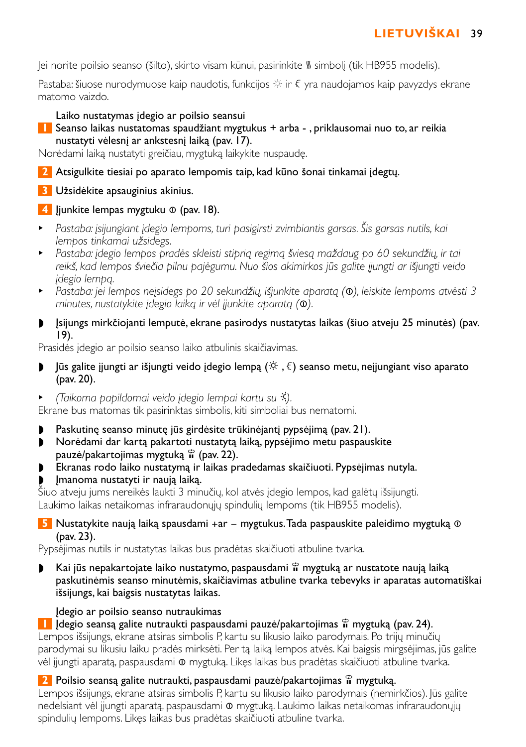Jei norite poilsio seanso (šilto), skirto visam kūnui, pasirinkite ⑊ simbolį (tik HB955 modelis).

Pastaba: šiuose nurodymuose kaip naudotis, funkcijos ☼ ir € yra naudojamos kaip pavyzdys ekrane matomo vaizdo.

### Laiko nustatymas įdegio ar poilsio seansui

1. Seanso laikas nustatomas spaudžiant mygtukus + arba - , priklausomai nuo to, ar reikia nustatyti vėlesnį ar ankstesnį laiką (pav. 17).

Norėdami laiką nustatyti greičiau, mygtuką laikykite nuspaudę.

2. Atsigulkite tiesiai po aparato lempomis taip, kad kūno šonai tinkamai įdegtų.
3. Užsidėkite apsauginius akinius.
4. Įjunkite lempas mygtuku ⓞ (pav. 18).

- *Pastaba: įsijungiant įdegio lempoms, turi pasigirsti zvimbiantis garsas. Šis garsas nutils, kai lempos tinkamai užsidegs.*
- *Pastaba: įdegio lempos pradės skleisti stiprią regimą šviesą maždaug po 60 sekundžių, ir tai reikš, kad lempos šviečia pilnu pajėgumu. Nuo šios akimirkos jūs galite įjungti ar išjungti veido įdegio lempą.*
- *Pastaba: jei lempos neįsidegs po 20 sekundžių, išjunkite aparatą (ⓞ), leiskite lempoms atvėsti 3 minutes, nustatykite įdegio laiką ir vėl įjunkite aparatą (ⓞ).*

- Įsijungs mirkčiojanti lemputė, ekrane pasirodys nustatytas laikas (šiuo atveju 25 minutės) (pav. 19).

Prasidės įdegio ar poilsio seanso laiko atbulinis skaičiavimas.

- Jūs galite įjungti ar išjungti veido įdegio lempą (☼ , €) seanso metu, neįjungiant viso aparato (pav. 20).

- *(Taikoma papildomai veido įdegio lempai kartu su ☼).*

Ekrane bus matomas tik pasirinktas simbolis, kiti simboliai bus nematomi.

- Paskutinę seanso minutę jūs girdėsite trūkinėjantį pypsėjimą (pav. 21).
- Norėdami dar kartą pakartoti nustatytą laiką, pypsėjimo metu paspauskite pauzė/pakartojimas mygtuką ⏸ (pav. 22).
- Ekranas rodo laiko nustatymą ir laikas pradedamas skaičiuoti. Pypsėjimas nutyla.
- Įmanoma nustatyti ir naują laiką.

Šiuo atveju jums nereikės laukti 3 minučių, kol atvės įdegio lempos, kad galėtų išsijungti. Laukimo laikas netaikomas infraraudonųjų spindulių lempoms (tik HB955 modelis).

5. Nustatykite naują laiką spausdami +ar – mygtukus. Tada paspauskite paleidimo mygtuką ⓞ (pav. 23).

Pypsėjimas nutils ir nustatytas laikas bus pradėtas skaičiuoti atbuline tvarka.

- Kai jūs nepakartojate laiko nustatymo, paspausdami ⏸ mygtuką ar nustatote naują laiką paskutinėmis seanso minutėmis, skaičiavimas atbuline tvarka tebevyks ir aparatas automatiškai išsijungs, kai baigsis nustatytas laikas.

### Įdegio ar poilsio seanso nutraukimas

1. Įdegio seansą galite nutraukti paspausdami pauzė/pakartojimas ⏸ mygtuką (pav. 24).

Lempos išsijungs, ekrane atsiras simbolis P, kartu su likusio laiko parodymais. Po trijų minučių parodymai su likusiu laiku pradės mirksėti. Per tą laiką lempos atvės. Kai baigsis mirgsėjimas, jūs galite vėl įjungti aparatą, paspausdami ⓞ mygtuką. Likęs laikas bus pradėtas skaičiuoti atbuline tvarka.

2. Poilsio seansą galite nutraukti, paspausdami pauzė/pakartojimas ⏸ mygtuką.

Lempos išsijungs, ekrane atsiras simbolis P, kartu su likusio laiko parodymais (nemirkčios). Jūs galite nedelsiant vėl įjungti aparatą, paspausdami ⓞ mygtuką. Laukimo laikas netaikomas infraraudonųjų spindulių lempoms. Likęs laikas bus pradėtas skaičiuoti atbuline tvarka.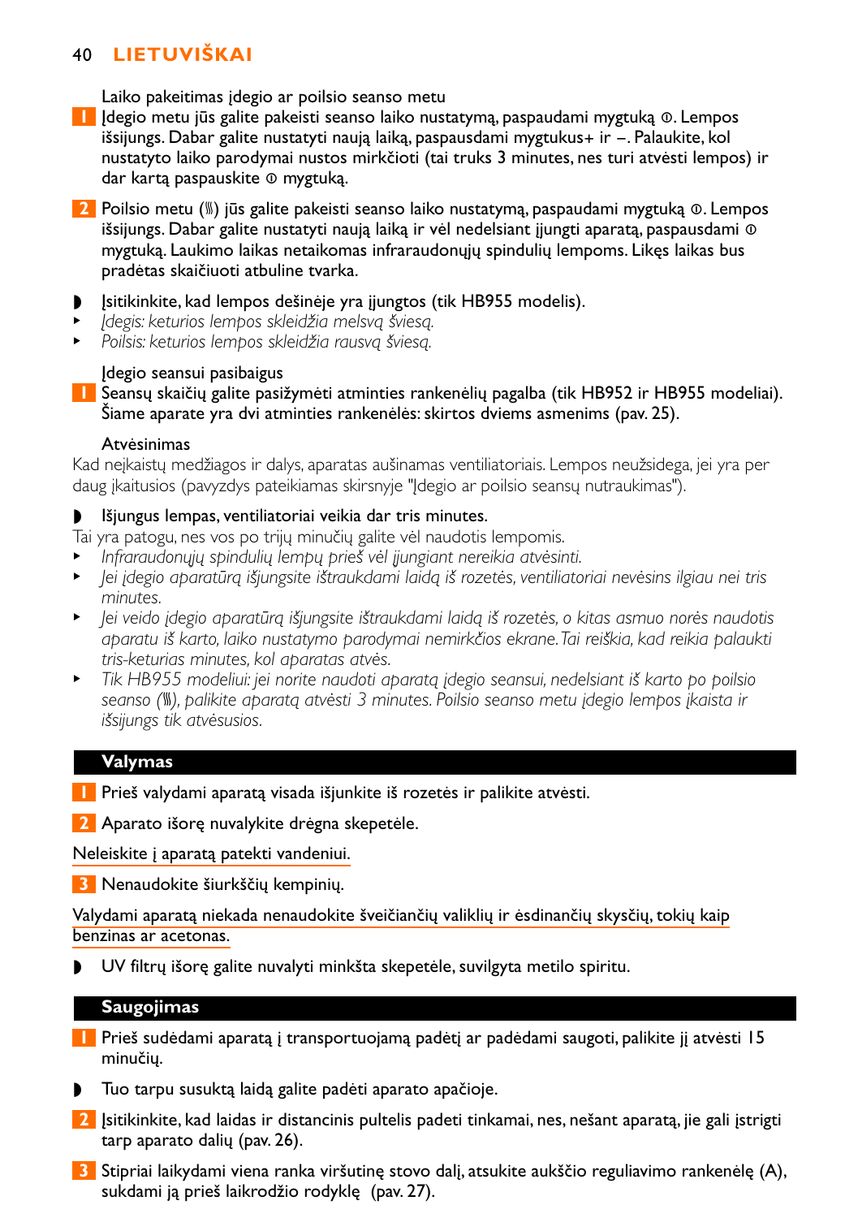Laiko pakeitimas įdegio ar poilsio seanso metu

1 Įdegio metu jūs galite pakeisti seanso laiko nustatymą, paspausdami mygtuką ⊙. Lempos išsijungs. Dabar galite nustatyti naują laiką, paspausdami mygtukus+ ir –. Palaukite, kol nustatyto laiko parodymai nustos mirkčioti (tai truks 3 minutes, nes turi atvėsti lempos) ir dar kartą paspauskite ⊙ mygtuką.

2 Poilsio metu (⑊) jūs galite pakeisti seanso laiko nustatymą, paspausdami mygtuką ⊙. Lempos išsijungs. Dabar galite nustatyti naują laiką ir vėl nedelsiant įjungti aparatą, paspausdami ⊙ mygtuką. Laukimo laikas netaikomas infraraudonųjų spindulių lempoms. Likęs laikas bus pradėtas skaičiuoti atbuline tvarka.

- Įsitikinkite, kad lempos dešinėje yra įjungtos (tik HB955 modelis).
  - *Įdegis: keturios lempos skleidžia melsvą šviesą.*
  - *Poilsis: keturios lempos skleidžia rausvą šviesą.*

Įdegio seansui pasibaigus

1 Seansų skaičių galite pasižymėti atminties rankenėlių pagalba (tik HB952 ir HB955 modeliai). Šiame aparate yra dvi atminties rankenėlės: skirtos dviems asmenims (pav. 25).

Atvėsinimas

Kad neįkaistų medžiagos ir dalys, aparatas aušinamas ventiliatoriais. Lempos neužsidega, jei yra per daug įkaitusios (pavyzdys pateikiamas skirsnyje "Įdegio ar poilsio seansų nutraukimas").

- Išjungus lempas, ventiliatoriai veikia dar tris minutes.

Tai yra patogu, nes vos po trijų minučių galite vėl naudotis lempomis.

- *Infraraudonųjų spindulių lempų prieš vėl įjungiant nereikia atvėsinti.*
- *Jei įdegio aparatūrą išjungsite ištraukdami laidą iš rozetės, ventiliatoriai nevėsins ilgiau nei tris minutes.*
- *Jei veido įdegio aparatūrą išjungsite ištraukdami laidą iš rozetės, o kitas asmuo norės naudotis aparatu iš karto, laiko nustatymo parodymai nemirkčios ekrane. Tai reiškia, kad reikia palaukti tris-keturias minutes, kol aparatas atvės.*
- *Tik HB955 modeliui: jei norite naudoti aparatą įdegio seansui, nedelsiant iš karto po poilsio seanso (⑊), palikite aparatą atvėsti 3 minutes. Poilsio seanso metu įdegio lempos įkaista ir išsijungs tik atvėsusios.*

## Valymas

1 Prieš valydami aparatą visada išjunkite iš rozetės ir palikite atvėsti.

2 Aparato išorę nuvalykite drėgna skepetėle.

Neleiskite į aparatą patekti vandeniui.

3 Nenaudokite šiurkščių kempinių.

Valydami aparatą niekada nenaudokite šveičiančių valiklių ir ėsdinančių skysčių, tokių kaip benzinas ar acetonas.

- UV filtrų išorę galite nuvalyti minkšta skepetėle, suvilgyta metilo spiritu.

## Saugojimas

1 Prieš sudėdami aparatą į transportuojamą padėtį ar padėdami saugoti, palikite jį atvėsti 15 minučių.

- Tuo tarpu susuktą laidą galite padėti aparato apačioje.

2 Įsitikinkite, kad laidas ir distancinis pultelis padeti tinkamai, nes, nešant aparatą, jie gali įstrigti tarp aparato dalių (pav. 26).

3 Stipriai laikydami viena ranka viršutinę stovo dalį, atsukite aukščio reguliavimo rankenėlę (A), sukdami ją prieš laikrodžio rodyklę (pav. 27).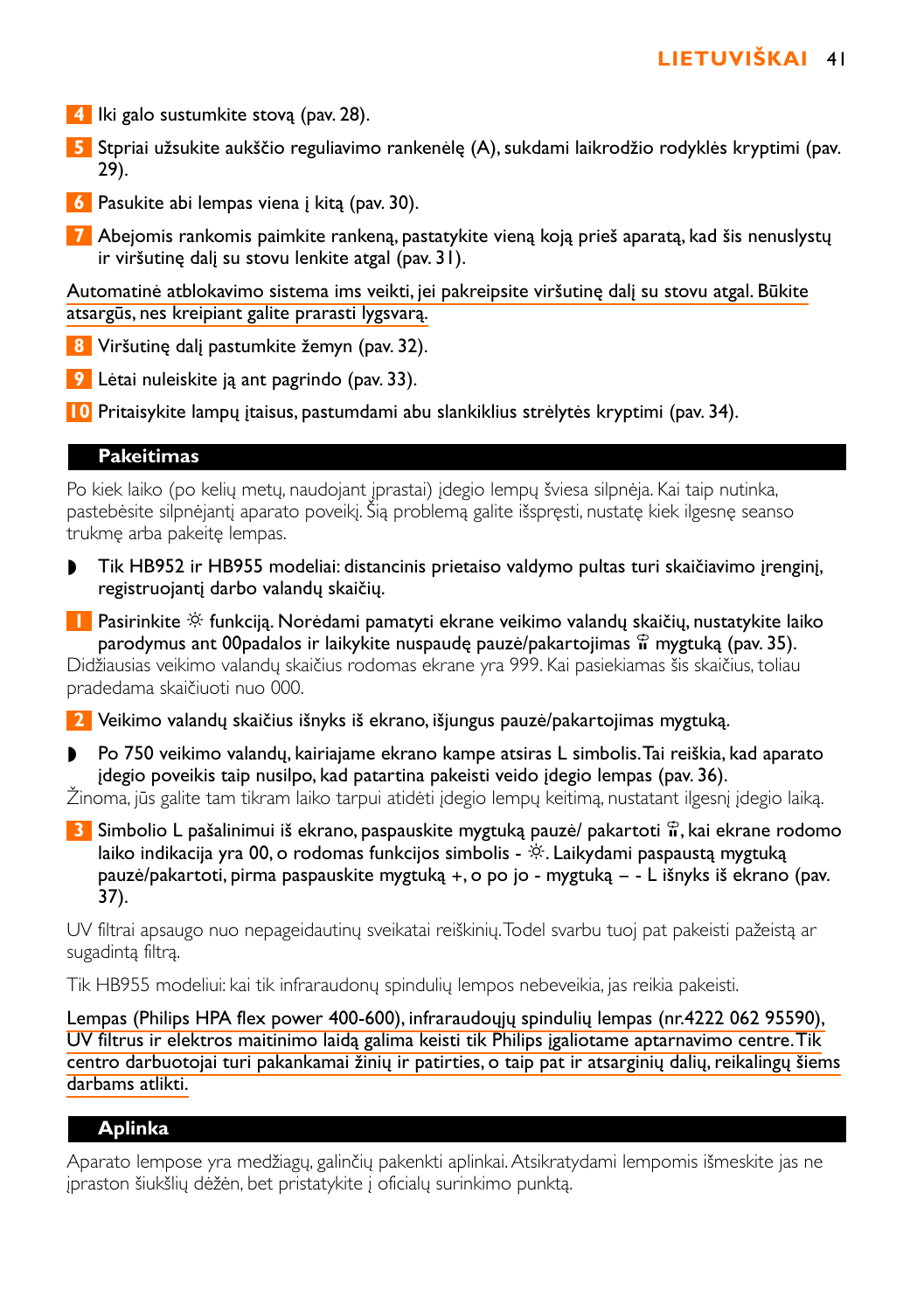4 Iki galo sustumkite stovą (pav. 28).

5 Stipriai užsukite aukščio reguliavimo rankenėlę (A), sukdami laikrodžio rodyklės kryptimi (pav. 29).

6 Pasukite abi lempas viena į kitą (pav. 30).

7 Abejomis rankomis paimkite rankeną, pastatykite vieną koją prieš aparatą, kad šis nenuslystų ir viršutinę dalį su stovu lenkite atgal (pav. 31).

Automatinė atblokavimo sistema ims veikti, jei pakreipsite viršutinę dalį su stovu atgal. Būkite atsargūs, nes kreipiant galite prarasti lygsvarą.

8 Viršutinę dalį pastumkite žemyn (pav. 32).

9 Lėtai nuleiskite ją ant pagrindo (pav. 33).

10 Pritaisykite lampų įtaisus, pastumdami abu slankiklius strėlytės kryptimi (pav. 34).

## Pakeitimas

Po kiek laiko (po kelių metų, naudojant įprastai) įdegio lempų šviesa silpnėja. Kai taip nutinka, pastebėsite silpnėjantį aparato poveikį. Šią problemą galite išspręsti, nustatę kiek ilgesnę seanso trukmę arba pakeitę lempas.

- Tik HB952 ir HB955 modeliai: distancinis prietaiso valdymo pultas turi skaičiavimo įrenginį, registruojantį darbo valandų skaičių.

1 Pasirinkite ☼ funkciją. Norėdami pamatyti ekrane veikimo valandų skaičių, nustatykite laiko parodymus ant 00padalos ir laikykite nuspaudę pauzė/pakartojimas mygtuką (pav. 35).
Didžiausias veikimo valandų skaičius rodomas ekrane yra 999. Kai pasiekiamas šis skaičius, toliau pradedama skaičiuoti nuo 000.

2 Veikimo valandų skaičius išnyks iš ekrano, išjungus pauzė/pakartojimas mygtuką.

- Po 750 veikimo valandų, kairiajame ekrano kampe atsiras L simbolis. Tai reiškia, kad aparato įdegio poveikis taip nusilpo, kad patartina pakeisti veido įdegio lempas (pav. 36).
Žinoma, jūs galite tam tikram laiko tarpui atidėti įdegio lempų keitimą, nustatant ilgesnį įdegio laiką.

3 Simbolio L pašalinimui iš ekrano, paspauskite mygtuką pauzė/ pakartoti, kai ekrane rodomo laiko indikacija yra 00, o rodomas funkcijos simbolis - ☼. Laikydami paspaustą mygtuką pauzė/pakartoti, pirma paspauskite mygtuką +, o po jo - mygtuką – - L išnyks iš ekrano (pav. 37).

UV filtrai apsaugo nuo nepageidautinų sveikatai reiškinių. Todel svarbu tuoj pat pakeisti pažeistą ar sugadintą filtrą.

Tik HB955 modeliui: kai tik infraraudonų spindulių lempos nebeveikia, jas reikia pakeisti.

Lempas (Philips HPA flex power 400-600), infraraudoųjų spindulių lempas (nr.4222 062 95590), UV filtrus ir elektros maitinimo laidą galima keisti tik Philips įgaliotame aptarnavimo centre. Tik centro darbuotojai turi pakankamai žinių ir patirties, o taip pat ir atsarginių dalių, reikalingų šiems darbams atlikti.

## Aplinka

Aparato lempose yra medžiagų, galinčių pakenkti aplinkai. Atsikratydami lempomis išmeskite jas ne įpraston šiukšlių dėžėn, bet pristatykite į oficialų surinkimo punktą.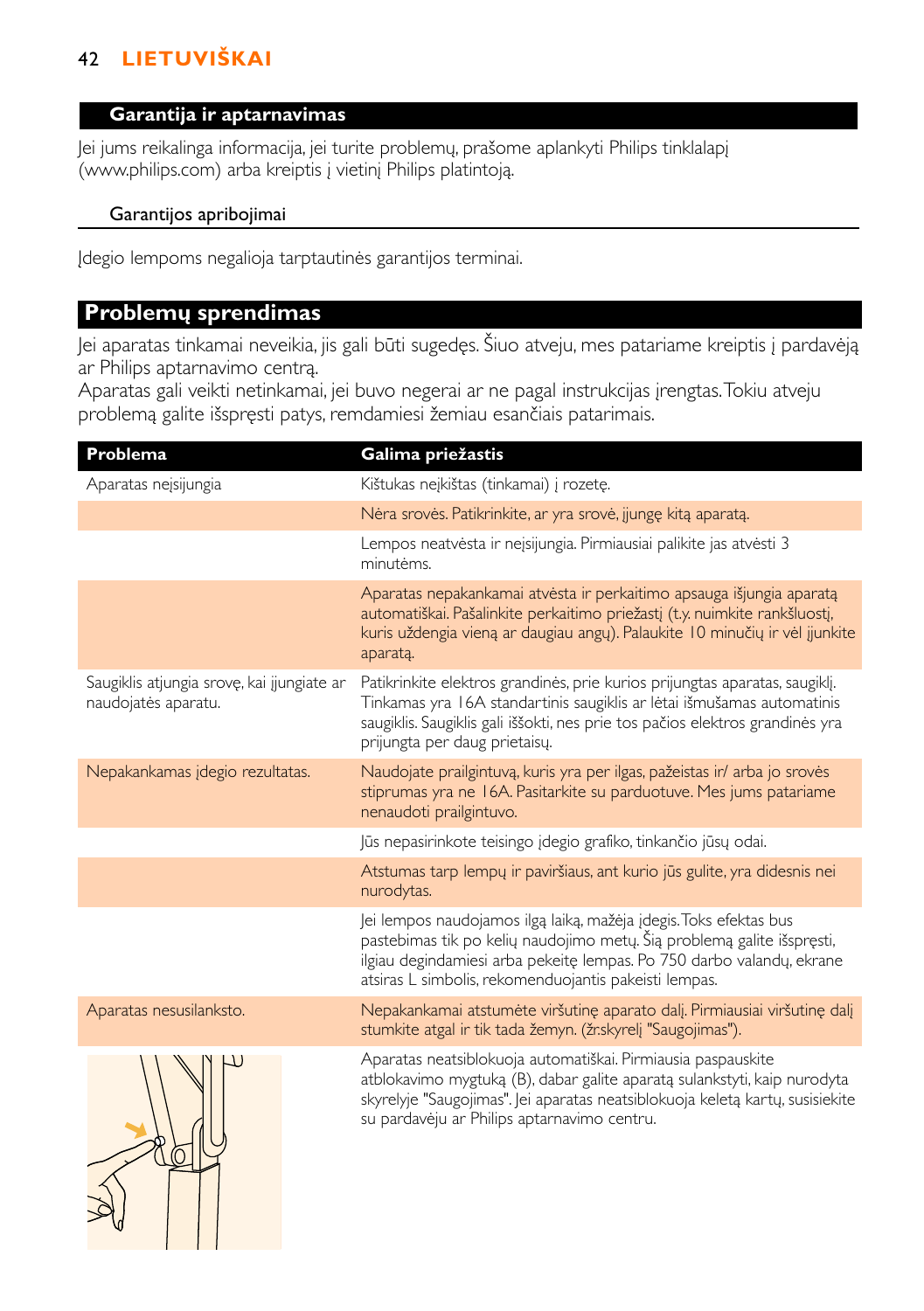## Garantija ir aptarnavimas

Jei jums reikalinga informacija, jei turite problemų, prašome aplankyti Philips tinklalapį (www.philips.com) arba kreiptis į vietinį Philips platintoją.

### Garantijos apribojimai

Įdegio lempoms negalioja tarptautinės garantijos terminai.

## Problemų sprendimas

Jei aparatas tinkamai neveikia, jis gali būti sugedęs. Šiuo atveju, mes patariame kreiptis į pardavėją ar Philips aptarnavimo centrą.
Aparatas gali veikti netinkamai, jei buvo negerai ar ne pagal instrukcijas įrengtas. Tokiu atveju problemą galite išspręsti patys, remdamiesi žemiau esančiais patarimais.

| Problema | Galima priežastis |
|---|---|
| Aparatas neįsijungia | Kištukas neįkištas (tinkamai) į rozetę. |
| | Nėra srovės. Patikrinkite, ar yra srovė, įjungę kitą aparatą. |
| | Lempos neatvėsta ir neįsijungia. Pirmiausiai palikite jas atvėsti 3 minutėms. |
| | Aparatas nepakankamai atvėsta ir perkaitimo apsauga išjungia aparatą automatiškai. Pašalinkite perkaitimo priežastį (t.y. nuimkite rankšluostį, kuris uždengia vieną ar daugiau angų). Palaukite 10 minučių ir vėl įjunkite aparatą. |
| Saugiklis atjungia srovę, kai įjungiate ar naudojatės aparatu. | Patikrinkite elektros grandinės, prie kurios prijungtas aparatas, saugiklį. Tinkamas yra 16A standartinis saugiklis ar lėtai išmušamas automatinis saugiklis. Saugiklis gali iššokti, nes prie tos pačios elektros grandinės yra prijungta per daug prietaisų. |
| Nepakankamas įdegio rezultatas. | Naudojate prailgintuvą, kuris yra per ilgas, pažeistas ir/ arba jo srovės stiprumas yra ne 16A. Pasitarkite su parduotuve. Mes jums patariame nenaudoti prailgintuvo. |
| | Jūs nepasirinkote teisingo įdegio grafiko, tinkančio jūsų odai. |
| | Atstumas tarp lempų ir paviršiaus, ant kurio jūs gulite, yra didesnis nei nurodytas. |
| | Jei lempos naudojamos ilgą laiką, mažėja įdegis. Toks efektas bus pastebimas tik po kelių naudojimo metų. Šią problemą galite išspręsti, ilgiau degindamiesi arba pekeitę lempas. Po 750 darbo valandų, ekrane atsiras L simbolis, rekomenduojantis pakeisti lempas. |
| Aparatas nesusilanksto. | Nepakankamai atstumėte viršutinę aparato dalį. Pirmiausiai viršutinę dalį stumkite atgal ir tik tada žemyn. (žr.skyrelį "Saugojimas"). |
| | Aparatas neatsiblokuoja automatiškai. Pirmiausia paspauskite atblokavimo mygtuką (B), dabar galite aparatą sulankstyti, kaip nurodyta skyrelyje "Saugojimas". Jei aparatas neatsiblokuoja keletą kartų, susisiekite su pardavėju ar Philips aptarnavimo centru. |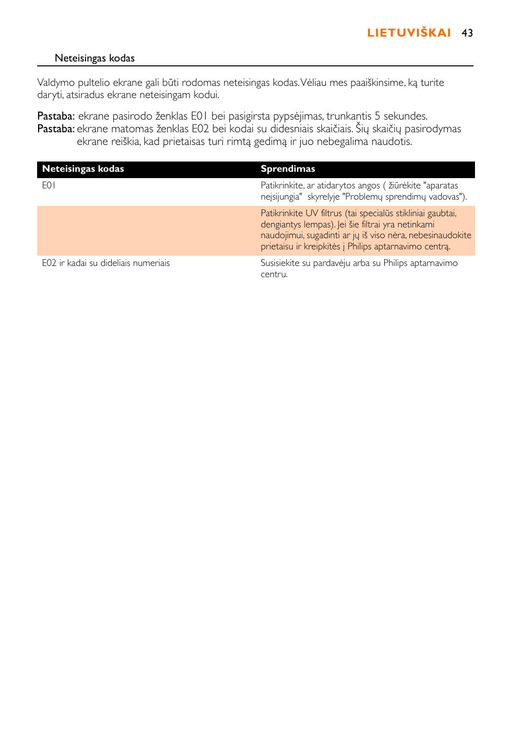## Neteisingas kodas

Valdymo pultelio ekrane gali būti rodomas neteisingas kodas. Vėliau mes paaiškinsime, ką turite daryti, atsiradus ekrane neteisingam kodui.

**Pastaba:** ekrane pasirodo ženklas E01 bei pasigirsta pypsėjimas, trunkantis 5 sekundes.
**Pastaba:** ekrane matomas ženklas E02 bei kodai su didesniais skaičiais. Šių skaičių pasirodymas ekrane reiškia, kad prietaisas turi rimtą gedimą ir juo nebegalima naudotis.

| Neteisingas kodas | Sprendimas |
|---|---|
| E01 | Patikrinkite, ar atidarytos angos ( žiūrėkite "aparatas neįsijungia" skyrelyje "Problemų sprendimų vadovas"). |
| | Patikrinkite UV filtrus (tai specialūs stikliniai gaubtai, dengiantys lempas). Jei šie filtrai yra netinkami naudojimui, sugadinti ar jų iš viso nėra, nebesinaudokite prietaisu ir kreipkitės į Philips aptarnavimo centrą. |
| E02 ir kadai su dideliais numeriais | Susisiekite su pardavėju arba su Philips aptarnavimo centru. |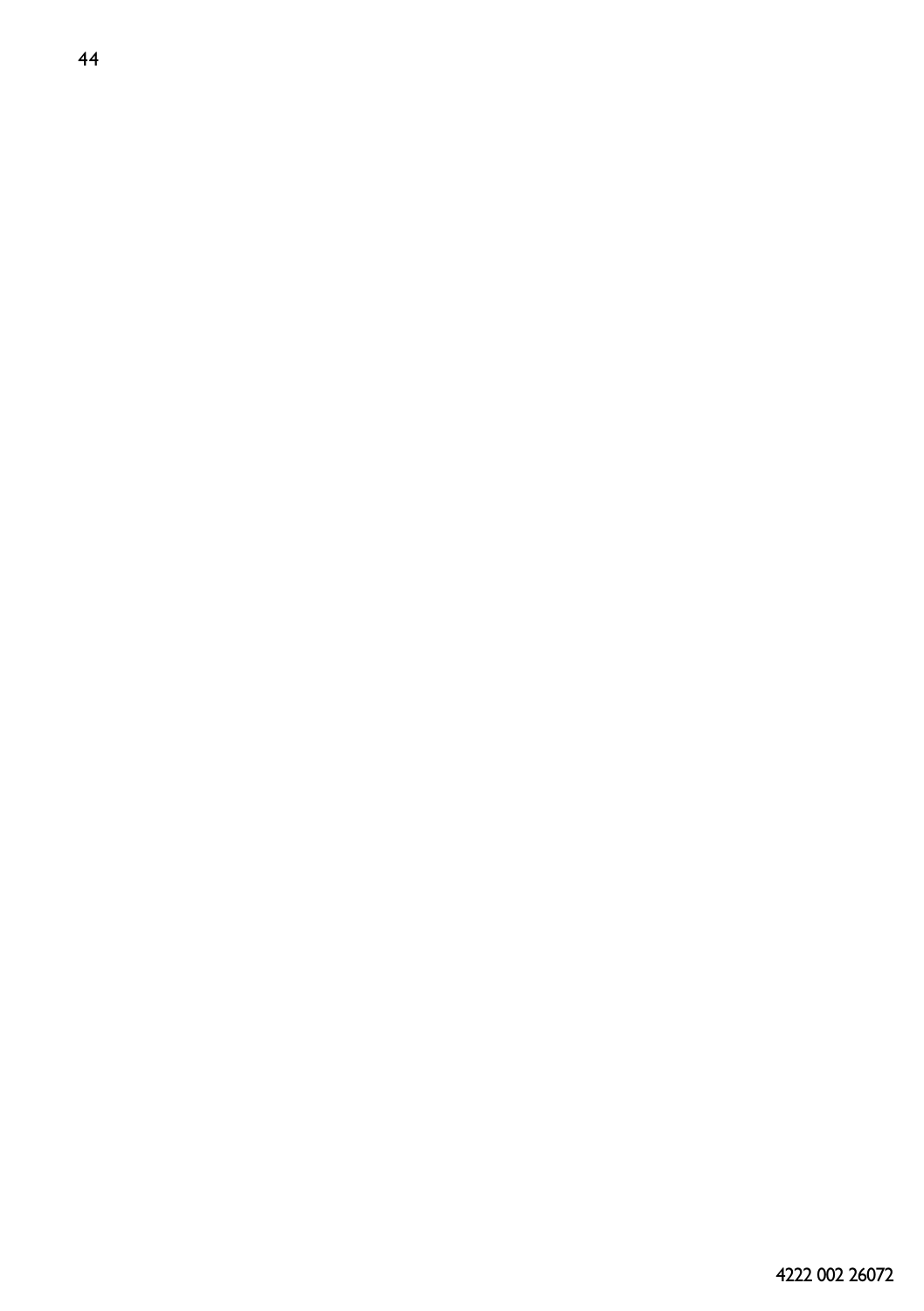4222 002 26072